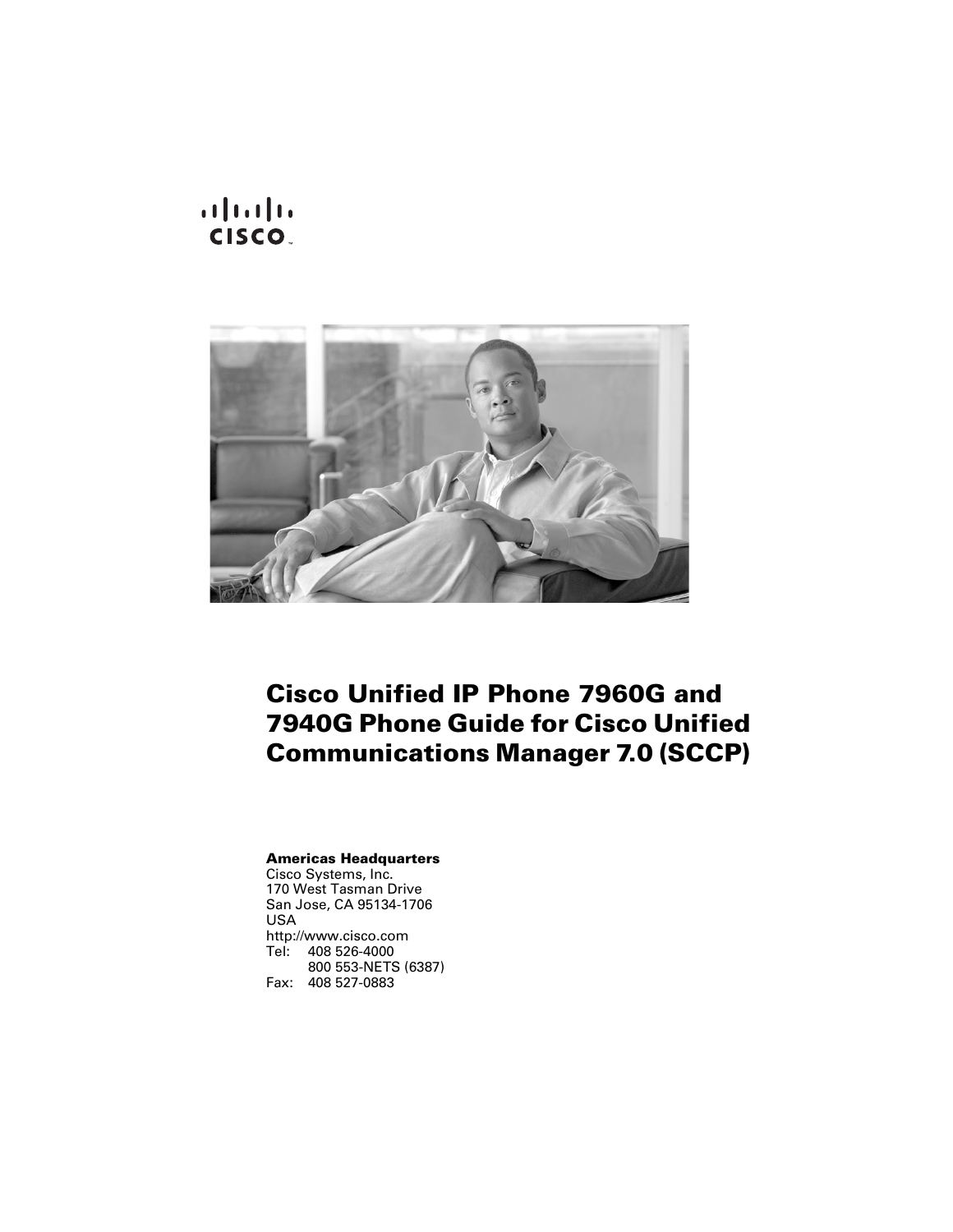# Cisco Unified IP Phone 7960G and 7940G Phone Guide for Cisco Unified Communications Manager 7.0 (SCCP)

**Americas Headquarters**
Cisco Systems, Inc.
170 West Tasman Drive
San Jose, CA 95134-1706
USA
http://www.cisco.com
Tel: 408 526-4000
800 553-NETS (6387)
Fax: 408 527-0883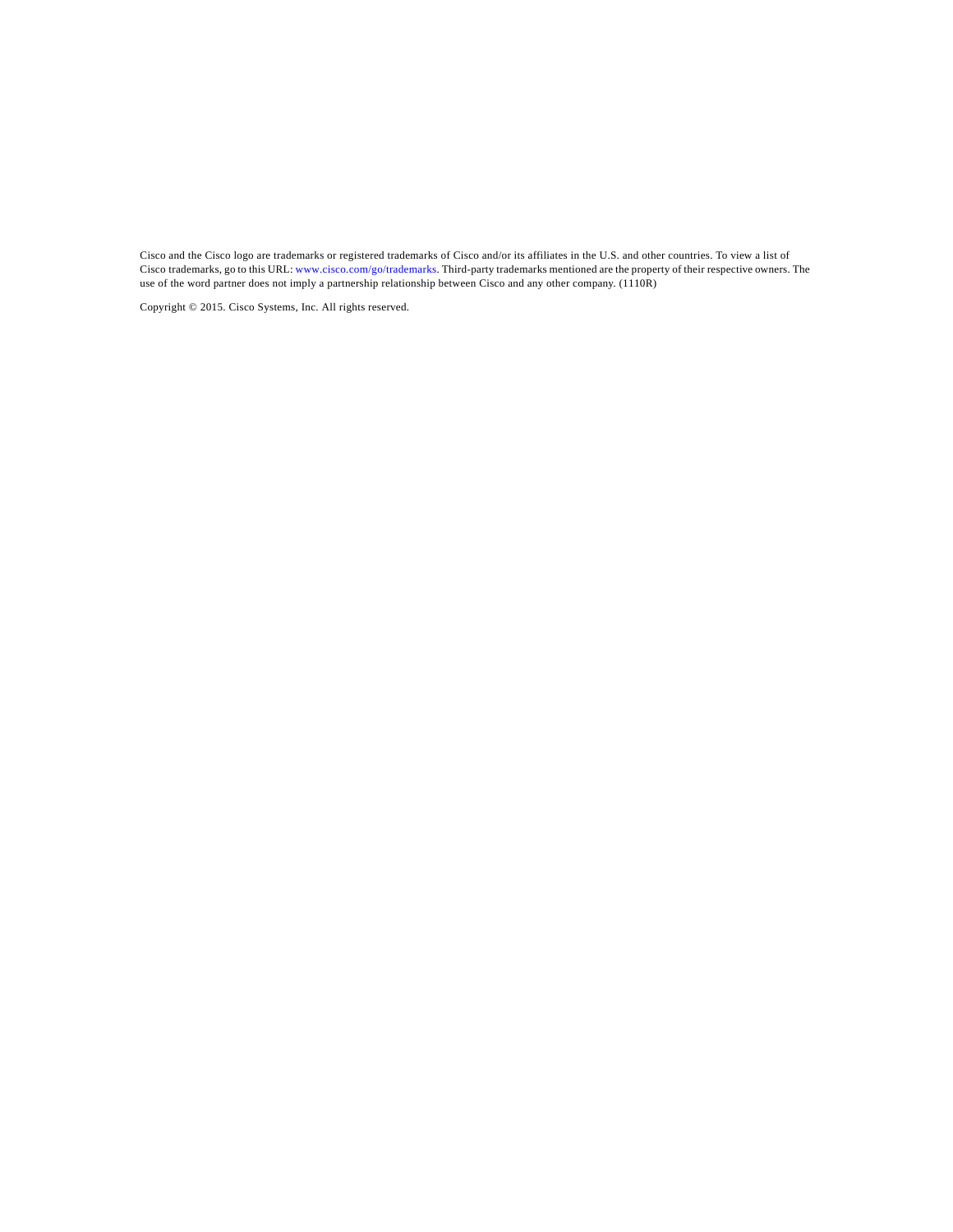Cisco and the Cisco logo are trademarks or registered trademarks of Cisco and/or its affiliates in the U.S. and other countries. To view a list of Cisco trademarks, go to this URL: www.cisco.com/go/trademarks. Third-party trademarks mentioned are the property of their respective owners. The use of the word partner does not imply a partnership relationship between Cisco and any other company. (1110R)

Copyright © 2015. Cisco Systems, Inc. All rights reserved.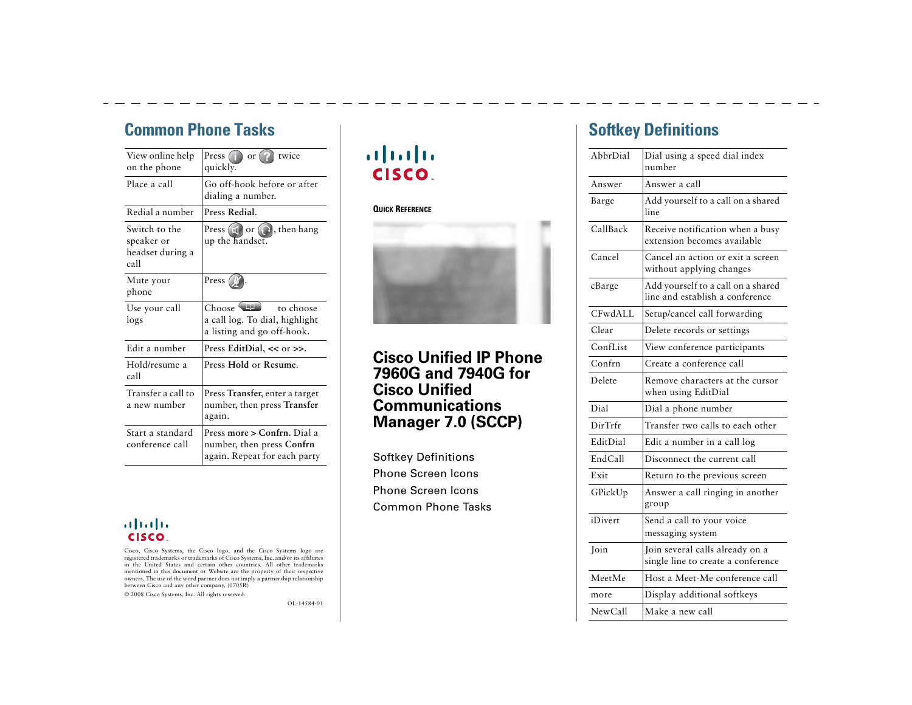## Common Phone Tasks

| | |
|---|---|
| View online help on the phone | Press or twice quickly. |
| Place a call | Go off-hook before or after dialing a number. |
| Redial a number | Press **Redial**. |
| Switch to the speaker or headset during a call | Press or , then hang up the handset. |
| Mute your phone | Press . |
| Use your call logs | Choose to choose a call log. To dial, highlight a listing and go off-hook. |
| Edit a number | Press **EditDial**, **<<** or **>>**. |
| Hold/resume a call | Press **Hold** or **Resume**. |
| Transfer a call to a new number | Press **Transfer**, enter a target number, then press **Transfer** again. |
| Start a standard conference call | Press **more > Confrn**. Dial a number, then press **Confrn** again. Repeat for each party |

Cisco, Cisco Systems, the Cisco logo, and the Cisco Systems logo are registered trademarks or trademarks of Cisco Systems, Inc. and/or its affiliates in the United States and certain other countries. All other trademarks mentioned in this document or Website are the property of their respective owners. The use of the word partner does not imply a partnership relationship between Cisco and any other company. (0705R)

© 2008 Cisco Systems, Inc. All rights reserved.

OL-14584-01

QUICK REFERENCE

# Cisco Unified IP Phone 7960G and 7940G for Cisco Unified Communications Manager 7.0 (SCCP)

Softkey Definitions
Phone Screen Icons
Phone Screen Icons
Common Phone Tasks

## Softkey Definitions

| | |
|---|---|
| AbbrDial | Dial using a speed dial index number |
| Answer | Answer a call |
| Barge | Add yourself to a call on a shared line |
| CallBack | Receive notification when a busy extension becomes available |
| Cancel | Cancel an action or exit a screen without applying changes |
| cBarge | Add yourself to a call on a shared line and establish a conference |
| CFwdALL | Setup/cancel call forwarding |
| Clear | Delete records or settings |
| ConfList | View conference participants |
| Confrn | Create a conference call |
| Delete | Remove characters at the cursor when using EditDial |
| Dial | Dial a phone number |
| DirTrfr | Transfer two calls to each other |
| EditDial | Edit a number in a call log |
| EndCall | Disconnect the current call |
| Exit | Return to the previous screen |
| GPickUp | Answer a call ringing in another group |
| iDivert | Send a call to your voice messaging system |
| Join | Join several calls already on a single line to create a conference |
| MeetMe | Host a Meet-Me conference call |
| more | Display additional softkeys |
| NewCall | Make a new call |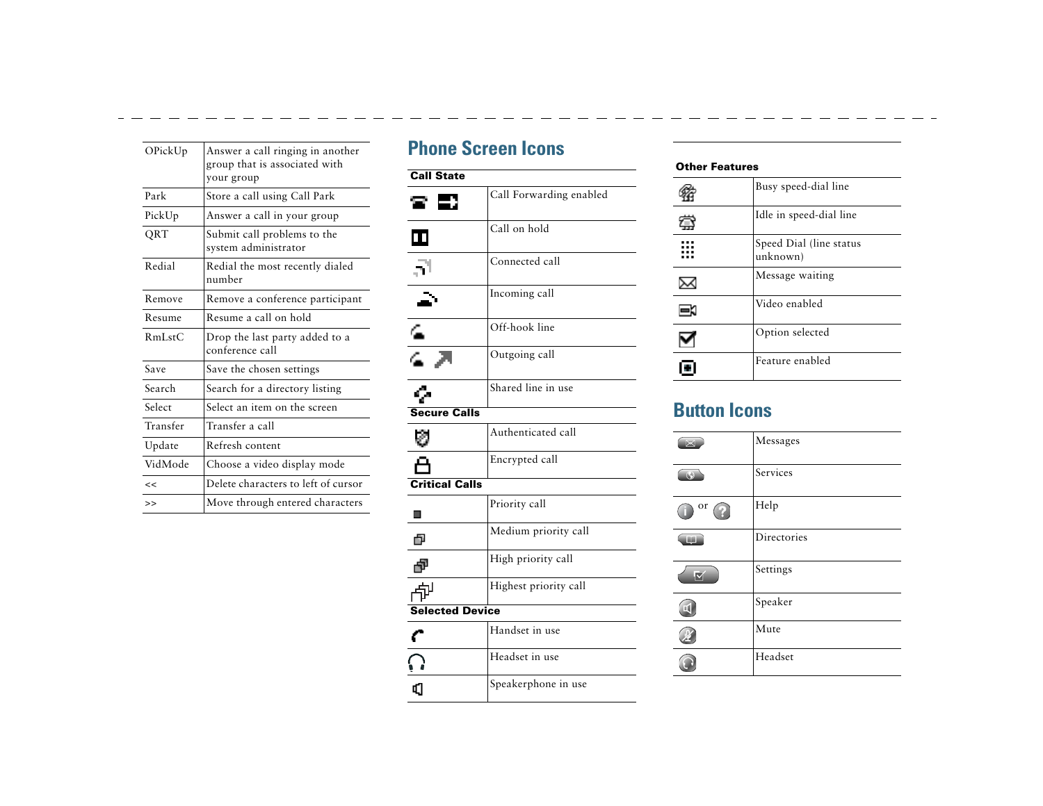| | |
|---|---|
| OPickUp | Answer a call ringing in another group that is associated with your group |
| Park | Store a call using Call Park |
| PickUp | Answer a call in your group |
| QRT | Submit call problems to the system administrator |
| Redial | Redial the most recently dialed number |
| Remove | Remove a conference participant |
| Resume | Resume a call on hold |
| RmLstC | Drop the last party added to a conference call |
| Save | Save the chosen settings |
| Search | Search for a directory listing |
| Select | Select an item on the screen |
| Transfer | Transfer a call |
| Update | Refresh content |
| VidMode | Choose a video display mode |
| << | Delete characters to left of cursor |
| >> | Move through entered characters |

## Phone Screen Icons

| Call State | |
|---|---|
| | Call Forwarding enabled |
| | Call on hold |
| | Connected call |
| | Incoming call |
| | Off-hook line |
| | Outgoing call |
| | Shared line in use |
| **Secure Calls** | |
| | Authenticated call |
| | Encrypted call |
| **Critical Calls** | |
| | Priority call |
| | Medium priority call |
| | High priority call |
| | Highest priority call |
| **Selected Device** | |
| | Handset in use |
| | Headset in use |
| | Speakerphone in use |

| Other Features | |
|---|---|
| | Busy speed-dial line |
| | Idle in speed-dial line |
| | Speed Dial (line status unknown) |
| | Message waiting |
| | Video enabled |
| | Option selected |
| | Feature enabled |

## Button Icons

| | |
|---|---|
| | Messages |
| | Services |
| or | Help |
| | Directories |
| | Settings |
| | Speaker |
| | Mute |
| | Headset |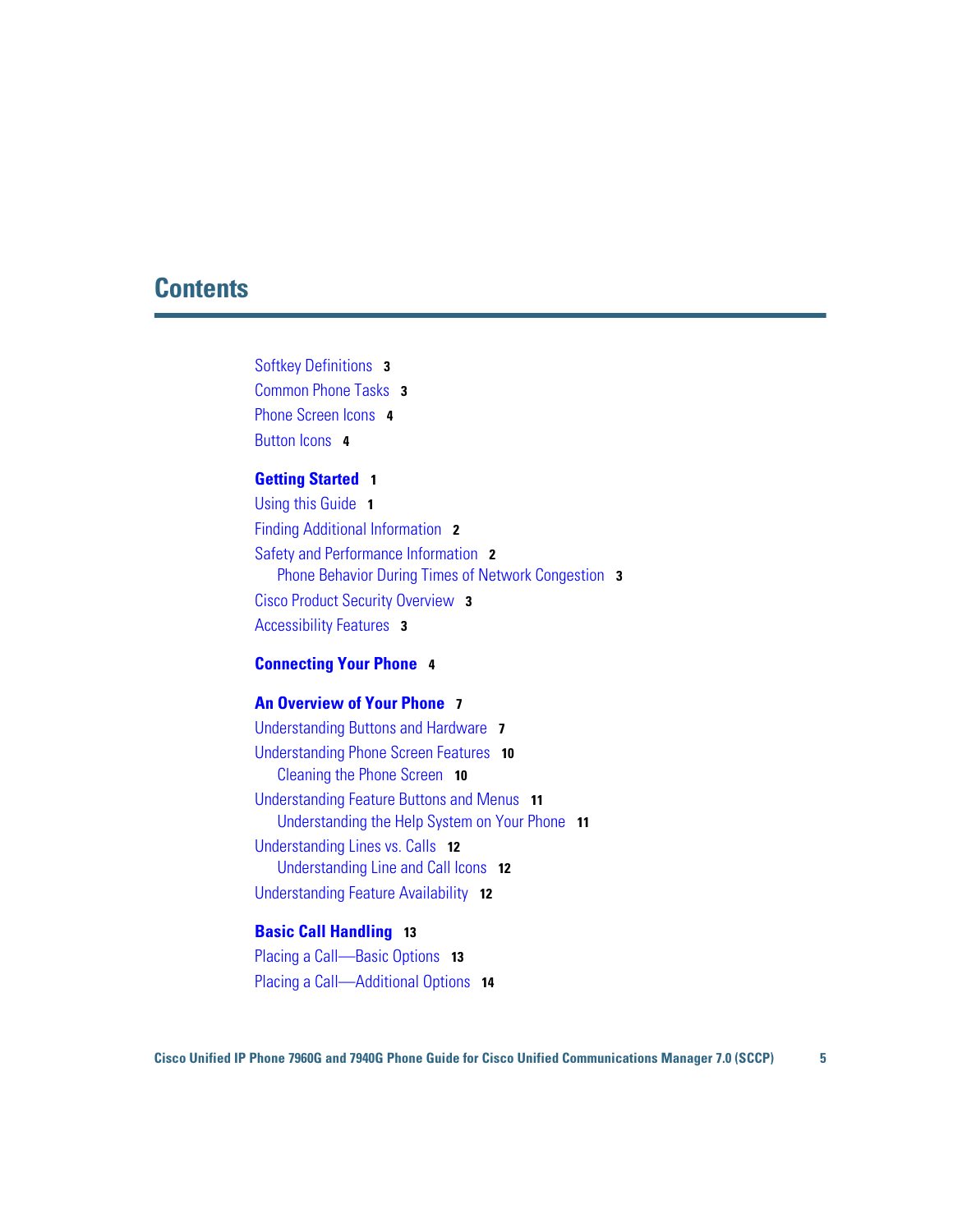# Contents

Softkey Definitions 3
Common Phone Tasks 3
Phone Screen Icons 4
Button Icons 4

**Getting Started 1**

Using this Guide 1
Finding Additional Information 2
Safety and Performance Information 2
- Phone Behavior During Times of Network Congestion 3

Cisco Product Security Overview 3
Accessibility Features 3

**Connecting Your Phone 4**

**An Overview of Your Phone 7**

Understanding Buttons and Hardware 7
Understanding Phone Screen Features 10
- Cleaning the Phone Screen 10

Understanding Feature Buttons and Menus 11
- Understanding the Help System on Your Phone 11

Understanding Lines vs. Calls 12
- Understanding Line and Call Icons 12

Understanding Feature Availability 12

**Basic Call Handling 13**

Placing a Call—Basic Options 13
Placing a Call—Additional Options 14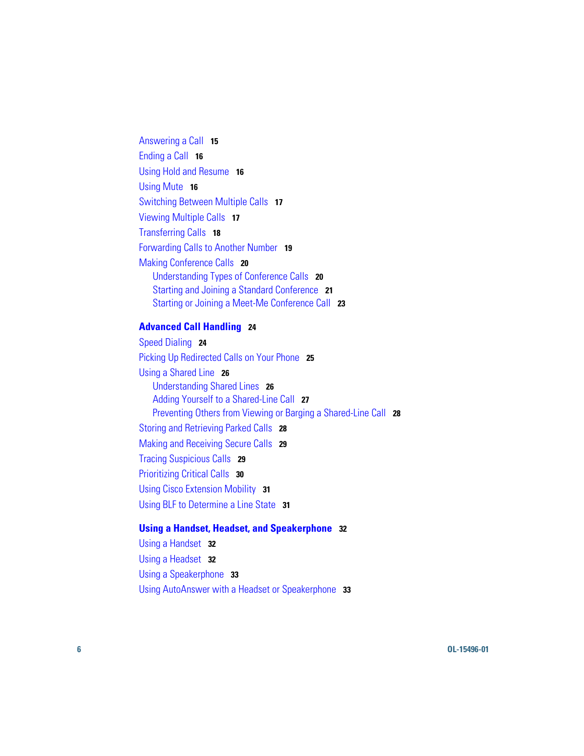Answering a Call 15

Ending a Call 16

Using Hold and Resume 16

Using Mute 16

Switching Between Multiple Calls 17

Viewing Multiple Calls 17

Transferring Calls 18

Forwarding Calls to Another Number 19

Making Conference Calls 20

- Understanding Types of Conference Calls 20
- Starting and Joining a Standard Conference 21
- Starting or Joining a Meet-Me Conference Call 23

**Advanced Call Handling 24**

Speed Dialing 24

Picking Up Redirected Calls on Your Phone 25

Using a Shared Line 26

- Understanding Shared Lines 26
- Adding Yourself to a Shared-Line Call 27
- Preventing Others from Viewing or Barging a Shared-Line Call 28

Storing and Retrieving Parked Calls 28

Making and Receiving Secure Calls 29

Tracing Suspicious Calls 29

Prioritizing Critical Calls 30

Using Cisco Extension Mobility 31

Using BLF to Determine a Line State 31

**Using a Handset, Headset, and Speakerphone 32**

Using a Handset 32

Using a Headset 32

Using a Speakerphone 33

Using AutoAnswer with a Headset or Speakerphone 33

OL-15496-01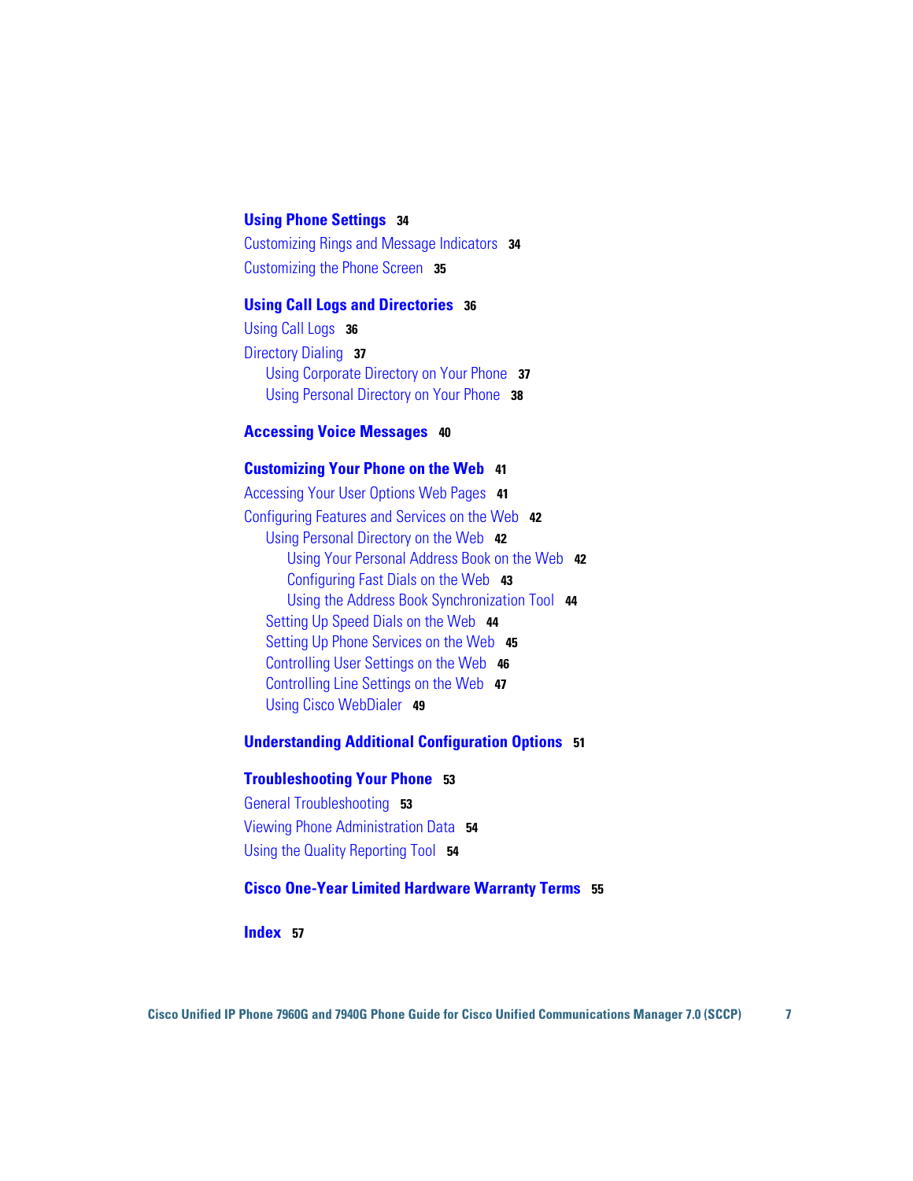**Using Phone Settings** 34

- Customizing Rings and Message Indicators 34
- Customizing the Phone Screen 35

**Using Call Logs and Directories** 36

- Using Call Logs 36
- Directory Dialing 37
    - Using Corporate Directory on Your Phone 37
    - Using Personal Directory on Your Phone 38

**Accessing Voice Messages** 40

**Customizing Your Phone on the Web** 41

- Accessing Your User Options Web Pages 41
- Configuring Features and Services on the Web 42
    - Using Personal Directory on the Web 42
        - Using Your Personal Address Book on the Web 42
        - Configuring Fast Dials on the Web 43
        - Using the Address Book Synchronization Tool 44
    - Setting Up Speed Dials on the Web 44
    - Setting Up Phone Services on the Web 45
    - Controlling User Settings on the Web 46
    - Controlling Line Settings on the Web 47
    - Using Cisco WebDialer 49

**Understanding Additional Configuration Options** 51

**Troubleshooting Your Phone** 53

- General Troubleshooting 53
- Viewing Phone Administration Data 54
- Using the Quality Reporting Tool 54

**Cisco One-Year Limited Hardware Warranty Terms** 55

**Index** 57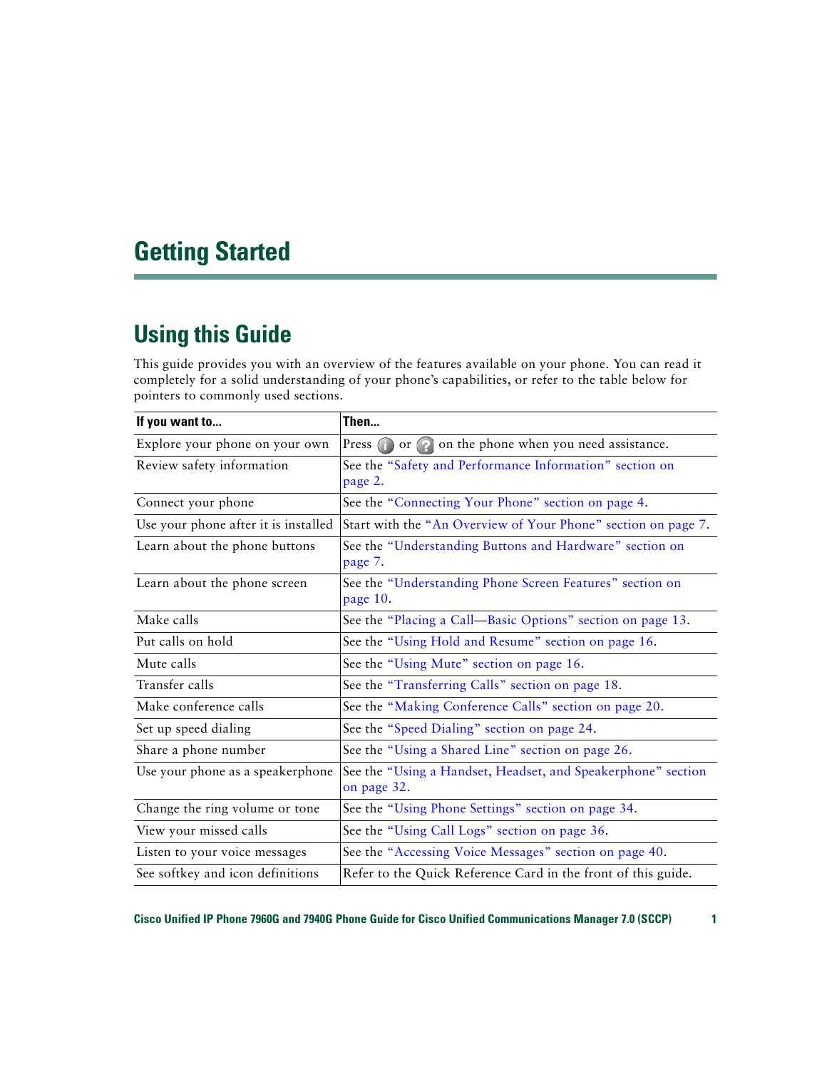# Getting Started

## Using this Guide

This guide provides you with an overview of the features available on your phone. You can read it completely for a solid understanding of your phone's capabilities, or refer to the table below for pointers to commonly used sections.

| If you want to... | Then... |
|---|---|
| Explore your phone on your own | Press (i) or (?) on the phone when you need assistance. |
| Review safety information | See the "Safety and Performance Information" section on page 2. |
| Connect your phone | See the "Connecting Your Phone" section on page 4. |
| Use your phone after it is installed | Start with the "An Overview of Your Phone" section on page 7. |
| Learn about the phone buttons | See the "Understanding Buttons and Hardware" section on page 7. |
| Learn about the phone screen | See the "Understanding Phone Screen Features" section on page 10. |
| Make calls | See the "Placing a Call—Basic Options" section on page 13. |
| Put calls on hold | See the "Using Hold and Resume" section on page 16. |
| Mute calls | See the "Using Mute" section on page 16. |
| Transfer calls | See the "Transferring Calls" section on page 18. |
| Make conference calls | See the "Making Conference Calls" section on page 20. |
| Set up speed dialing | See the "Speed Dialing" section on page 24. |
| Share a phone number | See the "Using a Shared Line" section on page 26. |
| Use your phone as a speakerphone | See the "Using a Handset, Headset, and Speakerphone" section on page 32. |
| Change the ring volume or tone | See the "Using Phone Settings" section on page 34. |
| View your missed calls | See the "Using Call Logs" section on page 36. |
| Listen to your voice messages | See the "Accessing Voice Messages" section on page 40. |
| See softkey and icon definitions | Refer to the Quick Reference Card in the front of this guide. |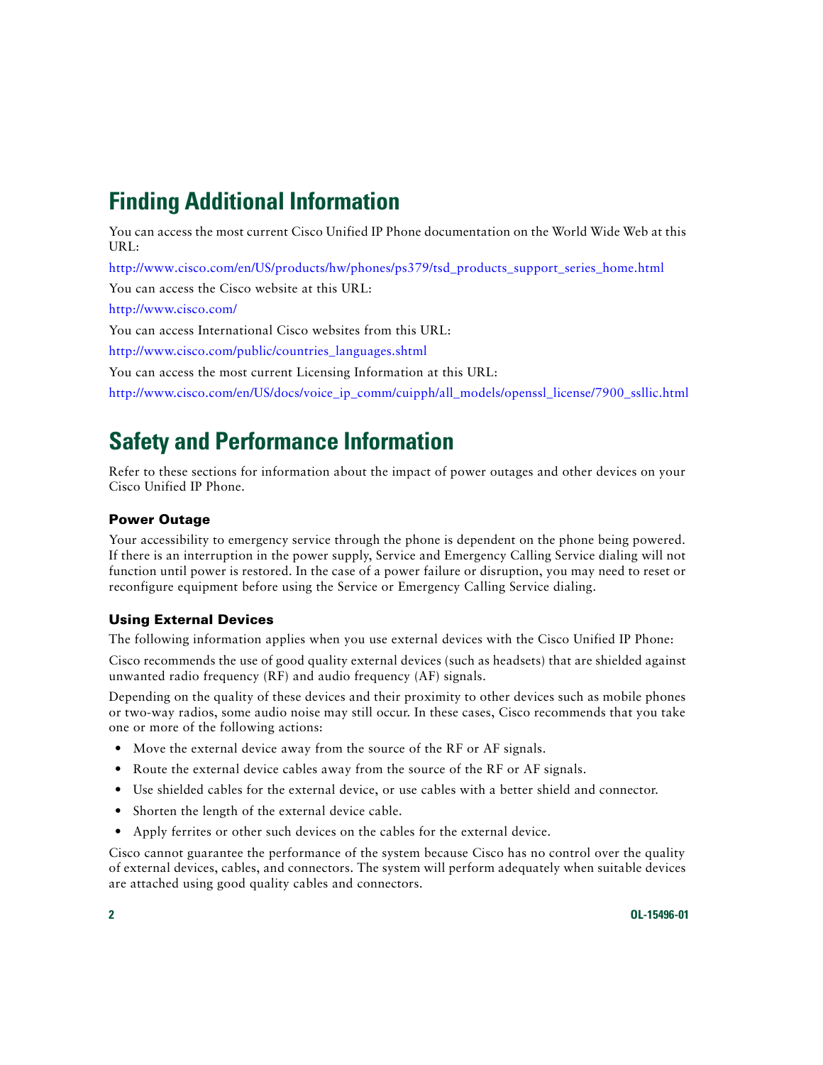## Finding Additional Information

You can access the most current Cisco Unified IP Phone documentation on the World Wide Web at this URL:

http://www.cisco.com/en/US/products/hw/phones/ps379/tsd_products_support_series_home.html

You can access the Cisco website at this URL:

http://www.cisco.com/

You can access International Cisco websites from this URL:

http://www.cisco.com/public/countries_languages.shtml

You can access the most current Licensing Information at this URL:

http://www.cisco.com/en/US/docs/voice_ip_comm/cuipph/all_models/openssl_license/7900_ssllic.html

## Safety and Performance Information

Refer to these sections for information about the impact of power outages and other devices on your Cisco Unified IP Phone.

### Power Outage

Your accessibility to emergency service through the phone is dependent on the phone being powered. If there is an interruption in the power supply, Service and Emergency Calling Service dialing will not function until power is restored. In the case of a power failure or disruption, you may need to reset or reconfigure equipment before using the Service or Emergency Calling Service dialing.

### Using External Devices

The following information applies when you use external devices with the Cisco Unified IP Phone:

Cisco recommends the use of good quality external devices (such as headsets) that are shielded against unwanted radio frequency (RF) and audio frequency (AF) signals.

Depending on the quality of these devices and their proximity to other devices such as mobile phones or two-way radios, some audio noise may still occur. In these cases, Cisco recommends that you take one or more of the following actions:

- Move the external device away from the source of the RF or AF signals.
- Route the external device cables away from the source of the RF or AF signals.
- Use shielded cables for the external device, or use cables with a better shield and connector.
- Shorten the length of the external device cable.
- Apply ferrites or other such devices on the cables for the external device.

Cisco cannot guarantee the performance of the system because Cisco has no control over the quality of external devices, cables, and connectors. The system will perform adequately when suitable devices are attached using good quality cables and connectors.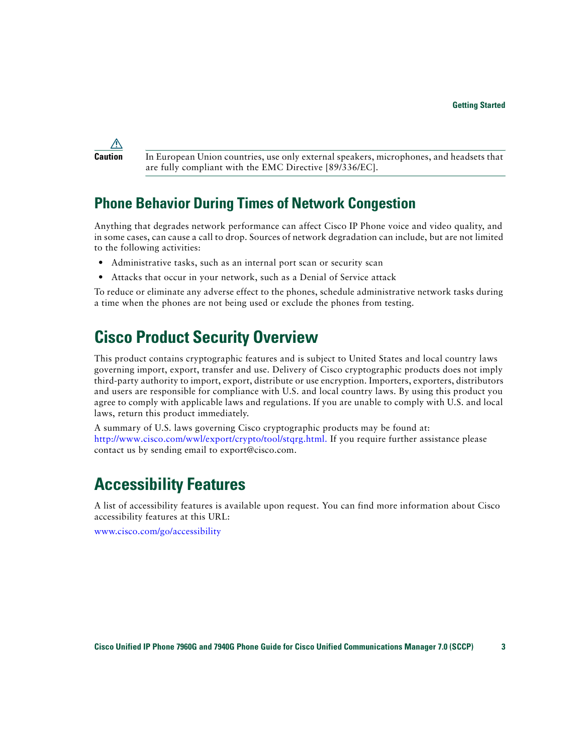**Caution** In European Union countries, use only external speakers, microphones, and headsets that are fully compliant with the EMC Directive [89/336/EC].

## Phone Behavior During Times of Network Congestion

Anything that degrades network performance can affect Cisco IP Phone voice and video quality, and in some cases, can cause a call to drop. Sources of network degradation can include, but are not limited to the following activities:

- Administrative tasks, such as an internal port scan or security scan
- Attacks that occur in your network, such as a Denial of Service attack

To reduce or eliminate any adverse effect to the phones, schedule administrative network tasks during a time when the phones are not being used or exclude the phones from testing.

# Cisco Product Security Overview

This product contains cryptographic features and is subject to United States and local country laws governing import, export, transfer and use. Delivery of Cisco cryptographic products does not imply third-party authority to import, export, distribute or use encryption. Importers, exporters, distributors and users are responsible for compliance with U.S. and local country laws. By using this product you agree to comply with applicable laws and regulations. If you are unable to comply with U.S. and local laws, return this product immediately.

A summary of U.S. laws governing Cisco cryptographic products may be found at: http://www.cisco.com/wwl/export/crypto/tool/stqrg.html. If you require further assistance please contact us by sending email to export@cisco.com.

# Accessibility Features

A list of accessibility features is available upon request. You can find more information about Cisco accessibility features at this URL:

www.cisco.com/go/accessibility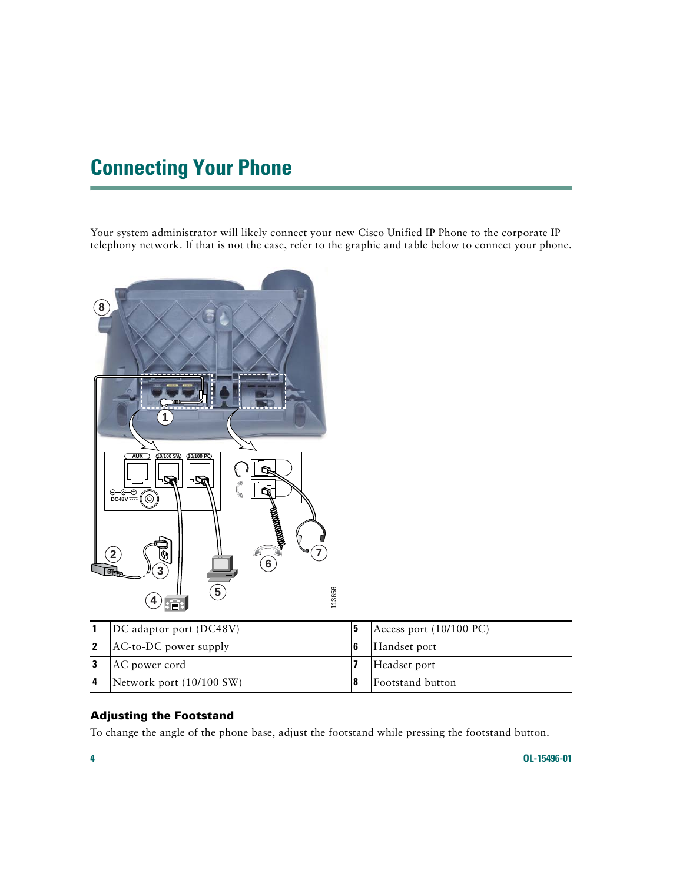# Connecting Your Phone

Your system administrator will likely connect your new Cisco Unified IP Phone to the corporate IP telephony network. If that is not the case, refer to the graphic and table below to connect your phone.

| | | | |
|---|---|---|---|
| **1** | DC adaptor port (DC48V) | **5** | Access port (10/100 PC) |
| **2** | AC-to-DC power supply | **6** | Handset port |
| **3** | AC power cord | **7** | Headset port |
| **4** | Network port (10/100 SW) | **8** | Footstand button |

### Adjusting the Footstand

To change the angle of the phone base, adjust the footstand while pressing the footstand button.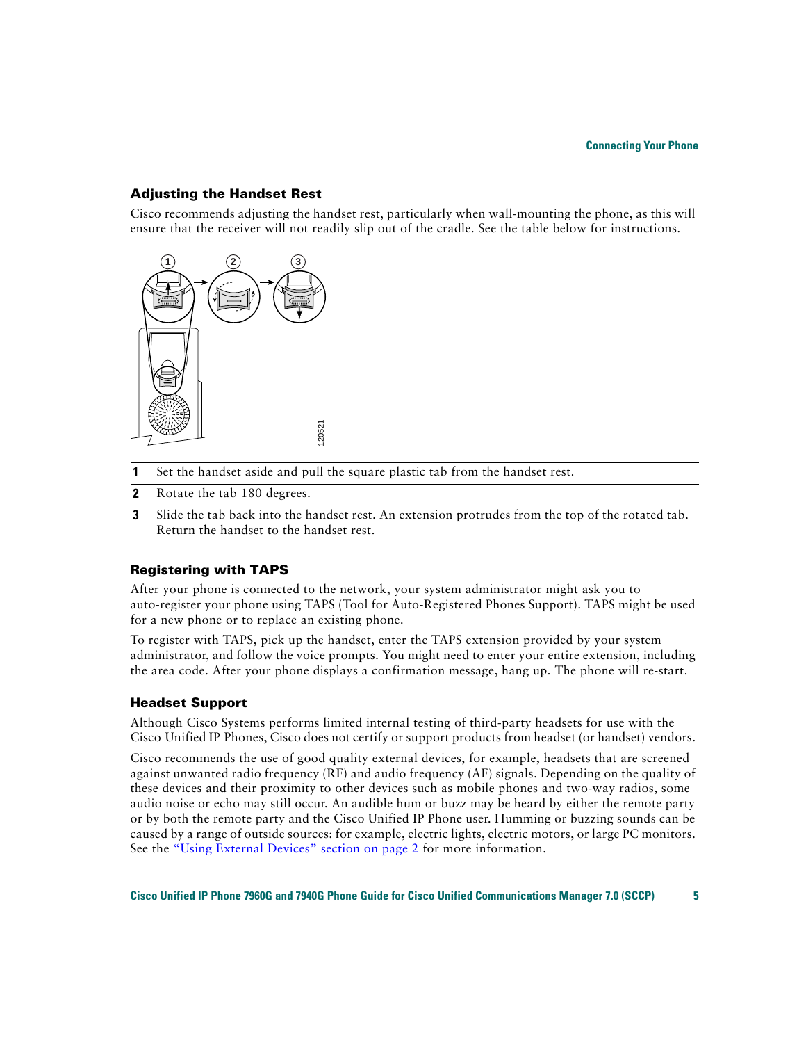### Adjusting the Handset Rest

Cisco recommends adjusting the handset rest, particularly when wall-mounting the phone, as this will ensure that the receiver will not readily slip out of the cradle. See the table below for instructions.

| | |
|---|---|
| **1** | Set the handset aside and pull the square plastic tab from the handset rest. |
| **2** | Rotate the tab 180 degrees. |
| **3** | Slide the tab back into the handset rest. An extension protrudes from the top of the rotated tab. Return the handset to the handset rest. |

### Registering with TAPS

After your phone is connected to the network, your system administrator might ask you to auto-register your phone using TAPS (Tool for Auto-Registered Phones Support). TAPS might be used for a new phone or to replace an existing phone.

To register with TAPS, pick up the handset, enter the TAPS extension provided by your system administrator, and follow the voice prompts. You might need to enter your entire extension, including the area code. After your phone displays a confirmation message, hang up. The phone will re-start.

### Headset Support

Although Cisco Systems performs limited internal testing of third-party headsets for use with the Cisco Unified IP Phones, Cisco does not certify or support products from headset (or handset) vendors.

Cisco recommends the use of good quality external devices, for example, headsets that are screened against unwanted radio frequency (RF) and audio frequency (AF) signals. Depending on the quality of these devices and their proximity to other devices such as mobile phones and two-way radios, some audio noise or echo may still occur. An audible hum or buzz may be heard by either the remote party or by both the remote party and the Cisco Unified IP Phone user. Humming or buzzing sounds can be caused by a range of outside sources: for example, electric lights, electric motors, or large PC monitors. See the "Using External Devices" section on page 2 for more information.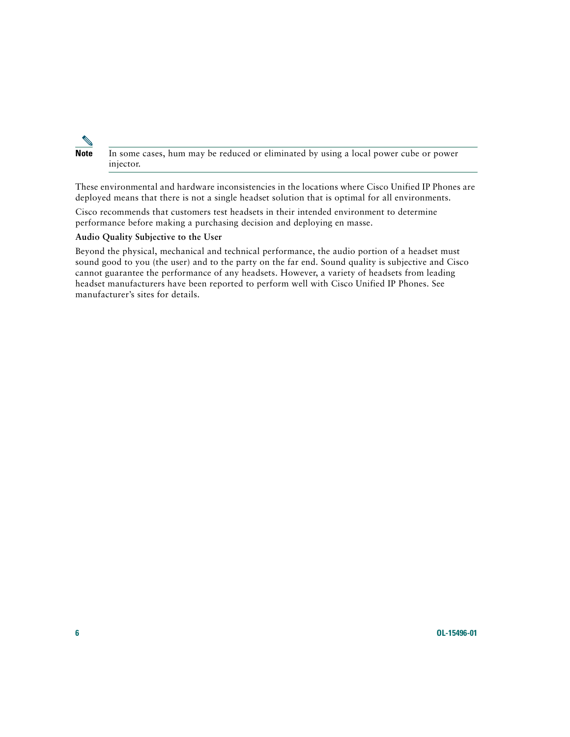**Note** In some cases, hum may be reduced or eliminated by using a local power cube or power injector.

These environmental and hardware inconsistencies in the locations where Cisco Unified IP Phones are deployed means that there is not a single headset solution that is optimal for all environments.

Cisco recommends that customers test headsets in their intended environment to determine performance before making a purchasing decision and deploying en masse.

**Audio Quality Subjective to the User**

Beyond the physical, mechanical and technical performance, the audio portion of a headset must sound good to you (the user) and to the party on the far end. Sound quality is subjective and Cisco cannot guarantee the performance of any headsets. However, a variety of headsets from leading headset manufacturers have been reported to perform well with Cisco Unified IP Phones. See manufacturer's sites for details.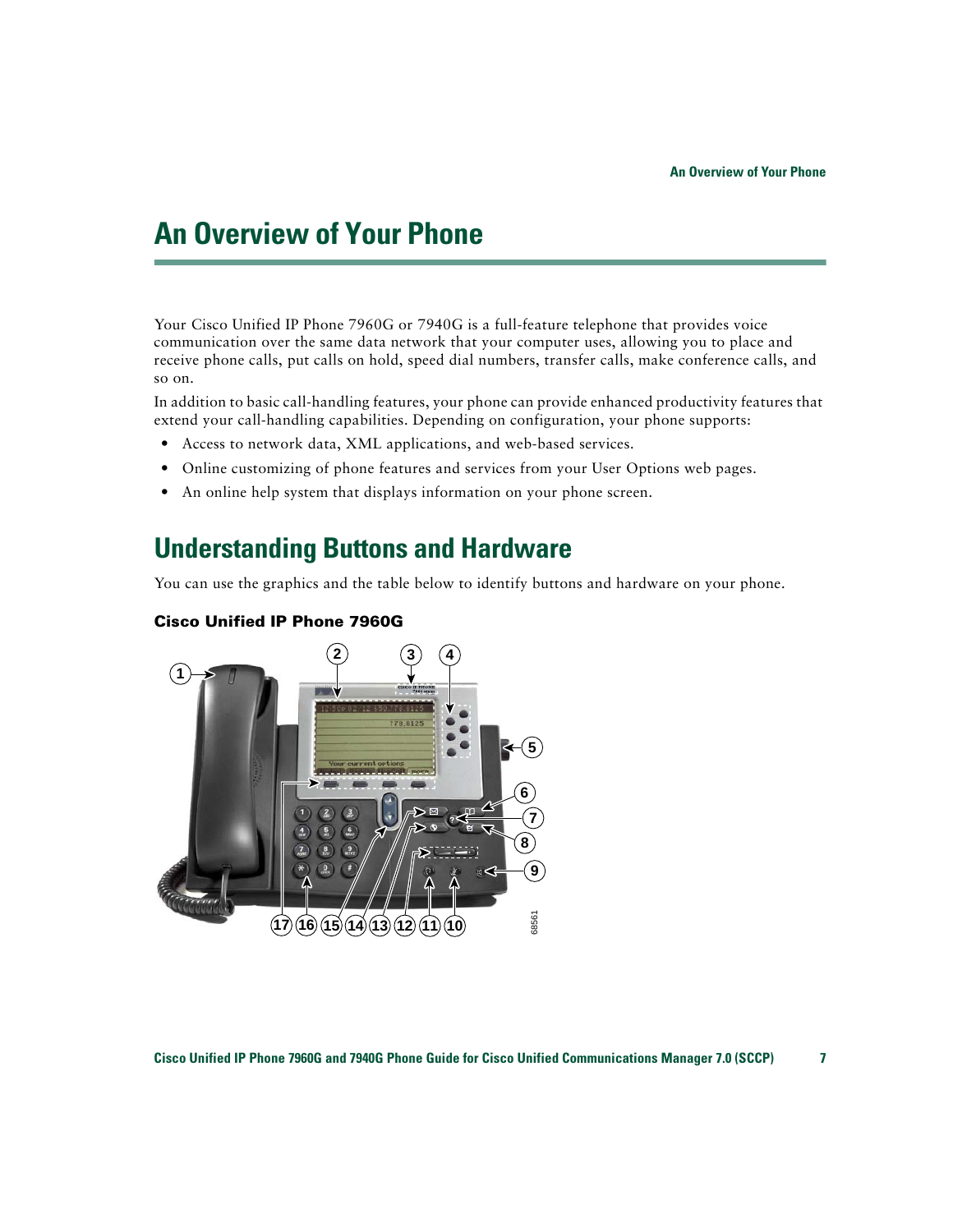# An Overview of Your Phone

Your Cisco Unified IP Phone 7960G or 7940G is a full-feature telephone that provides voice communication over the same data network that your computer uses, allowing you to place and receive phone calls, put calls on hold, speed dial numbers, transfer calls, make conference calls, and so on.

In addition to basic call-handling features, your phone can provide enhanced productivity features that extend your call-handling capabilities. Depending on configuration, your phone supports:

- Access to network data, XML applications, and web-based services.
- Online customizing of phone features and services from your User Options web pages.
- An online help system that displays information on your phone screen.

## Understanding Buttons and Hardware

You can use the graphics and the table below to identify buttons and hardware on your phone.

### Cisco Unified IP Phone 7960G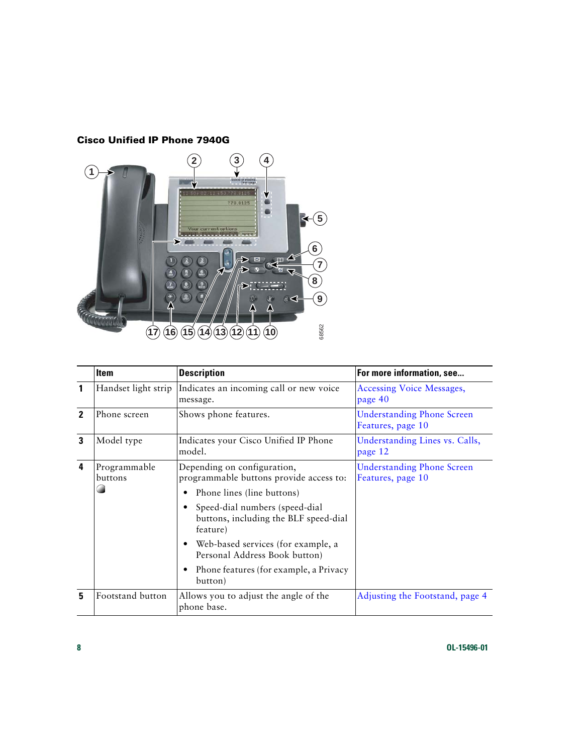### Cisco Unified IP Phone 7940G

| | Item | Description | For more information, see... |
|---|---|---|---|
| 1 | Handset light strip | Indicates an incoming call or new voice message. | Accessing Voice Messages, page 40 |
| 2 | Phone screen | Shows phone features. | Understanding Phone Screen Features, page 10 |
| 3 | Model type | Indicates your Cisco Unified IP Phone model. | Understanding Lines vs. Calls, page 12 |
| 4 | Programmable buttons | Depending on configuration, programmable buttons provide access to: <br>• Phone lines (line buttons) <br>• Speed-dial numbers (speed-dial buttons, including the BLF speed-dial feature) <br>• Web-based services (for example, a Personal Address Book button) <br>• Phone features (for example, a Privacy button) | Understanding Phone Screen Features, page 10 |
| 5 | Footstand button | Allows you to adjust the angle of the phone base. | Adjusting the Footstand, page 4 |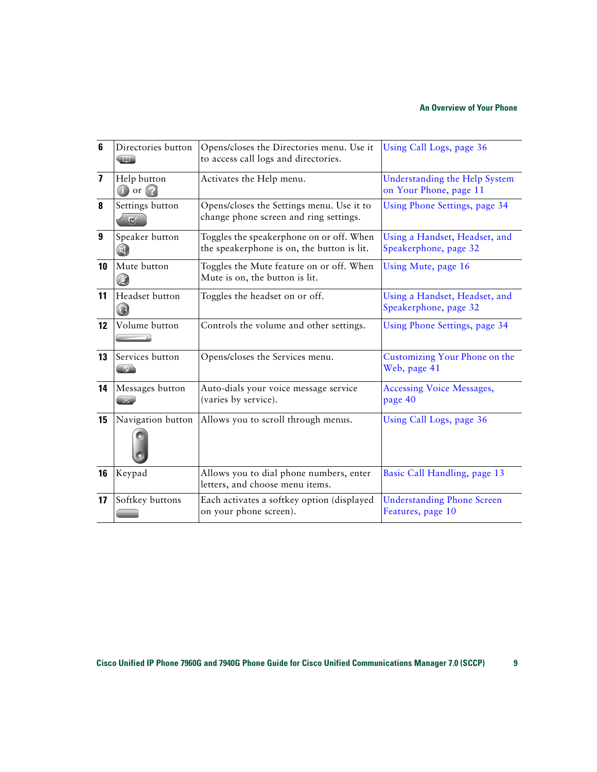| 6 | Directories button | Opens/closes the Directories menu. Use it to access call logs and directories. | Using Call Logs, page 36 |
|---|---|---|---|
| 7 | Help button or | Activates the Help menu. | Understanding the Help System on Your Phone, page 11 |
| 8 | Settings button | Opens/closes the Settings menu. Use it to change phone screen and ring settings. | Using Phone Settings, page 34 |
| 9 | Speaker button | Toggles the speakerphone on or off. When the speakerphone is on, the button is lit. | Using a Handset, Headset, and Speakerphone, page 32 |
| 10 | Mute button | Toggles the Mute feature on or off. When Mute is on, the button is lit. | Using Mute, page 16 |
| 11 | Headset button | Toggles the headset on or off. | Using a Handset, Headset, and Speakerphone, page 32 |
| 12 | Volume button | Controls the volume and other settings. | Using Phone Settings, page 34 |
| 13 | Services button | Opens/closes the Services menu. | Customizing Your Phone on the Web, page 41 |
| 14 | Messages button | Auto-dials your voice message service (varies by service). | Accessing Voice Messages, page 40 |
| 15 | Navigation button | Allows you to scroll through menus. | Using Call Logs, page 36 |
| 16 | Keypad | Allows you to dial phone numbers, enter letters, and choose menu items. | Basic Call Handling, page 13 |
| 17 | Softkey buttons | Each activates a softkey option (displayed on your phone screen). | Understanding Phone Screen Features, page 10 |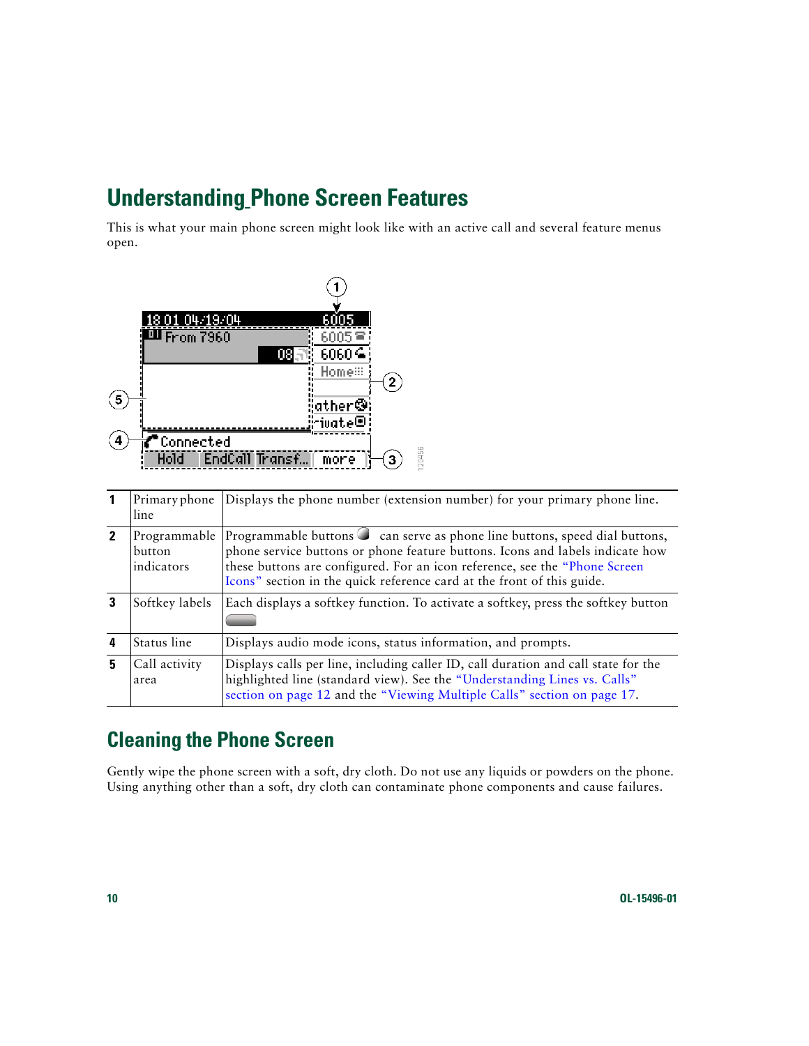## Understanding Phone Screen Features

This is what your main phone screen might look like with an active call and several feature menus open.

| | | |
|---|---|---|
| **1** | Primary phone line | Displays the phone number (extension number) for your primary phone line. |
| **2** | Programmable button indicators | Programmable buttons can serve as phone line buttons, speed dial buttons, phone service buttons or phone feature buttons. Icons and labels indicate how these buttons are configured. For an icon reference, see the "Phone Screen Icons" section in the quick reference card at the front of this guide. |
| **3** | Softkey labels | Each displays a softkey function. To activate a softkey, press the softkey button |
| **4** | Status line | Displays audio mode icons, status information, and prompts. |
| **5** | Call activity area | Displays calls per line, including caller ID, call duration and call state for the highlighted line (standard view). See the "Understanding Lines vs. Calls" section on page 12 and the "Viewing Multiple Calls" section on page 17. |

## Cleaning the Phone Screen

Gently wipe the phone screen with a soft, dry cloth. Do not use any liquids or powders on the phone. Using anything other than a soft, dry cloth can contaminate phone components and cause failures.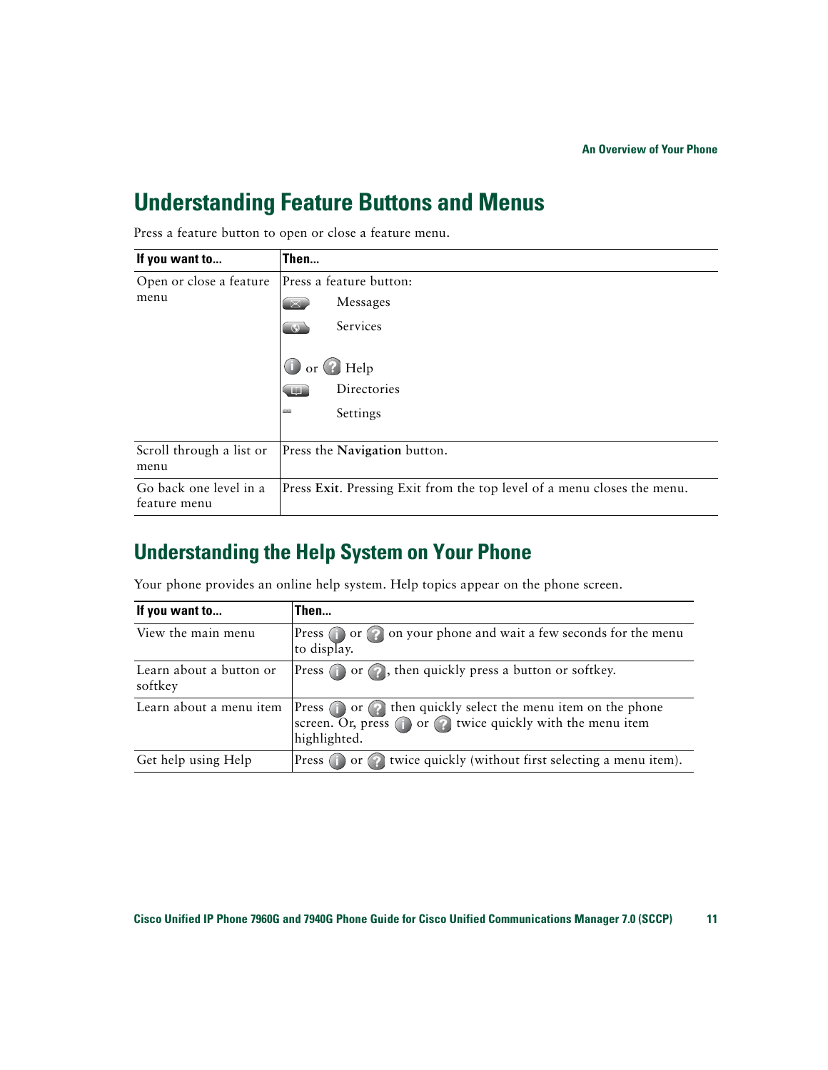## Understanding Feature Buttons and Menus

Press a feature button to open or close a feature menu.

| If you want to... | Then... |
| --- | --- |
| Open or close a feature menu | Press a feature button:<br>Messages<br>Services<br>or Help<br>Directories<br>Settings |
| Scroll through a list or menu | Press the **Navigation** button. |
| Go back one level in a feature menu | Press **Exit**. Pressing Exit from the top level of a menu closes the menu. |

## Understanding the Help System on Your Phone

Your phone provides an online help system. Help topics appear on the phone screen.

| If you want to... | Then... |
| --- | --- |
| View the main menu | Press or on your phone and wait a few seconds for the menu to display. |
| Learn about a button or softkey | Press or , then quickly press a button or softkey. |
| Learn about a menu item | Press or then quickly select the menu item on the phone screen. Or, press or twice quickly with the menu item highlighted. |
| Get help using Help | Press or twice quickly (without first selecting a menu item). |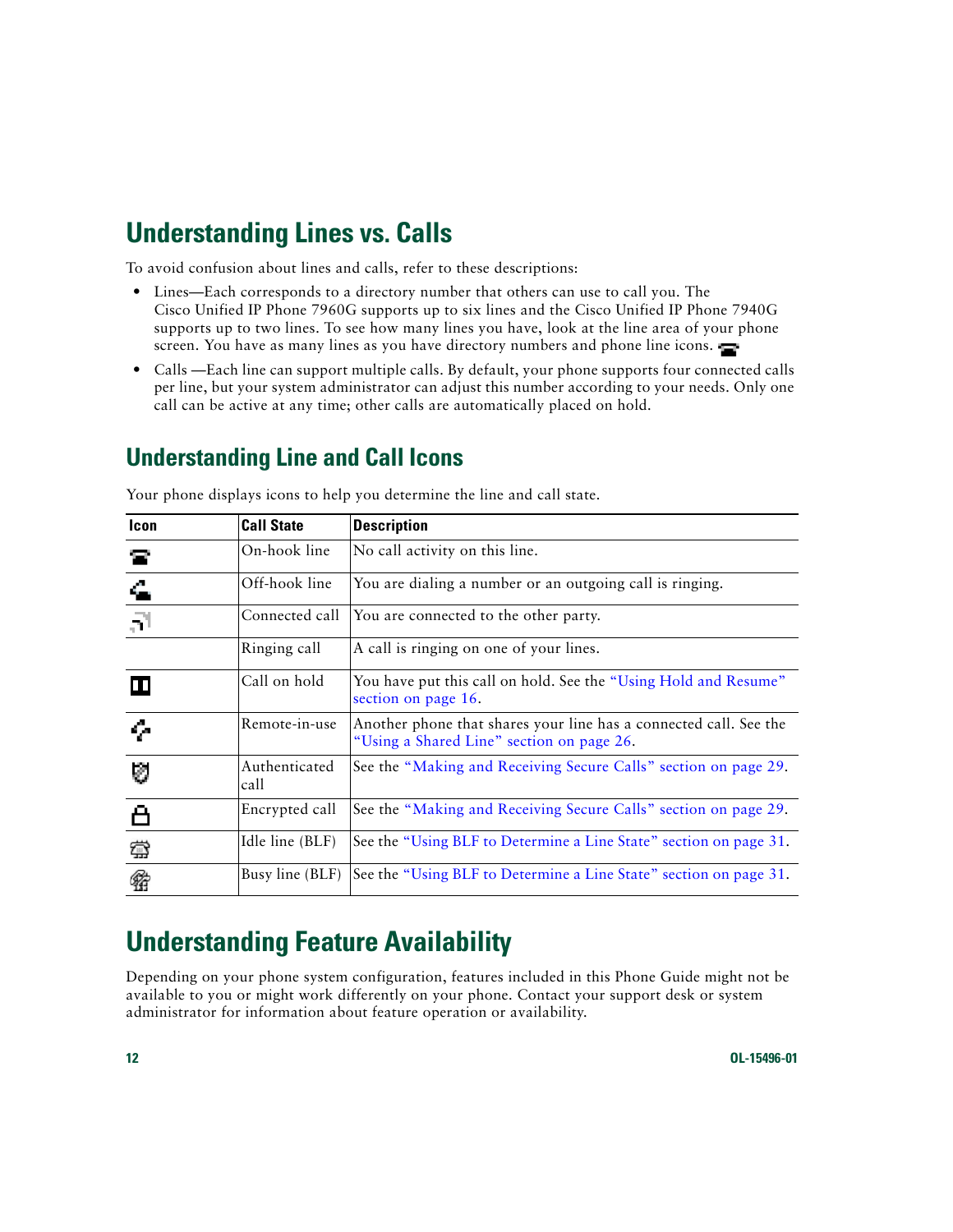# Understanding Lines vs. Calls

To avoid confusion about lines and calls, refer to these descriptions:

- Lines—Each corresponds to a directory number that others can use to call you. The Cisco Unified IP Phone 7960G supports up to six lines and the Cisco Unified IP Phone 7940G supports up to two lines. To see how many lines you have, look at the line area of your phone screen. You have as many lines as you have directory numbers and phone line icons.
- Calls —Each line can support multiple calls. By default, your phone supports four connected calls per line, but your system administrator can adjust this number according to your needs. Only one call can be active at any time; other calls are automatically placed on hold.

## Understanding Line and Call Icons

Your phone displays icons to help you determine the line and call state.

| Icon | Call State | Description |
|---|---|---|
| | On-hook line | No call activity on this line. |
| | Off-hook line | You are dialing a number or an outgoing call is ringing. |
| | Connected call | You are connected to the other party. |
| | Ringing call | A call is ringing on one of your lines. |
| | Call on hold | You have put this call on hold. See the "Using Hold and Resume" section on page 16. |
| | Remote-in-use | Another phone that shares your line has a connected call. See the "Using a Shared Line" section on page 26. |
| | Authenticated call | See the "Making and Receiving Secure Calls" section on page 29. |
| | Encrypted call | See the "Making and Receiving Secure Calls" section on page 29. |
| | Idle line (BLF) | See the "Using BLF to Determine a Line State" section on page 31. |
| | Busy line (BLF) | See the "Using BLF to Determine a Line State" section on page 31. |

# Understanding Feature Availability

Depending on your phone system configuration, features included in this Phone Guide might not be available to you or might work differently on your phone. Contact your support desk or system administrator for information about feature operation or availability.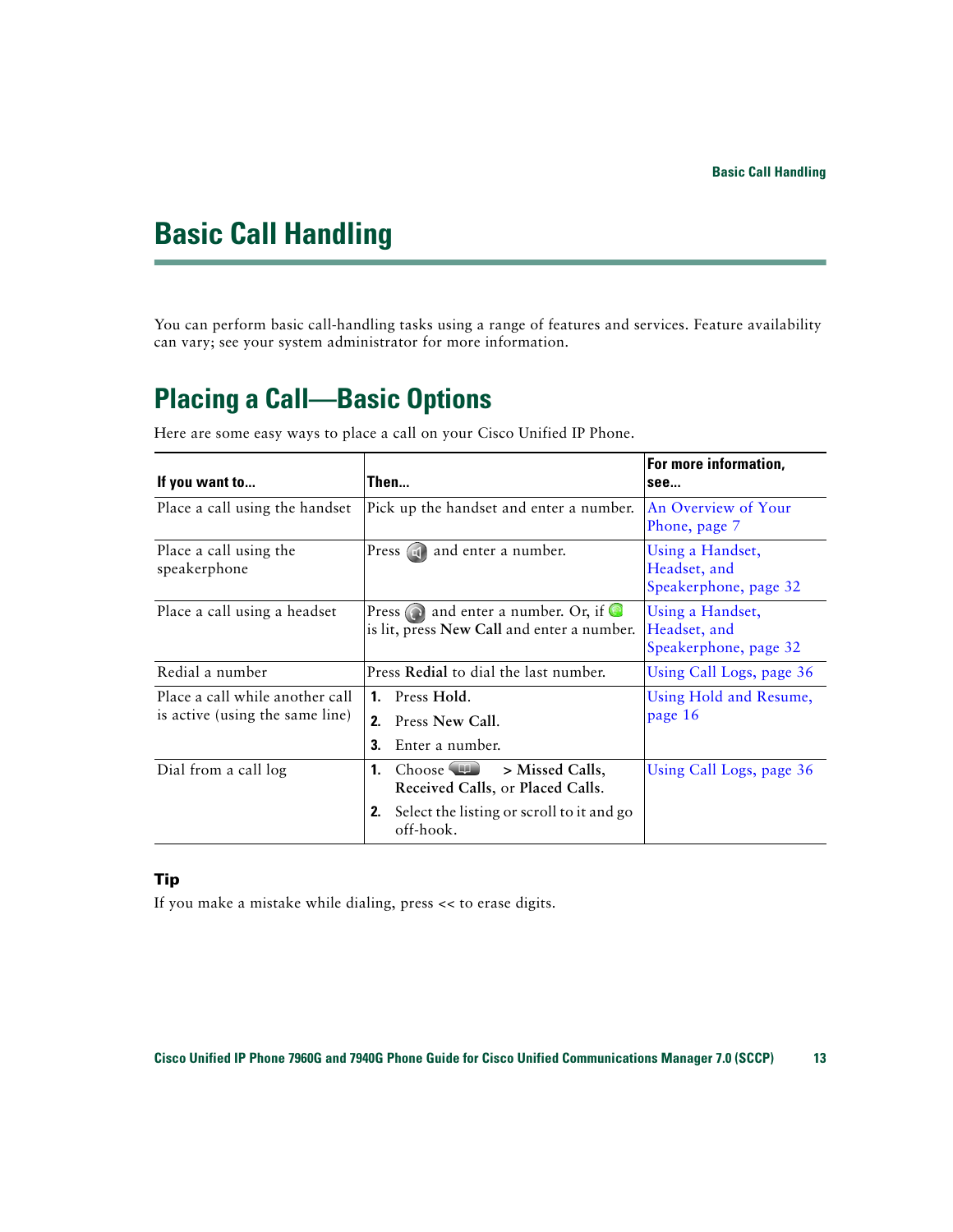# Basic Call Handling

You can perform basic call-handling tasks using a range of features and services. Feature availability can vary; see your system administrator for more information.

## Placing a Call—Basic Options

Here are some easy ways to place a call on your Cisco Unified IP Phone.

| If you want to... | Then... | For more information, see... |
|---|---|---|
| Place a call using the handset | Pick up the handset and enter a number. | An Overview of Your Phone, page 7 |
| Place a call using the speakerphone | Press and enter a number. | Using a Handset, Headset, and Speakerphone, page 32 |
| Place a call using a headset | Press and enter a number. Or, if is lit, press **New Call** and enter a number. | Using a Handset, Headset, and Speakerphone, page 32 |
| Redial a number | Press **Redial** to dial the last number. | Using Call Logs, page 36 |
| Place a call while another call is active (using the same line) | 1. Press **Hold**. 2. Press **New Call**. 3. Enter a number. | Using Hold and Resume, page 16 |
| Dial from a call log | 1. Choose **> Missed Calls**, **Received Calls**, or **Placed Calls**. 2. Select the listing or scroll to it and go off-hook. | Using Call Logs, page 36 |

### Tip

If you make a mistake while dialing, press << to erase digits.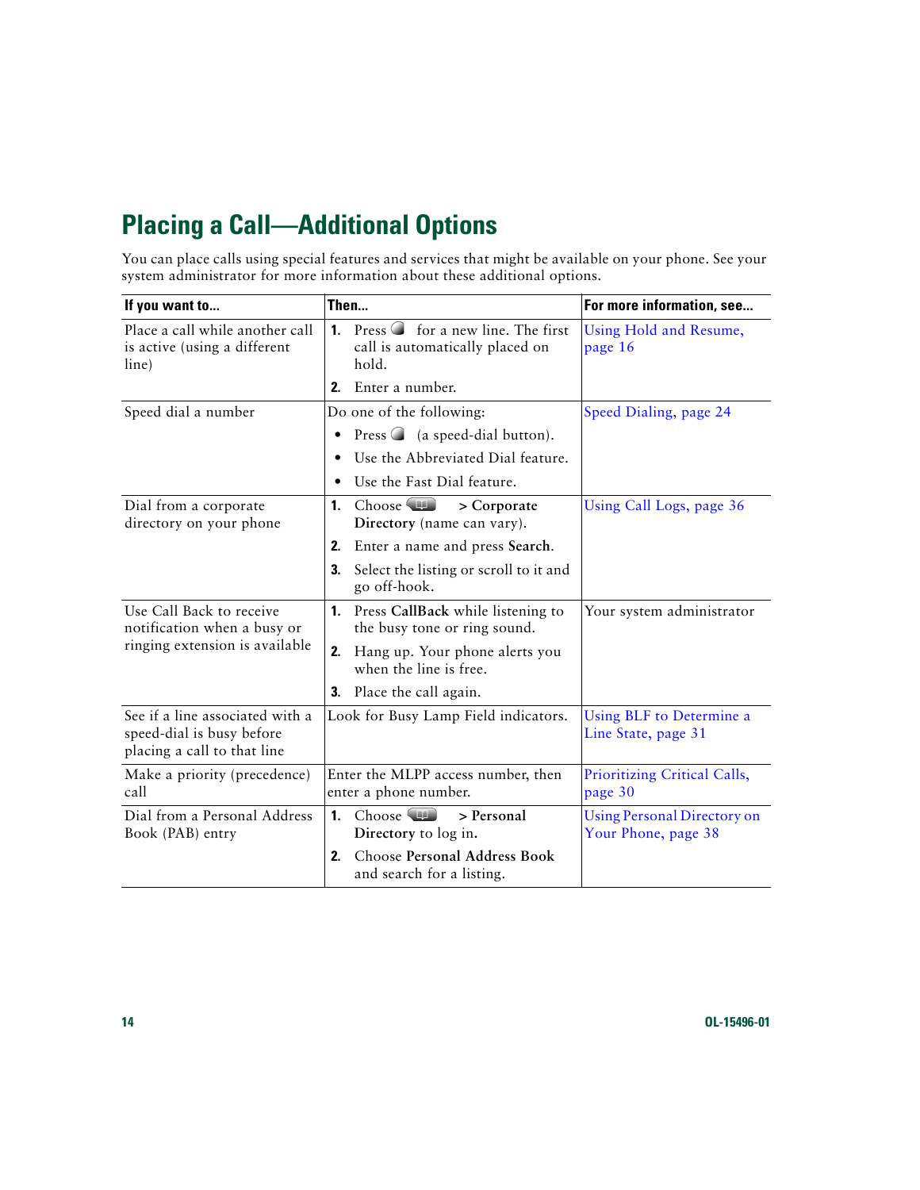# Placing a Call—Additional Options

You can place calls using special features and services that might be available on your phone. See your system administrator for more information about these additional options.

| If you want to... | Then... | For more information, see... |
|---|---|---|
| Place a call while another call is active (using a different line) | 1. Press for a new line. The first call is automatically placed on hold.<br>2. Enter a number. | Using Hold and Resume, page 16 |
| Speed dial a number | Do one of the following:<br>• Press (a speed-dial button).<br>• Use the Abbreviated Dial feature.<br>• Use the Fast Dial feature. | Speed Dialing, page 24 |
| Dial from a corporate directory on your phone | 1. Choose > **Corporate Directory** (name can vary).<br>2. Enter a name and press **Search**.<br>3. Select the listing or scroll to it and go off-hook. | Using Call Logs, page 36 |
| Use Call Back to receive notification when a busy or ringing extension is available | 1. Press **CallBack** while listening to the busy tone or ring sound.<br>2. Hang up. Your phone alerts you when the line is free.<br>3. Place the call again. | Your system administrator |
| See if a line associated with a speed-dial is busy before placing a call to that line | Look for Busy Lamp Field indicators. | Using BLF to Determine a Line State, page 31 |
| Make a priority (precedence) call | Enter the MLPP access number, then enter a phone number. | Prioritizing Critical Calls, page 30 |
| Dial from a Personal Address Book (PAB) entry | 1. Choose > **Personal Directory** to log in.<br>2. Choose **Personal Address Book** and search for a listing. | Using Personal Directory on Your Phone, page 38 |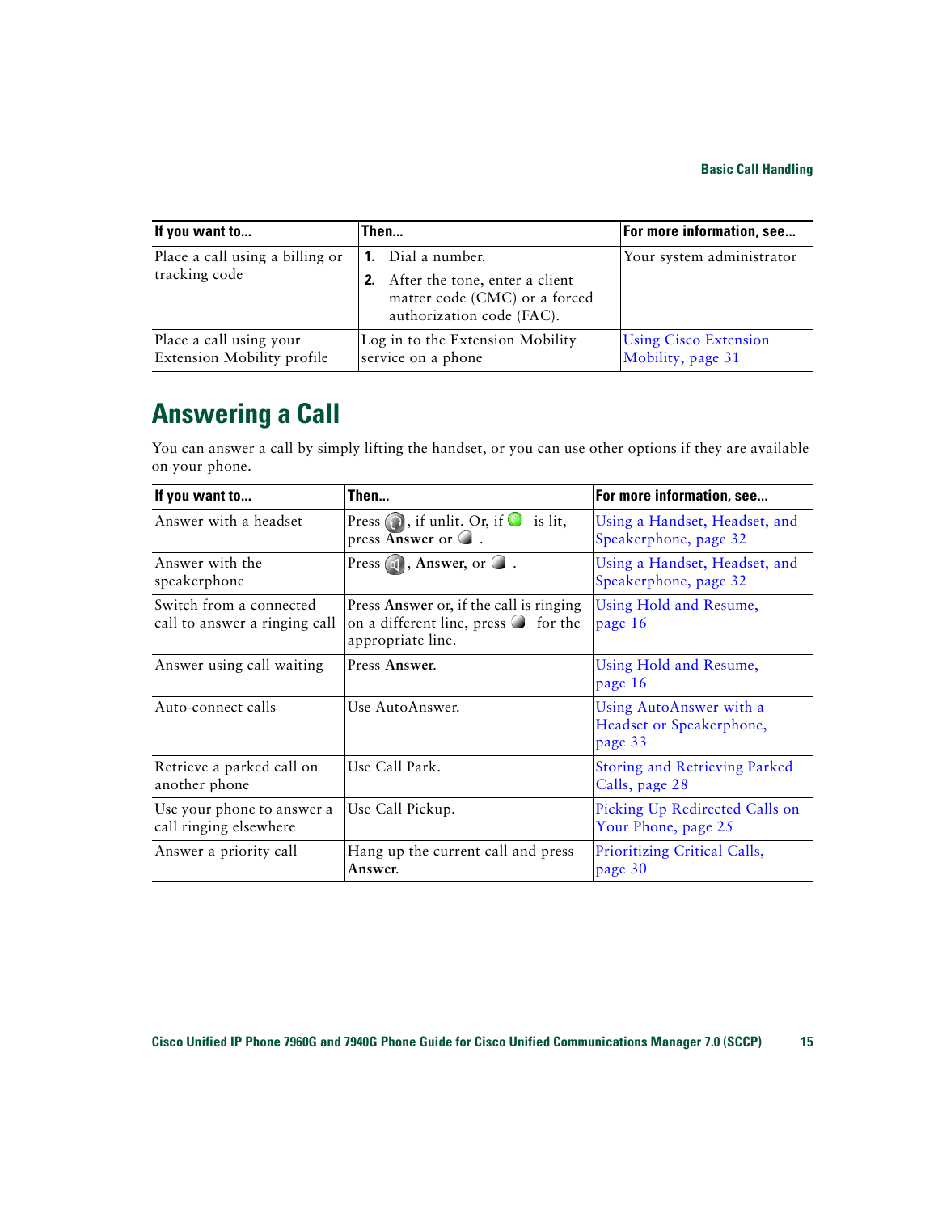| If you want to... | Then... | For more information, see... |
|---|---|---|
| Place a call using a billing or tracking code | 1. Dial a number.<br>2. After the tone, enter a client matter code (CMC) or a forced authorization code (FAC). | Your system administrator |
| Place a call using your Extension Mobility profile | Log in to the Extension Mobility service on a phone | Using Cisco Extension Mobility, page 31 |

## Answering a Call

You can answer a call by simply lifting the handset, or you can use other options if they are available on your phone.

| If you want to... | Then... | For more information, see... |
|---|---|---|
| Answer with a headset | Press the headset button, if unlit. Or, if the headset button is lit, press **Answer** or the line button. | Using a Handset, Headset, and Speakerphone, page 32 |
| Answer with the speakerphone | Press the speakerphone button, **Answer**, or the line button. | Using a Handset, Headset, and Speakerphone, page 32 |
| Switch from a connected call to answer a ringing call | Press **Answer** or, if the call is ringing on a different line, press the line button for the appropriate line. | Using Hold and Resume, page 16 |
| Answer using call waiting | Press **Answer**. | Using Hold and Resume, page 16 |
| Auto-connect calls | Use AutoAnswer. | Using AutoAnswer with a Headset or Speakerphone, page 33 |
| Retrieve a parked call on another phone | Use Call Park. | Storing and Retrieving Parked Calls, page 28 |
| Use your phone to answer a call ringing elsewhere | Use Call Pickup. | Picking Up Redirected Calls on Your Phone, page 25 |
| Answer a priority call | Hang up the current call and press **Answer**. | Prioritizing Critical Calls, page 30 |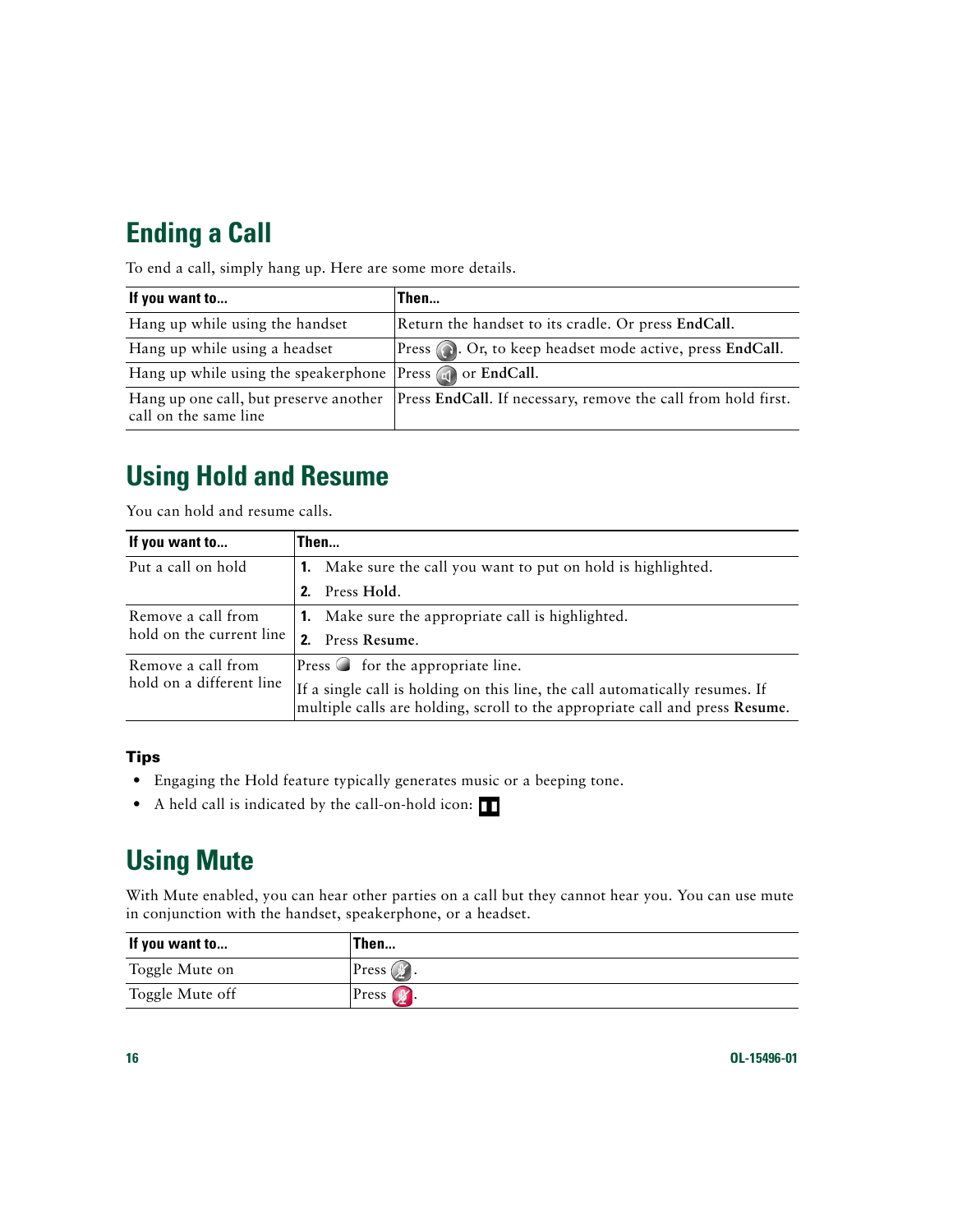## Ending a Call

To end a call, simply hang up. Here are some more details.

| If you want to... | Then... |
|---|---|
| Hang up while using the handset | Return the handset to its cradle. Or press **EndCall**. |
| Hang up while using a headset | Press . Or, to keep headset mode active, press **EndCall**. |
| Hang up while using the speakerphone | Press  or **EndCall**. |
| Hang up one call, but preserve another call on the same line | Press **EndCall**. If necessary, remove the call from hold first. |

## Using Hold and Resume

You can hold and resume calls.

| If you want to... | Then... |
|---|---|
| Put a call on hold | 1. Make sure the call you want to put on hold is highlighted.<br>2. Press **Hold**. |
| Remove a call from hold on the current line | 1. Make sure the appropriate call is highlighted.<br>2. Press **Resume**. |
| Remove a call from hold on a different line | Press  for the appropriate line.<br>If a single call is holding on this line, the call automatically resumes. If multiple calls are holding, scroll to the appropriate call and press **Resume**. |

### Tips

- Engaging the Hold feature typically generates music or a beeping tone.
- A held call is indicated by the call-on-hold icon: 

## Using Mute

With Mute enabled, you can hear other parties on a call but they cannot hear you. You can use mute in conjunction with the handset, speakerphone, or a headset.

| If you want to... | Then... |
|---|---|
| Toggle Mute on | Press . |
| Toggle Mute off | Press . |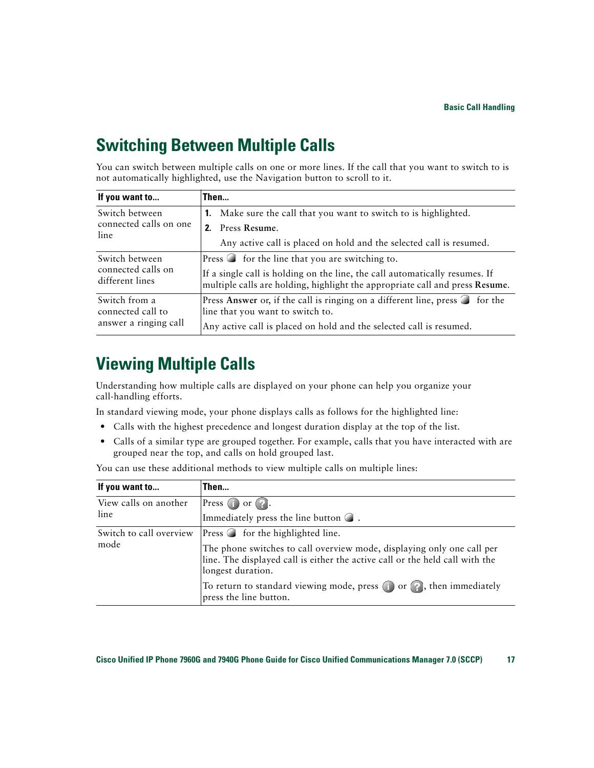## Switching Between Multiple Calls

You can switch between multiple calls on one or more lines. If the call that you want to switch to is not automatically highlighted, use the Navigation button to scroll to it.

| If you want to... | Then... |
|---|---|
| Switch between connected calls on one line | 1. Make sure the call that you want to switch to is highlighted.<br>2. Press **Resume**.<br>Any active call is placed on hold and the selected call is resumed. |
| Switch between connected calls on different lines | Press for the line that you are switching to.<br>If a single call is holding on the line, the call automatically resumes. If multiple calls are holding, highlight the appropriate call and press **Resume**. |
| Switch from a connected call to answer a ringing call | Press **Answer** or, if the call is ringing on a different line, press for the line that you want to switch to.<br>Any active call is placed on hold and the selected call is resumed. |

## Viewing Multiple Calls

Understanding how multiple calls are displayed on your phone can help you organize your call-handling efforts.

In standard viewing mode, your phone displays calls as follows for the highlighted line:

- Calls with the highest precedence and longest duration display at the top of the list.
- Calls of a similar type are grouped together. For example, calls that you have interacted with are grouped near the top, and calls on hold grouped last.

You can use these additional methods to view multiple calls on multiple lines:

| If you want to... | Then... |
|---|---|
| View calls on another line | Press or .<br>Immediately press the line button . |
| Switch to call overview mode | Press for the highlighted line.<br>The phone switches to call overview mode, displaying only one call per line. The displayed call is either the active call or the held call with the longest duration.<br>To return to standard viewing mode, press or , then immediately press the line button. |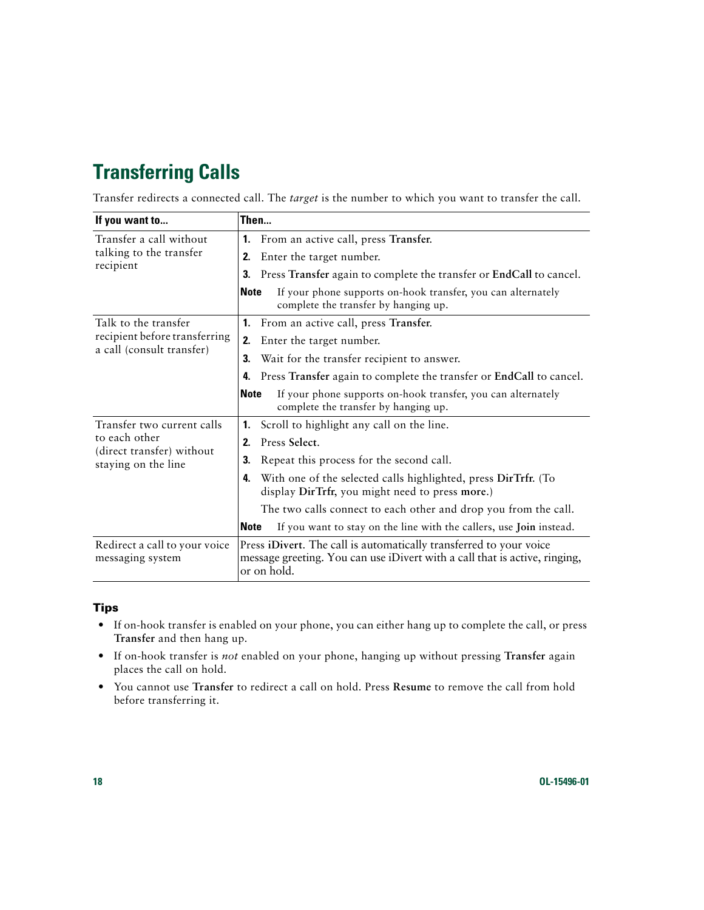## Transferring Calls

Transfer redirects a connected call. The *target* is the number to which you want to transfer the call.

| If you want to... | Then... |
|---|---|
| Transfer a call without talking to the transfer recipient | 1. From an active call, press **Transfer**. <br> 2. Enter the target number. <br> 3. Press **Transfer** again to complete the transfer or **EndCall** to cancel. <br> **Note** If your phone supports on-hook transfer, you can alternately complete the transfer by hanging up. |
| Talk to the transfer recipient before transferring a call (consult transfer) | 1. From an active call, press **Transfer**. <br> 2. Enter the target number. <br> 3. Wait for the transfer recipient to answer. <br> 4. Press **Transfer** again to complete the transfer or **EndCall** to cancel. <br> **Note** If your phone supports on-hook transfer, you can alternately complete the transfer by hanging up. |
| Transfer two current calls to each other (direct transfer) without staying on the line | 1. Scroll to highlight any call on the line. <br> 2. Press **Select**. <br> 3. Repeat this process for the second call. <br> 4. With one of the selected calls highlighted, press **DirTrfr**. (To display **DirTrfr**, you might need to press **more**.) <br> The two calls connect to each other and drop you from the call. <br> **Note** If you want to stay on the line with the callers, use **Join** instead. |
| Redirect a call to your voice messaging system | Press **iDivert**. The call is automatically transferred to your voice message greeting. You can use iDivert with a call that is active, ringing, or on hold. |

### Tips

- If on-hook transfer is enabled on your phone, you can either hang up to complete the call, or press **Transfer** and then hang up.
- If on-hook transfer is *not* enabled on your phone, hanging up without pressing **Transfer** again places the call on hold.
- You cannot use **Transfer** to redirect a call on hold. Press **Resume** to remove the call from hold before transferring it.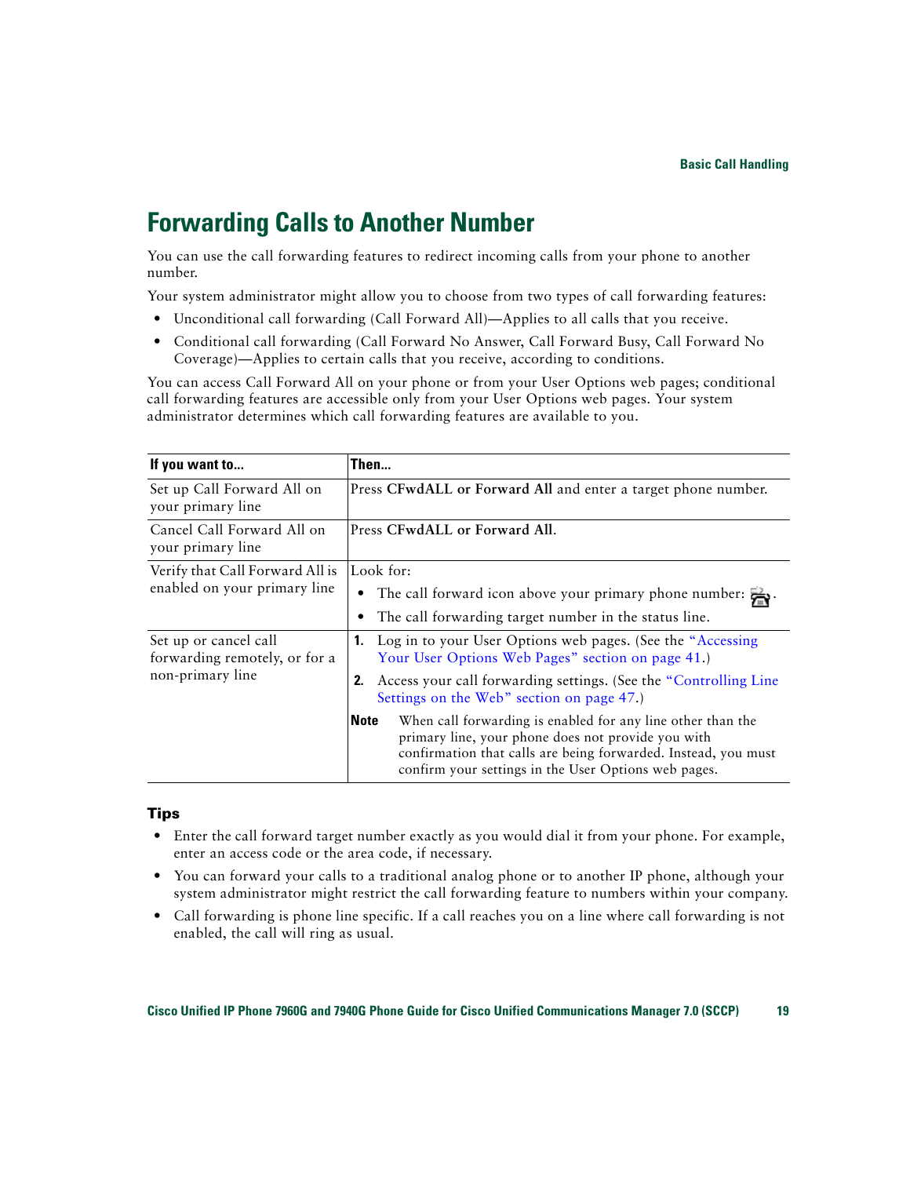# Forwarding Calls to Another Number

You can use the call forwarding features to redirect incoming calls from your phone to another number.

Your system administrator might allow you to choose from two types of call forwarding features:

- Unconditional call forwarding (Call Forward All)—Applies to all calls that you receive.
- Conditional call forwarding (Call Forward No Answer, Call Forward Busy, Call Forward No Coverage)—Applies to certain calls that you receive, according to conditions.

You can access Call Forward All on your phone or from your User Options web pages; conditional call forwarding features are accessible only from your User Options web pages. Your system administrator determines which call forwarding features are available to you.

| If you want to... | Then... |
|---|---|
| Set up Call Forward All on your primary line | Press **CFwdALL or Forward All** and enter a target phone number. |
| Cancel Call Forward All on your primary line | Press **CFwdALL or Forward All**. |
| Verify that Call Forward All is enabled on your primary line | Look for: <br>• The call forward icon above your primary phone number. <br>• The call forwarding target number in the status line. |
| Set up or cancel call forwarding remotely, or for a non-primary line | **1.** Log in to your User Options web pages. (See the "Accessing Your User Options Web Pages" section on page 41.) <br>**2.** Access your call forwarding settings. (See the "Controlling Line Settings on the Web" section on page 47.) <br>**Note** When call forwarding is enabled for any line other than the primary line, your phone does not provide you with confirmation that calls are being forwarded. Instead, you must confirm your settings in the User Options web pages. |

### Tips

- Enter the call forward target number exactly as you would dial it from your phone. For example, enter an access code or the area code, if necessary.
- You can forward your calls to a traditional analog phone or to another IP phone, although your system administrator might restrict the call forwarding feature to numbers within your company.
- Call forwarding is phone line specific. If a call reaches you on a line where call forwarding is not enabled, the call will ring as usual.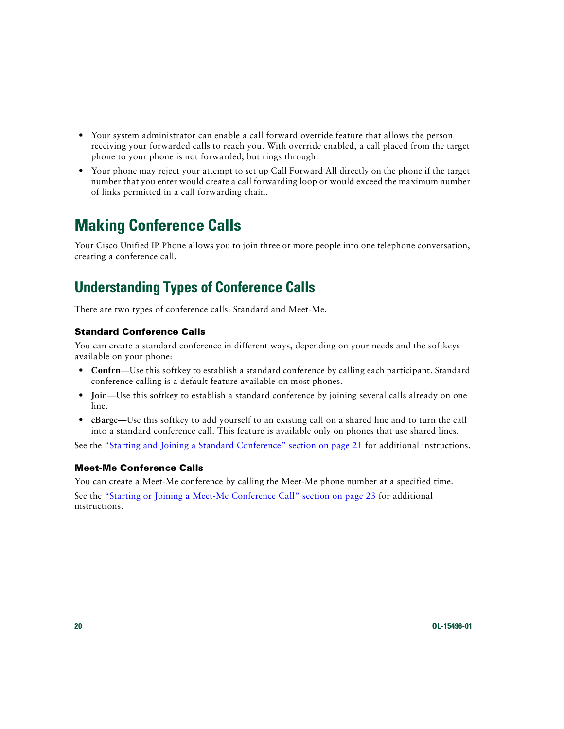- Your system administrator can enable a call forward override feature that allows the person receiving your forwarded calls to reach you. With override enabled, a call placed from the target phone to your phone is not forwarded, but rings through.
- Your phone may reject your attempt to set up Call Forward All directly on the phone if the target number that you enter would create a call forwarding loop or would exceed the maximum number of links permitted in a call forwarding chain.

# Making Conference Calls

Your Cisco Unified IP Phone allows you to join three or more people into one telephone conversation, creating a conference call.

## Understanding Types of Conference Calls

There are two types of conference calls: Standard and Meet-Me.

### Standard Conference Calls

You can create a standard conference in different ways, depending on your needs and the softkeys available on your phone:

- **Confrn**—Use this softkey to establish a standard conference by calling each participant. Standard conference calling is a default feature available on most phones.
- **Join**—Use this softkey to establish a standard conference by joining several calls already on one line.
- **cBarge**—Use this softkey to add yourself to an existing call on a shared line and to turn the call into a standard conference call. This feature is available only on phones that use shared lines.

See the "Starting and Joining a Standard Conference" section on page 21 for additional instructions.

### Meet-Me Conference Calls

You can create a Meet-Me conference by calling the Meet-Me phone number at a specified time.

See the "Starting or Joining a Meet-Me Conference Call" section on page 23 for additional instructions.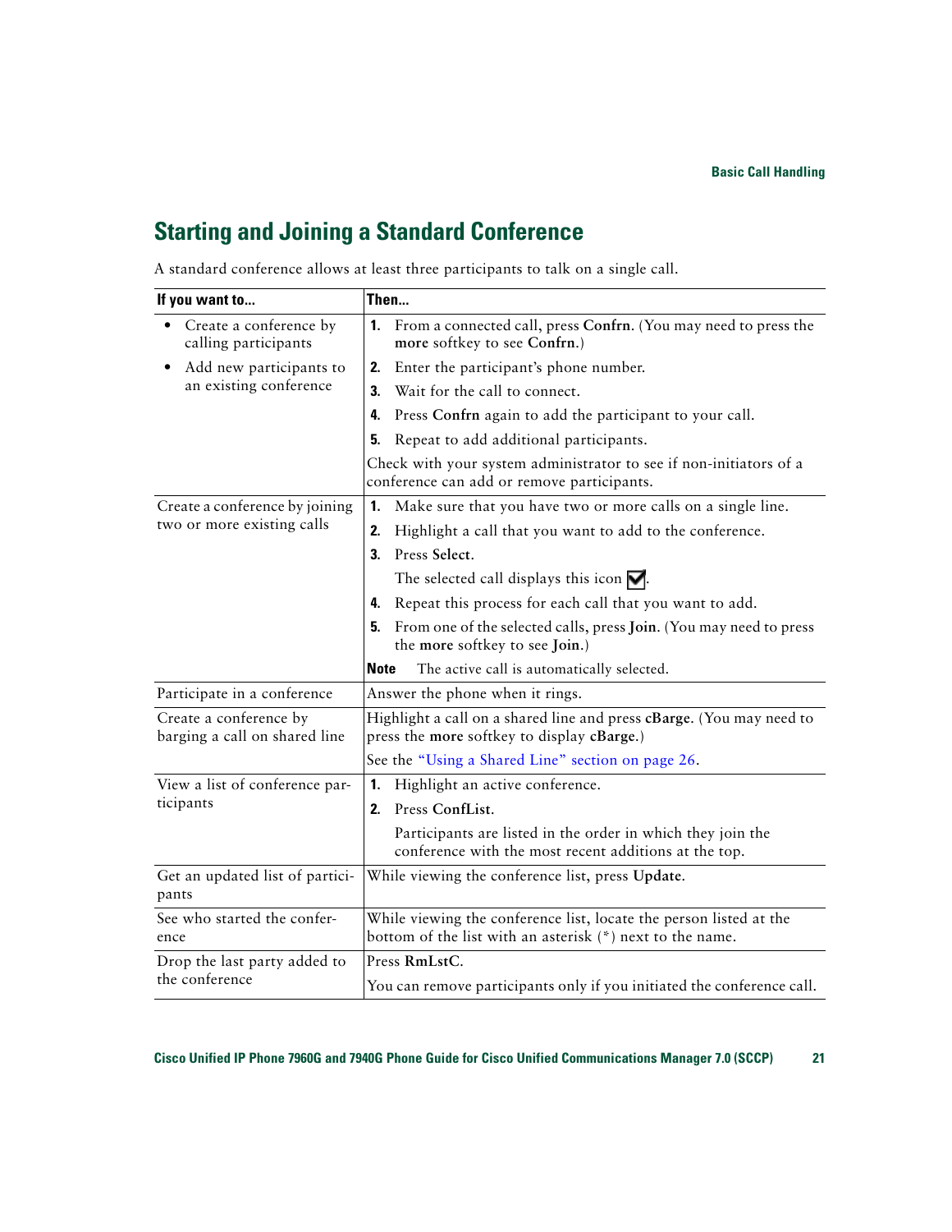## Starting and Joining a Standard Conference

A standard conference allows at least three participants to talk on a single call.

| If you want to... | Then... |
|---|---|
| • Create a conference by calling participants<br>• Add new participants to an existing conference | 1. From a connected call, press **Confrn**. (You may need to press the **more** softkey to see **Confrn**.)<br>2. Enter the participant's phone number.<br>3. Wait for the call to connect.<br>4. Press **Confrn** again to add the participant to your call.<br>5. Repeat to add additional participants.<br>Check with your system administrator to see if non-initiators of a conference can add or remove participants. |
| Create a conference by joining two or more existing calls | 1. Make sure that you have two or more calls on a single line.<br>2. Highlight a call that you want to add to the conference.<br>3. Press **Select**.<br>The selected call displays this icon ☑.<br>4. Repeat this process for each call that you want to add.<br>5. From one of the selected calls, press **Join**. (You may need to press the **more** softkey to see **Join**.)<br>**Note** The active call is automatically selected. |
| Participate in a conference | Answer the phone when it rings. |
| Create a conference by barging a call on shared line | Highlight a call on a shared line and press **cBarge**. (You may need to press the **more** softkey to display **cBarge**.)<br>See the "Using a Shared Line" section on page 26. |
| View a list of conference participants | 1. Highlight an active conference.<br>2. Press **ConfList**.<br>Participants are listed in the order in which they join the conference with the most recent additions at the top. |
| Get an updated list of participants | While viewing the conference list, press **Update**. |
| See who started the conference | While viewing the conference list, locate the person listed at the bottom of the list with an asterisk (*) next to the name. |
| Drop the last party added to the conference | Press **RmLstC**.<br>You can remove participants only if you initiated the conference call. |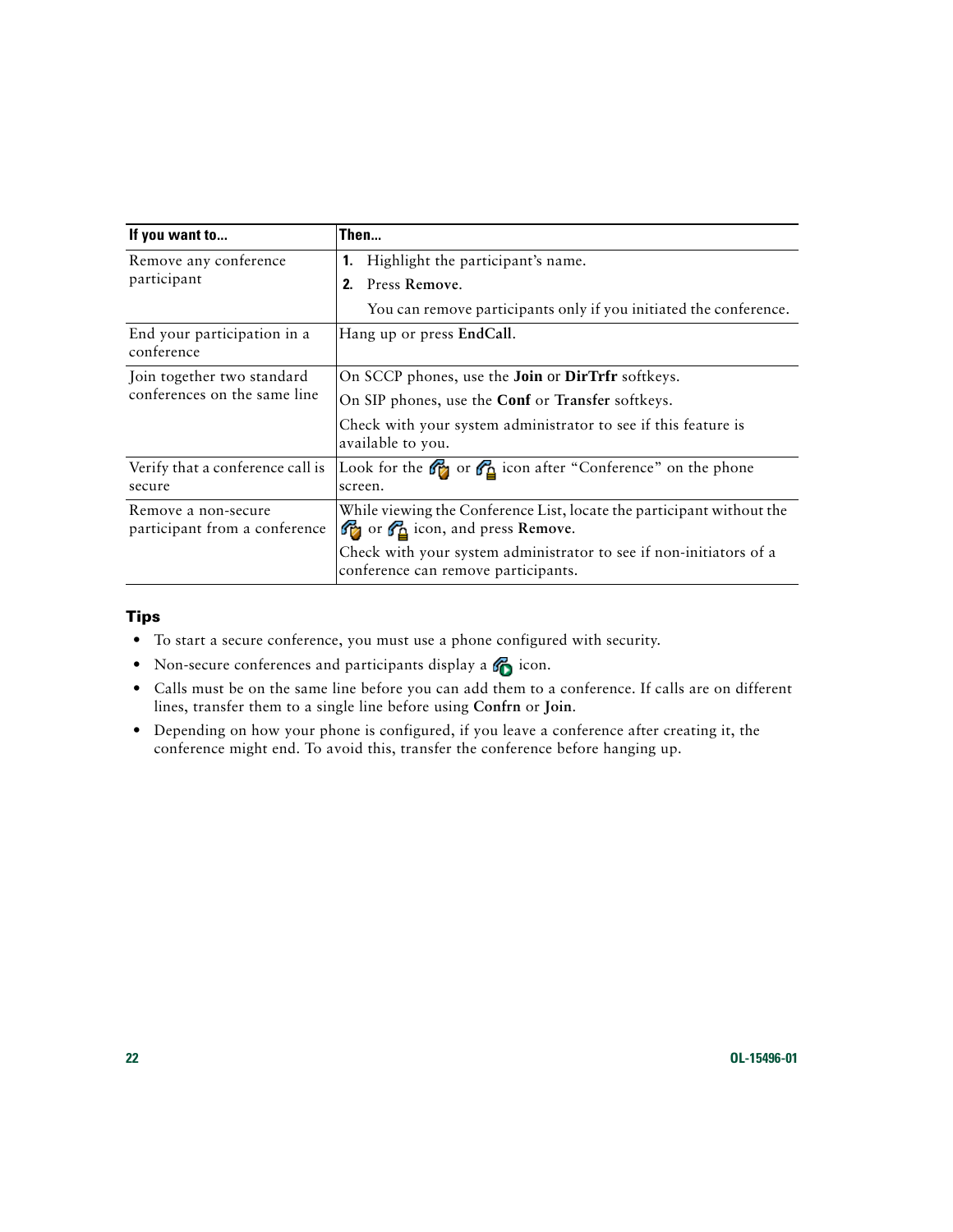| If you want to... | Then... |
| --- | --- |
| Remove any conference participant | 1. Highlight the participant's name. 2. Press **Remove**. You can remove participants only if you initiated the conference. |
| End your participation in a conference | Hang up or press **EndCall**. |
| Join together two standard conferences on the same line | On SCCP phones, use the **Join** or **DirTrfr** softkeys. On SIP phones, use the **Conf** or **Transfer** softkeys. Check with your system administrator to see if this feature is available to you. |
| Verify that a conference call is secure | Look for the or icon after "Conference" on the phone screen. |
| Remove a non-secure participant from a conference | While viewing the Conference List, locate the participant without the or icon, and press **Remove**. Check with your system administrator to see if non-initiators of a conference can remove participants. |

## Tips

- To start a secure conference, you must use a phone configured with security.
- Non-secure conferences and participants display a icon.
- Calls must be on the same line before you can add them to a conference. If calls are on different lines, transfer them to a single line before using **Confrn** or **Join**.
- Depending on how your phone is configured, if you leave a conference after creating it, the conference might end. To avoid this, transfer the conference before hanging up.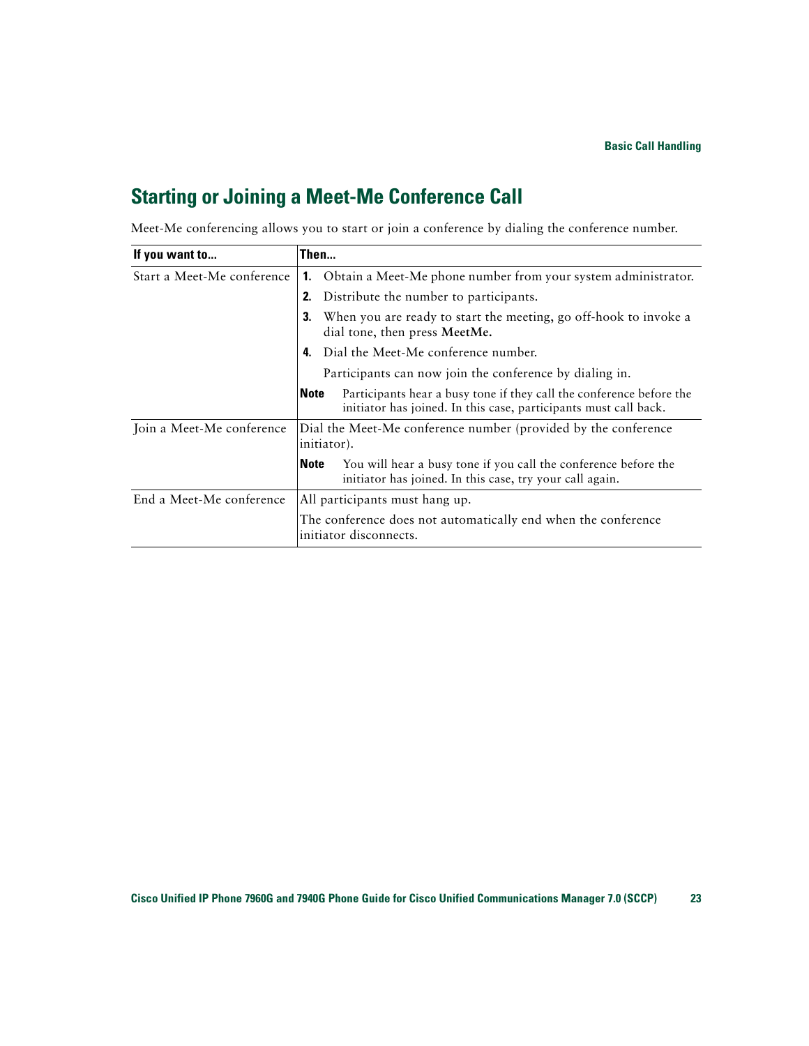## Starting or Joining a Meet-Me Conference Call

Meet-Me conferencing allows you to start or join a conference by dialing the conference number.

| If you want to... | Then... |
| --- | --- |
| Start a Meet-Me conference | 1. Obtain a Meet-Me phone number from your system administrator.<br>2. Distribute the number to participants.<br>3. When you are ready to start the meeting, go off-hook to invoke a dial tone, then press **MeetMe.**<br>4. Dial the Meet-Me conference number.<br>Participants can now join the conference by dialing in.<br>**Note** Participants hear a busy tone if they call the conference before the initiator has joined. In this case, participants must call back. |
| Join a Meet-Me conference | Dial the Meet-Me conference number (provided by the conference initiator).<br>**Note** You will hear a busy tone if you call the conference before the initiator has joined. In this case, try your call again. |
| End a Meet-Me conference | All participants must hang up.<br>The conference does not automatically end when the conference initiator disconnects. |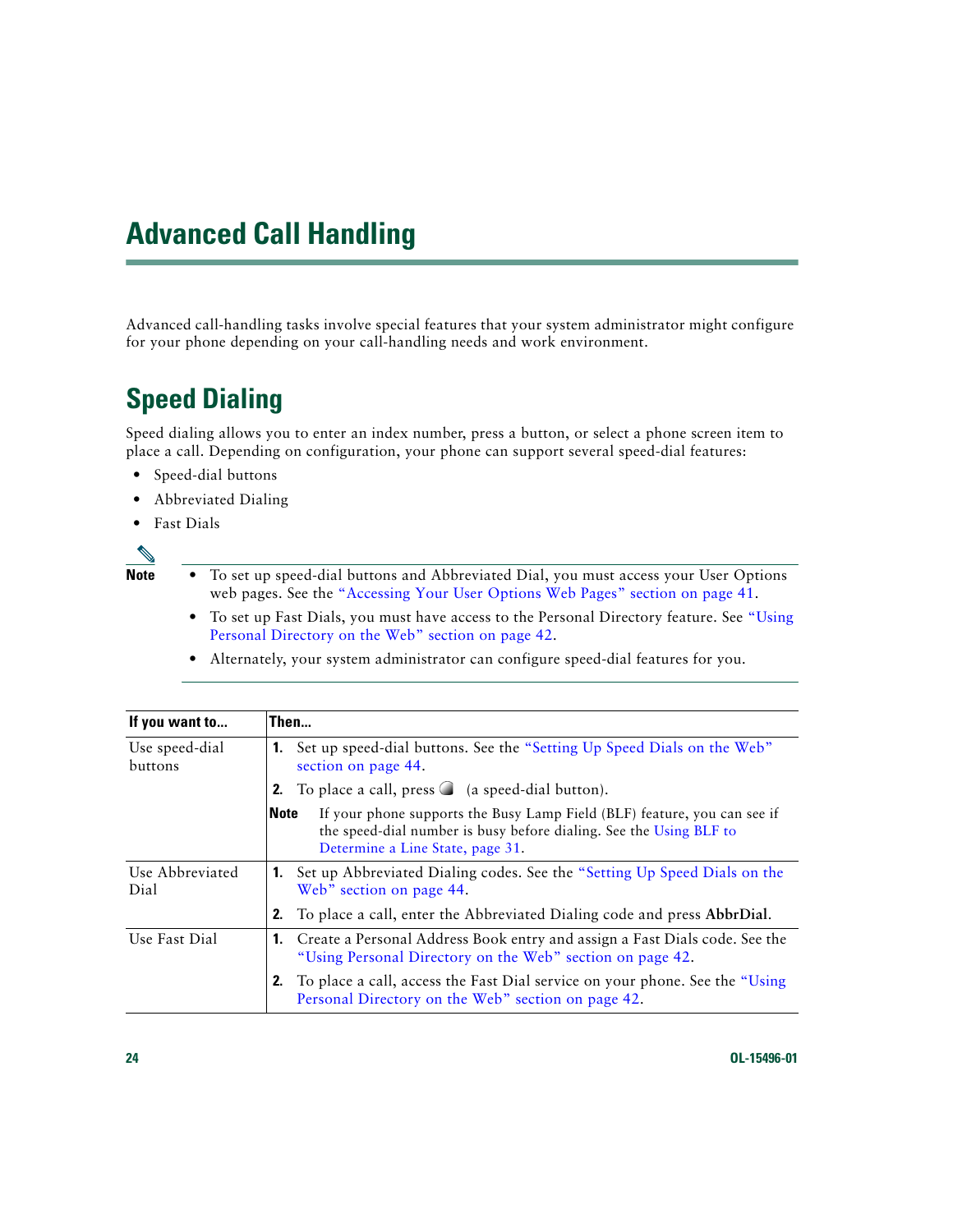# Advanced Call Handling

Advanced call-handling tasks involve special features that your system administrator might configure for your phone depending on your call-handling needs and work environment.

## Speed Dialing

Speed dialing allows you to enter an index number, press a button, or select a phone screen item to place a call. Depending on configuration, your phone can support several speed-dial features:

- Speed-dial buttons
- Abbreviated Dialing
- Fast Dials

**Note**

- To set up speed-dial buttons and Abbreviated Dial, you must access your User Options web pages. See the "Accessing Your User Options Web Pages" section on page 41.
- To set up Fast Dials, you must have access to the Personal Directory feature. See "Using Personal Directory on the Web" section on page 42.
- Alternately, your system administrator can configure speed-dial features for you.

| If you want to... | Then... |
|---|---|
| Use speed-dial buttons | **1.** Set up speed-dial buttons. See the "Setting Up Speed Dials on the Web" section on page 44.<br>**2.** To place a call, press (a speed-dial button).<br>**Note** If your phone supports the Busy Lamp Field (BLF) feature, you can see if the speed-dial number is busy before dialing. See the Using BLF to Determine a Line State, page 31. |
| Use Abbreviated Dial | **1.** Set up Abbreviated Dialing codes. See the "Setting Up Speed Dials on the Web" section on page 44.<br>**2.** To place a call, enter the Abbreviated Dialing code and press **AbbrDial**. |
| Use Fast Dial | **1.** Create a Personal Address Book entry and assign a Fast Dials code. See the "Using Personal Directory on the Web" section on page 42.<br>**2.** To place a call, access the Fast Dial service on your phone. See the "Using Personal Directory on the Web" section on page 42. |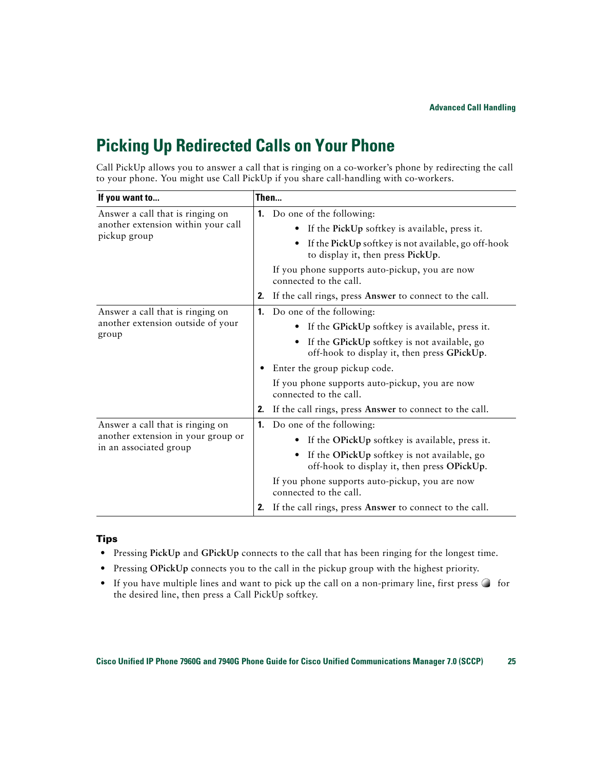# Picking Up Redirected Calls on Your Phone

Call PickUp allows you to answer a call that is ringing on a co-worker's phone by redirecting the call to your phone. You might use Call PickUp if you share call-handling with co-workers.

| If you want to... | Then... |
|---|---|
| Answer a call that is ringing on another extension within your call pickup group | **1.** Do one of the following:<br>• If the **PickUp** softkey is available, press it.<br>• If the **PickUp** softkey is not available, go off-hook to display it, then press **PickUp**.<br>If you phone supports auto-pickup, you are now connected to the call.<br>**2.** If the call rings, press **Answer** to connect to the call. |
| Answer a call that is ringing on another extension outside of your group | **1.** Do one of the following:<br>• If the **GPickUp** softkey is available, press it.<br>• If the **GPickUp** softkey is not available, go off-hook to display it, then press **GPickUp**.<br>• Enter the group pickup code.<br>If you phone supports auto-pickup, you are now connected to the call.<br>**2.** If the call rings, press **Answer** to connect to the call. |
| Answer a call that is ringing on another extension in your group or in an associated group | **1.** Do one of the following:<br>• If the **OPickUp** softkey is available, press it.<br>• If the **OPickUp** softkey is not available, go off-hook to display it, then press **OPickUp**.<br>If you phone supports auto-pickup, you are now connected to the call.<br>**2.** If the call rings, press **Answer** to connect to the call. |

### Tips

- Pressing **PickUp** and **GPickUp** connects to the call that has been ringing for the longest time.
- Pressing **OPickUp** connects you to the call in the pickup group with the highest priority.
- If you have multiple lines and want to pick up the call on a non-primary line, first press for the desired line, then press a Call PickUp softkey.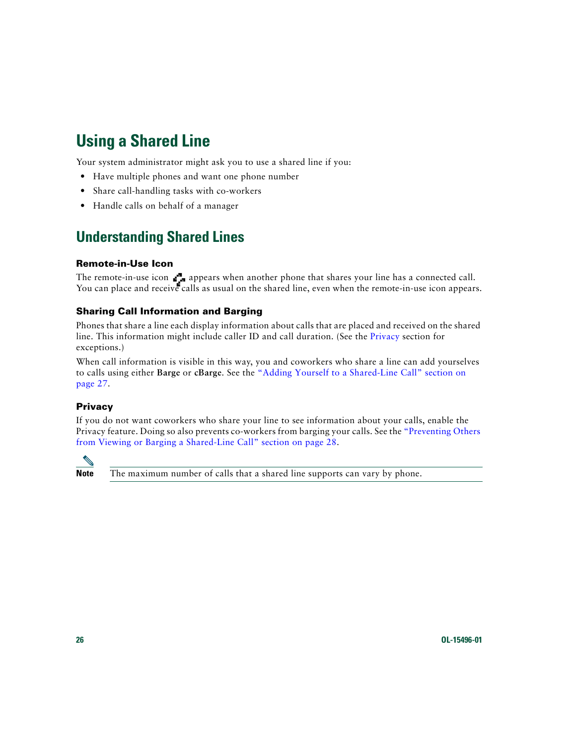# Using a Shared Line

Your system administrator might ask you to use a shared line if you:

- Have multiple phones and want one phone number
- Share call-handling tasks with co-workers
- Handle calls on behalf of a manager

## Understanding Shared Lines

### Remote-in-Use Icon

The remote-in-use icon appears when another phone that shares your line has a connected call. You can place and receive calls as usual on the shared line, even when the remote-in-use icon appears.

### Sharing Call Information and Barging

Phones that share a line each display information about calls that are placed and received on the shared line. This information might include caller ID and call duration. (See the Privacy section for exceptions.)

When call information is visible in this way, you and coworkers who share a line can add yourselves to calls using either **Barge** or **cBarge**. See the "Adding Yourself to a Shared-Line Call" section on page 27.

### Privacy

If you do not want coworkers who share your line to see information about your calls, enable the Privacy feature. Doing so also prevents co-workers from barging your calls. See the "Preventing Others from Viewing or Barging a Shared-Line Call" section on page 28.

**Note** The maximum number of calls that a shared line supports can vary by phone.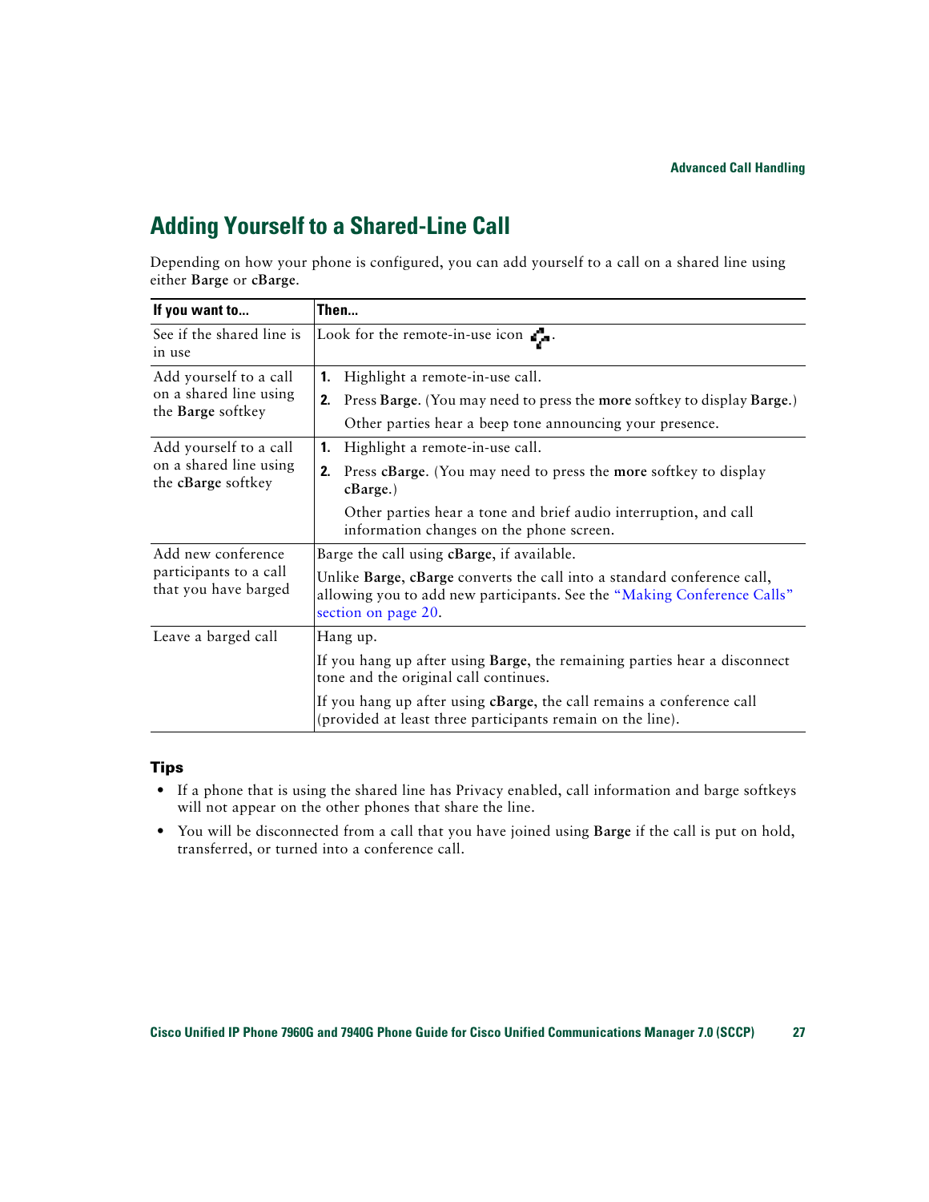## Adding Yourself to a Shared-Line Call

Depending on how your phone is configured, you can add yourself to a call on a shared line using either **Barge** or **cBarge**.

| If you want to... | Then... |
|---|---|
| See if the shared line is in use | Look for the remote-in-use icon. |
| Add yourself to a call on a shared line using the **Barge** softkey | 1. Highlight a remote-in-use call.<br>2. Press **Barge**. (You may need to press the **more** softkey to display **Barge**.)<br>Other parties hear a beep tone announcing your presence. |
| Add yourself to a call on a shared line using the **cBarge** softkey | 1. Highlight a remote-in-use call.<br>2. Press **cBarge**. (You may need to press the **more** softkey to display **cBarge**.)<br>Other parties hear a tone and brief audio interruption, and call information changes on the phone screen. |
| Add new conference participants to a call that you have barged | Barge the call using **cBarge**, if available.<br>Unlike **Barge**, **cBarge** converts the call into a standard conference call, allowing you to add new participants. See the "Making Conference Calls" section on page 20. |
| Leave a barged call | Hang up.<br>If you hang up after using **Barge**, the remaining parties hear a disconnect tone and the original call continues.<br>If you hang up after using **cBarge**, the call remains a conference call (provided at least three participants remain on the line). |

### Tips

- If a phone that is using the shared line has Privacy enabled, call information and barge softkeys will not appear on the other phones that share the line.
- You will be disconnected from a call that you have joined using **Barge** if the call is put on hold, transferred, or turned into a conference call.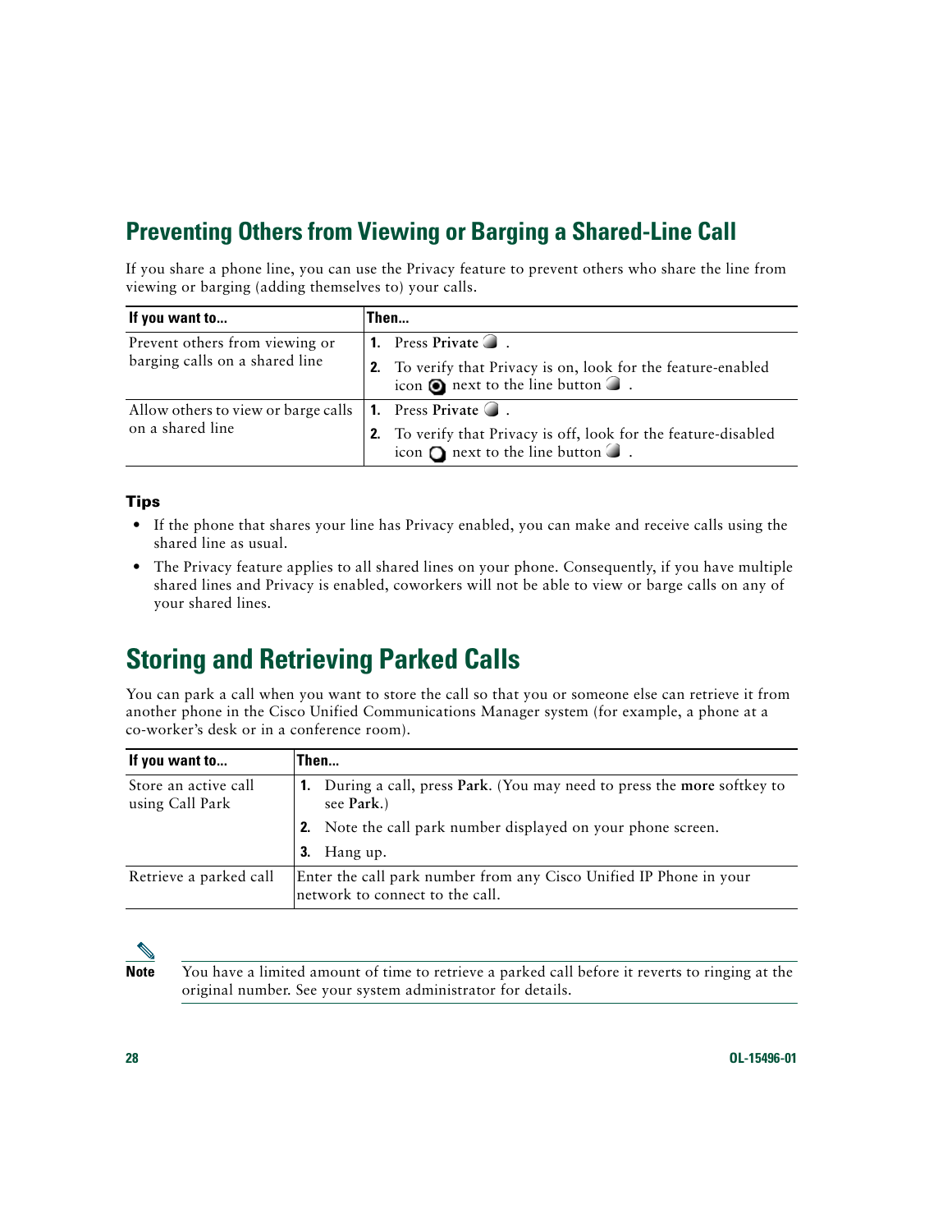## Preventing Others from Viewing or Barging a Shared-Line Call

If you share a phone line, you can use the Privacy feature to prevent others who share the line from viewing or barging (adding themselves to) your calls.

| If you want to... | Then... |
|---|---|
| Prevent others from viewing or barging calls on a shared line | 1. Press **Private** . <br> 2. To verify that Privacy is on, look for the feature-enabled icon next to the line button . |
| Allow others to view or barge calls on a shared line | 1. Press **Private** . <br> 2. To verify that Privacy is off, look for the feature-disabled icon next to the line button . |

### Tips

- If the phone that shares your line has Privacy enabled, you can make and receive calls using the shared line as usual.
- The Privacy feature applies to all shared lines on your phone. Consequently, if you have multiple shared lines and Privacy is enabled, coworkers will not be able to view or barge calls on any of your shared lines.

## Storing and Retrieving Parked Calls

You can park a call when you want to store the call so that you or someone else can retrieve it from another phone in the Cisco Unified Communications Manager system (for example, a phone at a co-worker's desk or in a conference room).

| If you want to... | Then... |
|---|---|
| Store an active call using Call Park | 1. During a call, press **Park**. (You may need to press the **more** softkey to see **Park**.) <br> 2. Note the call park number displayed on your phone screen. <br> 3. Hang up. |
| Retrieve a parked call | Enter the call park number from any Cisco Unified IP Phone in your network to connect to the call. |

**Note** You have a limited amount of time to retrieve a parked call before it reverts to ringing at the original number. See your system administrator for details.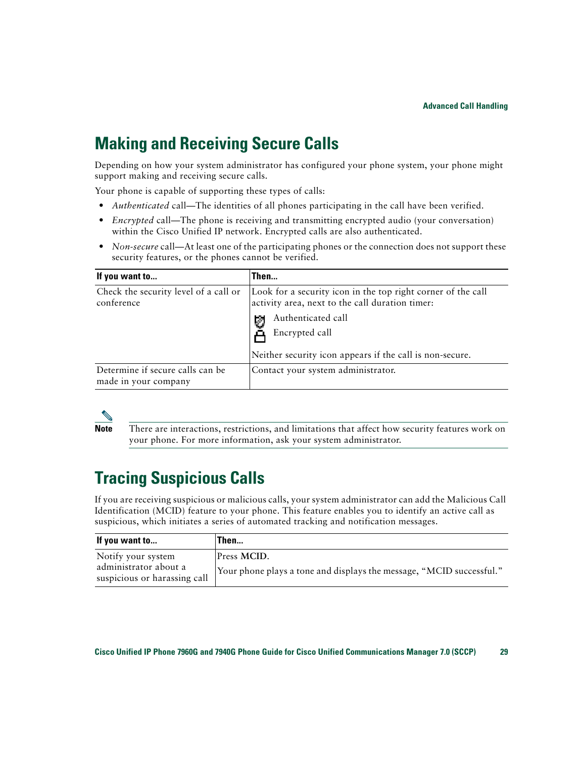## Making and Receiving Secure Calls

Depending on how your system administrator has configured your phone system, your phone might support making and receiving secure calls.

Your phone is capable of supporting these types of calls:

- *Authenticated* call—The identities of all phones participating in the call have been verified.
- *Encrypted* call—The phone is receiving and transmitting encrypted audio (your conversation) within the Cisco Unified IP network. Encrypted calls are also authenticated.
- *Non-secure* call—At least one of the participating phones or the connection does not support these security features, or the phones cannot be verified.

| If you want to... | Then... |
|---|---|
| Check the security level of a call or conference | Look for a security icon in the top right corner of the call activity area, next to the call duration timer:<br>Authenticated call<br>Encrypted call<br>Neither security icon appears if the call is non-secure. |
| Determine if secure calls can be made in your company | Contact your system administrator. |

**Note** There are interactions, restrictions, and limitations that affect how security features work on your phone. For more information, ask your system administrator.

## Tracing Suspicious Calls

If you are receiving suspicious or malicious calls, your system administrator can add the Malicious Call Identification (MCID) feature to your phone. This feature enables you to identify an active call as suspicious, which initiates a series of automated tracking and notification messages.

| If you want to... | Then... |
|---|---|
| Notify your system administrator about a suspicious or harassing call | Press **MCID**.<br>Your phone plays a tone and displays the message, "MCID successful." |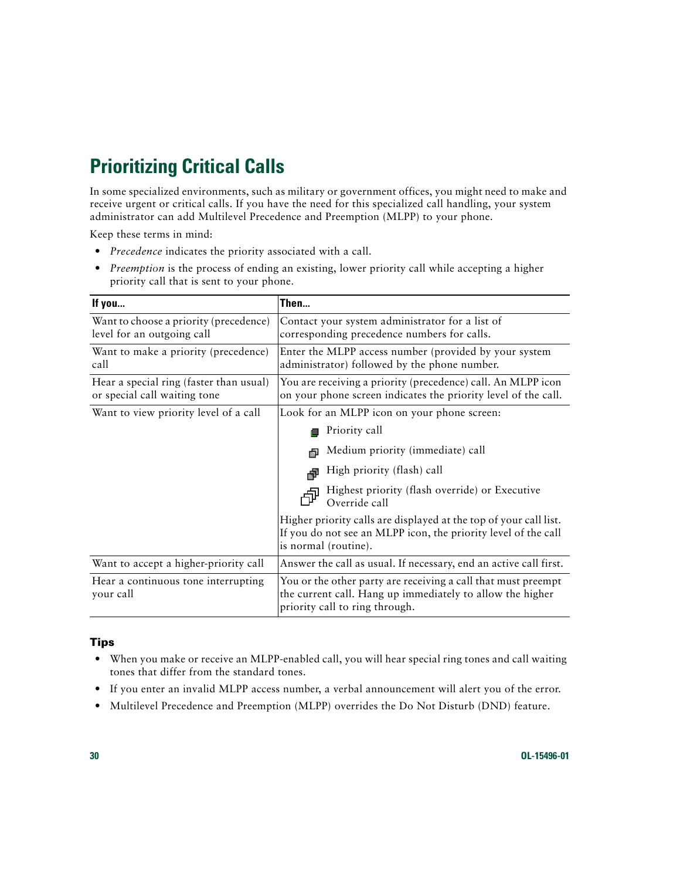# Prioritizing Critical Calls

In some specialized environments, such as military or government offices, you might need to make and receive urgent or critical calls. If you have the need for this specialized call handling, your system administrator can add Multilevel Precedence and Preemption (MLPP) to your phone.

Keep these terms in mind:

- *Precedence* indicates the priority associated with a call.
- *Preemption* is the process of ending an existing, lower priority call while accepting a higher priority call that is sent to your phone.

| If you... | Then... |
|---|---|
| Want to choose a priority (precedence) level for an outgoing call | Contact your system administrator for a list of corresponding precedence numbers for calls. |
| Want to make a priority (precedence) call | Enter the MLPP access number (provided by your system administrator) followed by the phone number. |
| Hear a special ring (faster than usual) or special call waiting tone | You are receiving a priority (precedence) call. An MLPP icon on your phone screen indicates the priority level of the call. |
| Want to view priority level of a call | Look for an MLPP icon on your phone screen:<br>Priority call<br>Medium priority (immediate) call<br>High priority (flash) call<br>Highest priority (flash override) or Executive Override call<br>Higher priority calls are displayed at the top of your call list. If you do not see an MLPP icon, the priority level of the call is normal (routine). |
| Want to accept a higher-priority call | Answer the call as usual. If necessary, end an active call first. |
| Hear a continuous tone interrupting your call | You or the other party are receiving a call that must preempt the current call. Hang up immediately to allow the higher priority call to ring through. |

### Tips

- When you make or receive an MLPP-enabled call, you will hear special ring tones and call waiting tones that differ from the standard tones.
- If you enter an invalid MLPP access number, a verbal announcement will alert you of the error.
- Multilevel Precedence and Preemption (MLPP) overrides the Do Not Disturb (DND) feature.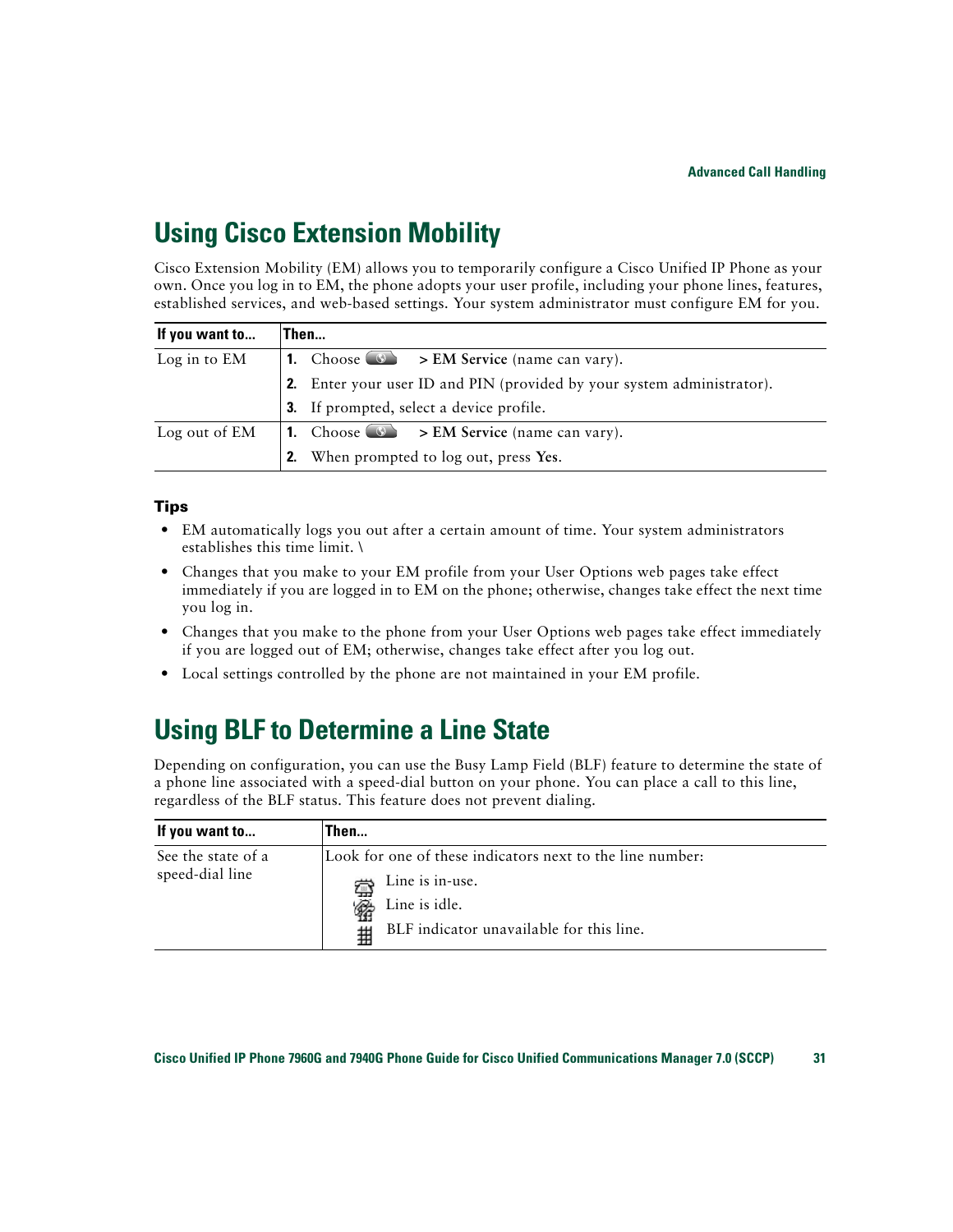## Using Cisco Extension Mobility

Cisco Extension Mobility (EM) allows you to temporarily configure a Cisco Unified IP Phone as your own. Once you log in to EM, the phone adopts your user profile, including your phone lines, features, established services, and web-based settings. Your system administrator must configure EM for you.

| If you want to... | Then... |
|---|---|
| Log in to EM | 1. Choose > **EM Service** (name can vary).<br>2. Enter your user ID and PIN (provided by your system administrator).<br>3. If prompted, select a device profile. |
| Log out of EM | 1. Choose > **EM Service** (name can vary).<br>2. When prompted to log out, press **Yes**. |

### Tips

- EM automatically logs you out after a certain amount of time. Your system administrators establishes this time limit. \
- Changes that you make to your EM profile from your User Options web pages take effect immediately if you are logged in to EM on the phone; otherwise, changes take effect the next time you log in.
- Changes that you make to the phone from your User Options web pages take effect immediately if you are logged out of EM; otherwise, changes take effect after you log out.
- Local settings controlled by the phone are not maintained in your EM profile.

## Using BLF to Determine a Line State

Depending on configuration, you can use the Busy Lamp Field (BLF) feature to determine the state of a phone line associated with a speed-dial button on your phone. You can place a call to this line, regardless of the BLF status. This feature does not prevent dialing.

| If you want to... | Then... |
|---|---|
| See the state of a speed-dial line | Look for one of these indicators next to the line number:<br>Line is in-use.<br>Line is idle.<br>BLF indicator unavailable for this line. |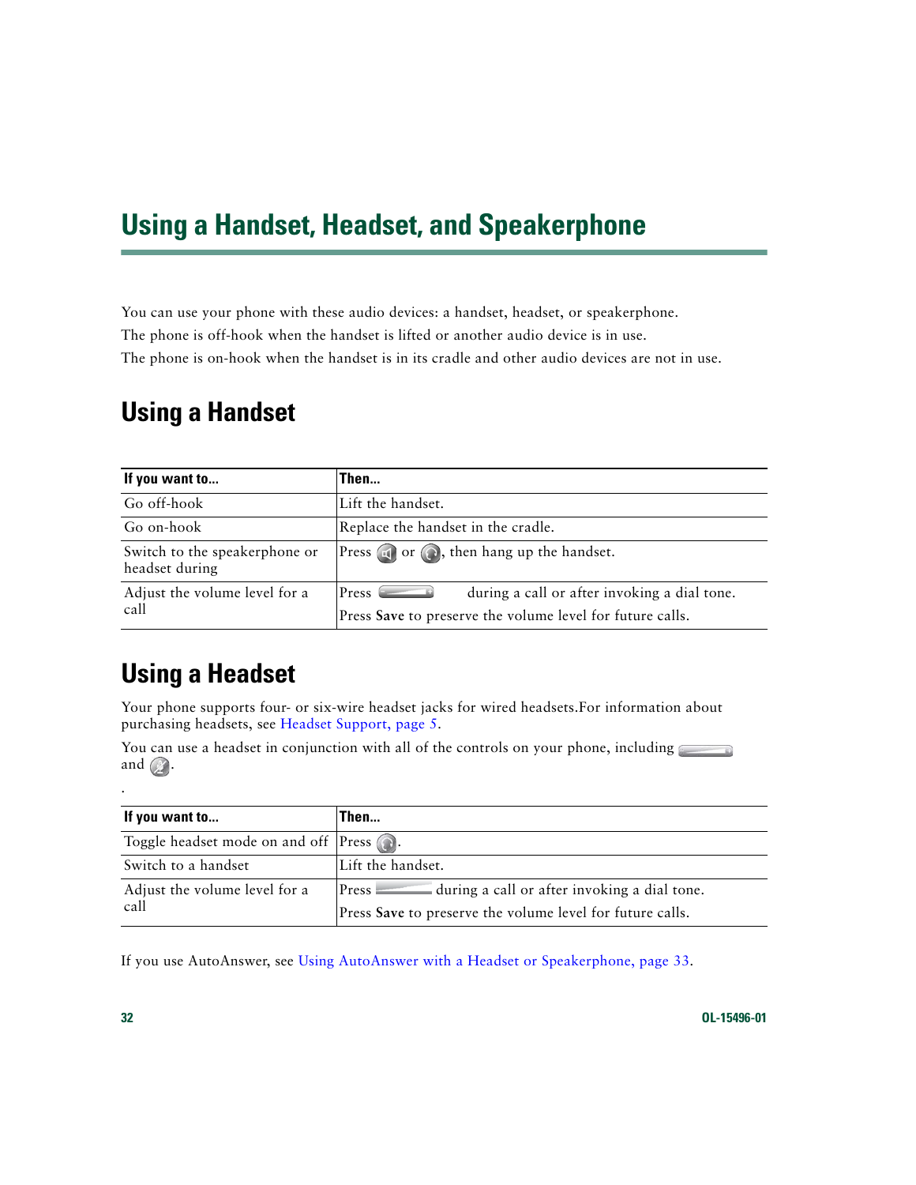# Using a Handset, Headset, and Speakerphone

You can use your phone with these audio devices: a handset, headset, or speakerphone.

The phone is off-hook when the handset is lifted or another audio device is in use.

The phone is on-hook when the handset is in its cradle and other audio devices are not in use.

## Using a Handset

| If you want to... | Then... |
|---|---|
| Go off-hook | Lift the handset. |
| Go on-hook | Replace the handset in the cradle. |
| Switch to the speakerphone or headset during | Press or , then hang up the handset. |
| Adjust the volume level for a call | Press during a call or after invoking a dial tone.<br>Press **Save** to preserve the volume level for future calls. |

## Using a Headset

Your phone supports four- or six-wire headset jacks for wired headsets.For information about purchasing headsets, see Headset Support, page 5.

You can use a headset in conjunction with all of the controls on your phone, including and .

.

| If you want to... | Then... |
|---|---|
| Toggle headset mode on and off | Press . |
| Switch to a handset | Lift the handset. |
| Adjust the volume level for a call | Press during a call or after invoking a dial tone.<br>Press **Save** to preserve the volume level for future calls. |

If you use AutoAnswer, see Using AutoAnswer with a Headset or Speakerphone, page 33.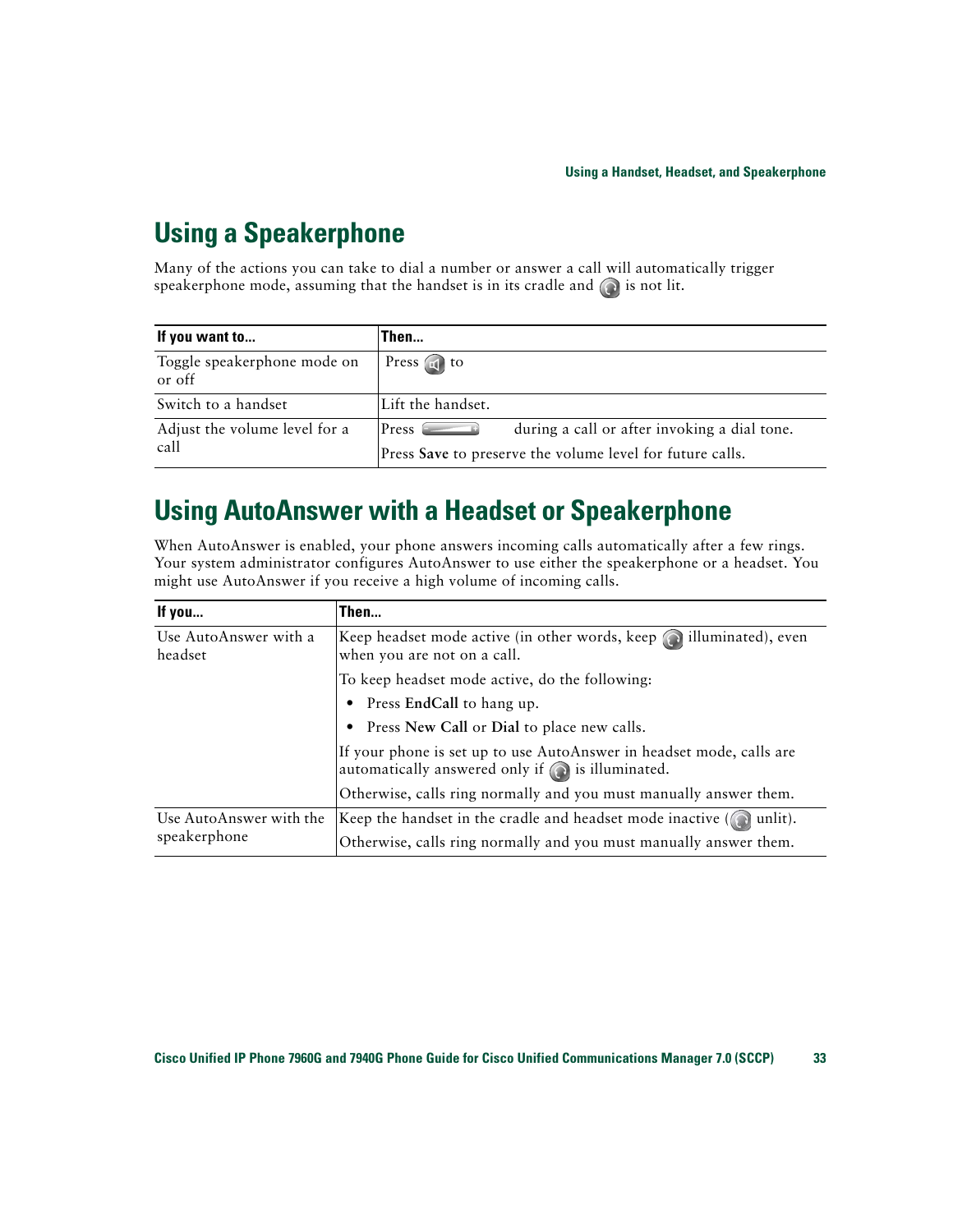## Using a Speakerphone

Many of the actions you can take to dial a number or answer a call will automatically trigger speakerphone mode, assuming that the handset is in its cradle and is not lit.

| If you want to... | Then... |
|---|---|
| Toggle speakerphone mode on or off | Press to |
| Switch to a handset | Lift the handset. |
| Adjust the volume level for a call | Press during a call or after invoking a dial tone.<br>Press **Save** to preserve the volume level for future calls. |

## Using AutoAnswer with a Headset or Speakerphone

When AutoAnswer is enabled, your phone answers incoming calls automatically after a few rings. Your system administrator configures AutoAnswer to use either the speakerphone or a headset. You might use AutoAnswer if you receive a high volume of incoming calls.

| If you... | Then... |
|---|---|
| Use AutoAnswer with a headset | Keep headset mode active (in other words, keep illuminated), even when you are not on a call.<br>To keep headset mode active, do the following:<br>• Press **EndCall** to hang up.<br>• Press **New Call** or **Dial** to place new calls.<br>If your phone is set up to use AutoAnswer in headset mode, calls are automatically answered only if is illuminated.<br>Otherwise, calls ring normally and you must manually answer them. |
| Use AutoAnswer with the speakerphone | Keep the handset in the cradle and headset mode inactive ( unlit).<br>Otherwise, calls ring normally and you must manually answer them. |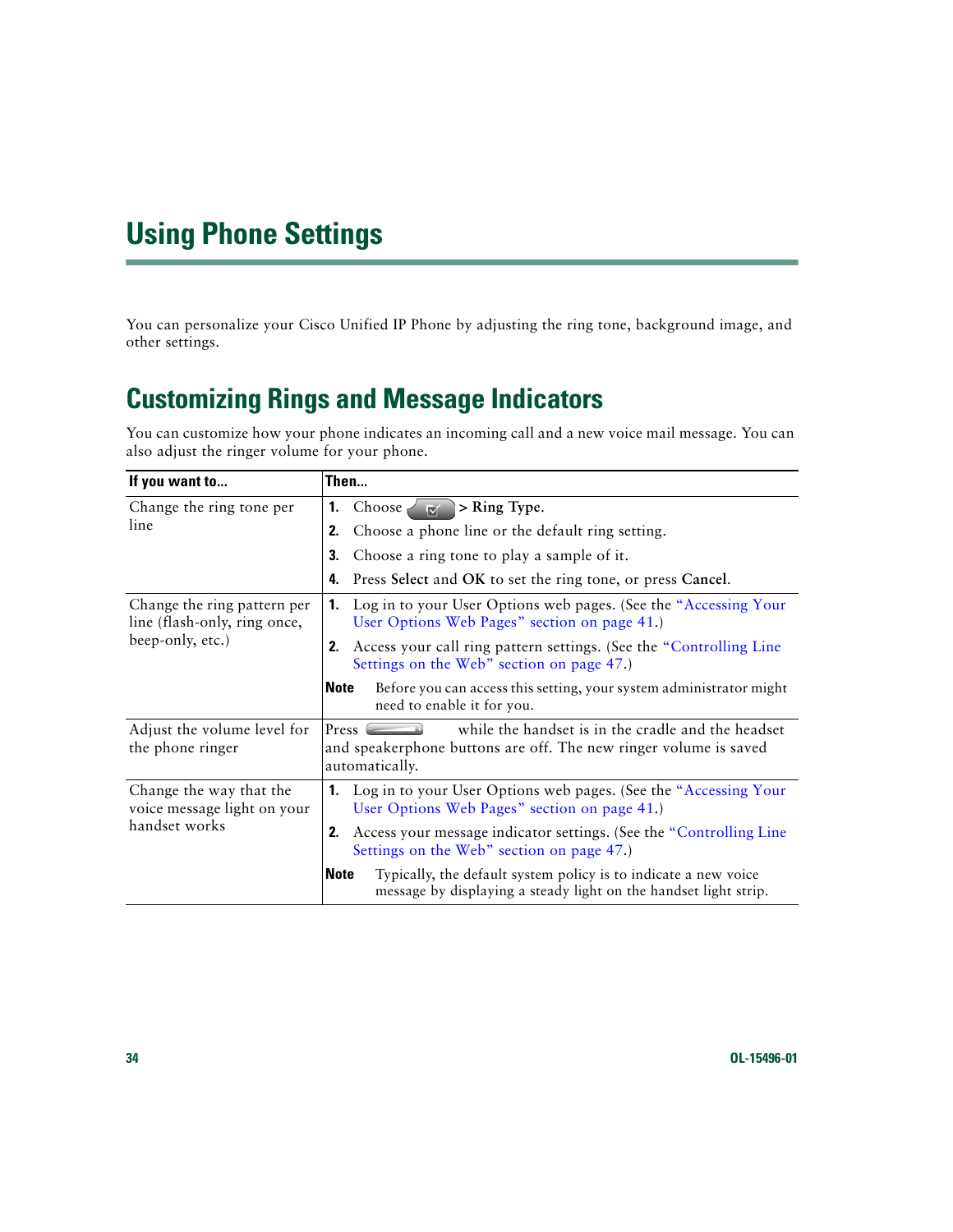# Using Phone Settings

You can personalize your Cisco Unified IP Phone by adjusting the ring tone, background image, and other settings.

## Customizing Rings and Message Indicators

You can customize how your phone indicates an incoming call and a new voice mail message. You can also adjust the ringer volume for your phone.

| If you want to... | Then... |
|---|---|
| Change the ring tone per line | 1. Choose  > **Ring Type**.<br>2. Choose a phone line or the default ring setting.<br>3. Choose a ring tone to play a sample of it.<br>4. Press **Select** and **OK** to set the ring tone, or press **Cancel**. |
| Change the ring pattern per line (flash-only, ring once, beep-only, etc.) | 1. Log in to your User Options web pages. (See the "Accessing Your User Options Web Pages" section on page 41.)<br>2. Access your call ring pattern settings. (See the "Controlling Line Settings on the Web" section on page 47.)<br>**Note** Before you can access this setting, your system administrator might need to enable it for you. |
| Adjust the volume level for the phone ringer | Press  while the handset is in the cradle and the headset and speakerphone buttons are off. The new ringer volume is saved automatically. |
| Change the way that the voice message light on your handset works | 1. Log in to your User Options web pages. (See the "Accessing Your User Options Web Pages" section on page 41.)<br>2. Access your message indicator settings. (See the "Controlling Line Settings on the Web" section on page 47.)<br>**Note** Typically, the default system policy is to indicate a new voice message by displaying a steady light on the handset light strip. |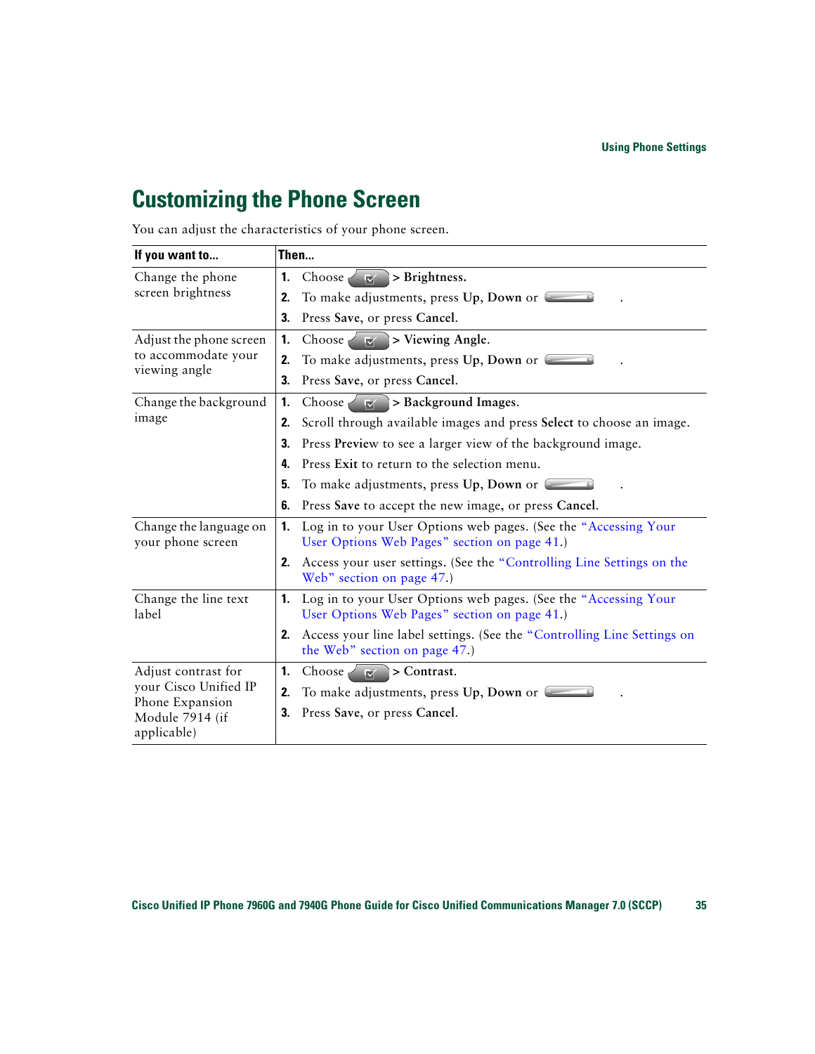# Customizing the Phone Screen

You can adjust the characteristics of your phone screen.

| If you want to... | Then... |
|---|---|
| Change the phone screen brightness | 1. Choose > **Brightness**.<br>2. To make adjustments, press **Up**, **Down** or .<br>3. Press **Save**, or press **Cancel**. |
| Adjust the phone screen to accommodate your viewing angle | 1. Choose > **Viewing Angle**.<br>2. To make adjustments, press **Up**, **Down** or .<br>3. Press **Save**, or press **Cancel**. |
| Change the background image | 1. Choose > **Background Images**.<br>2. Scroll through available images and press **Select** to choose an image.<br>3. Press **Preview** to see a larger view of the background image.<br>4. Press **Exit** to return to the selection menu.<br>5. To make adjustments, press **Up**, **Down** or .<br>6. Press **Save** to accept the new image, or press **Cancel**. |
| Change the language on your phone screen | 1. Log in to your User Options web pages. (See the "Accessing Your User Options Web Pages" section on page 41.)<br>2. Access your user settings. (See the "Controlling Line Settings on the Web" section on page 47.) |
| Change the line text label | 1. Log in to your User Options web pages. (See the "Accessing Your User Options Web Pages" section on page 41.)<br>2. Access your line label settings. (See the "Controlling Line Settings on the Web" section on page 47.) |
| Adjust contrast for your Cisco Unified IP Phone Expansion Module 7914 (if applicable) | 1. Choose > **Contrast**.<br>2. To make adjustments, press **Up**, **Down** or .<br>3. Press **Save**, or press **Cancel**. |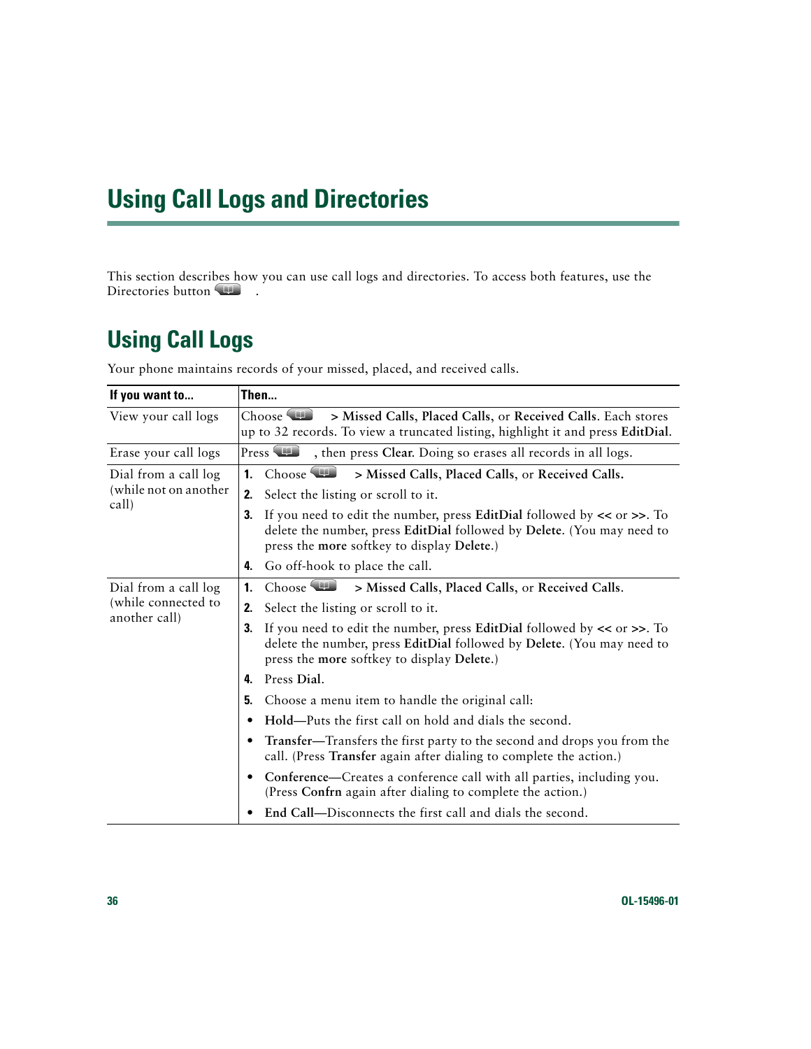# Using Call Logs and Directories

This section describes how you can use call logs and directories. To access both features, use the Directories button .

## Using Call Logs

Your phone maintains records of your missed, placed, and received calls.

| If you want to... | Then... |
| --- | --- |
| View your call logs | Choose **> Missed Calls**, **Placed Calls**, or **Received Calls**. Each stores up to 32 records. To view a truncated listing, highlight it and press **EditDial**. |
| Erase your call logs | Press , then press **Clear**. Doing so erases all records in all logs. |
| Dial from a call log (while not on another call) | 1. Choose **> Missed Calls**, **Placed Calls**, or **Received Calls.**<br>2. Select the listing or scroll to it.<br>3. If you need to edit the number, press **EditDial** followed by **<<** or **>>**. To delete the number, press **EditDial** followed by **Delete**. (You may need to press the **more** softkey to display **Delete**.)<br>4. Go off-hook to place the call. |
| Dial from a call log (while connected to another call) | 1. Choose **> Missed Calls**, **Placed Calls**, or **Received Calls**.<br>2. Select the listing or scroll to it.<br>3. If you need to edit the number, press **EditDial** followed by **<<** or **>>**. To delete the number, press **EditDial** followed by **Delete**. (You may need to press the **more** softkey to display **Delete**.)<br>4. Press **Dial**.<br>5. Choose a menu item to handle the original call:<br>• **Hold**—Puts the first call on hold and dials the second.<br>• **Transfer**—Transfers the first party to the second and drops you from the call. (Press **Transfer** again after dialing to complete the action.)<br>• **Conference**—Creates a conference call with all parties, including you. (Press **Confrn** again after dialing to complete the action.)<br>• **End Call**—Disconnects the first call and dials the second. |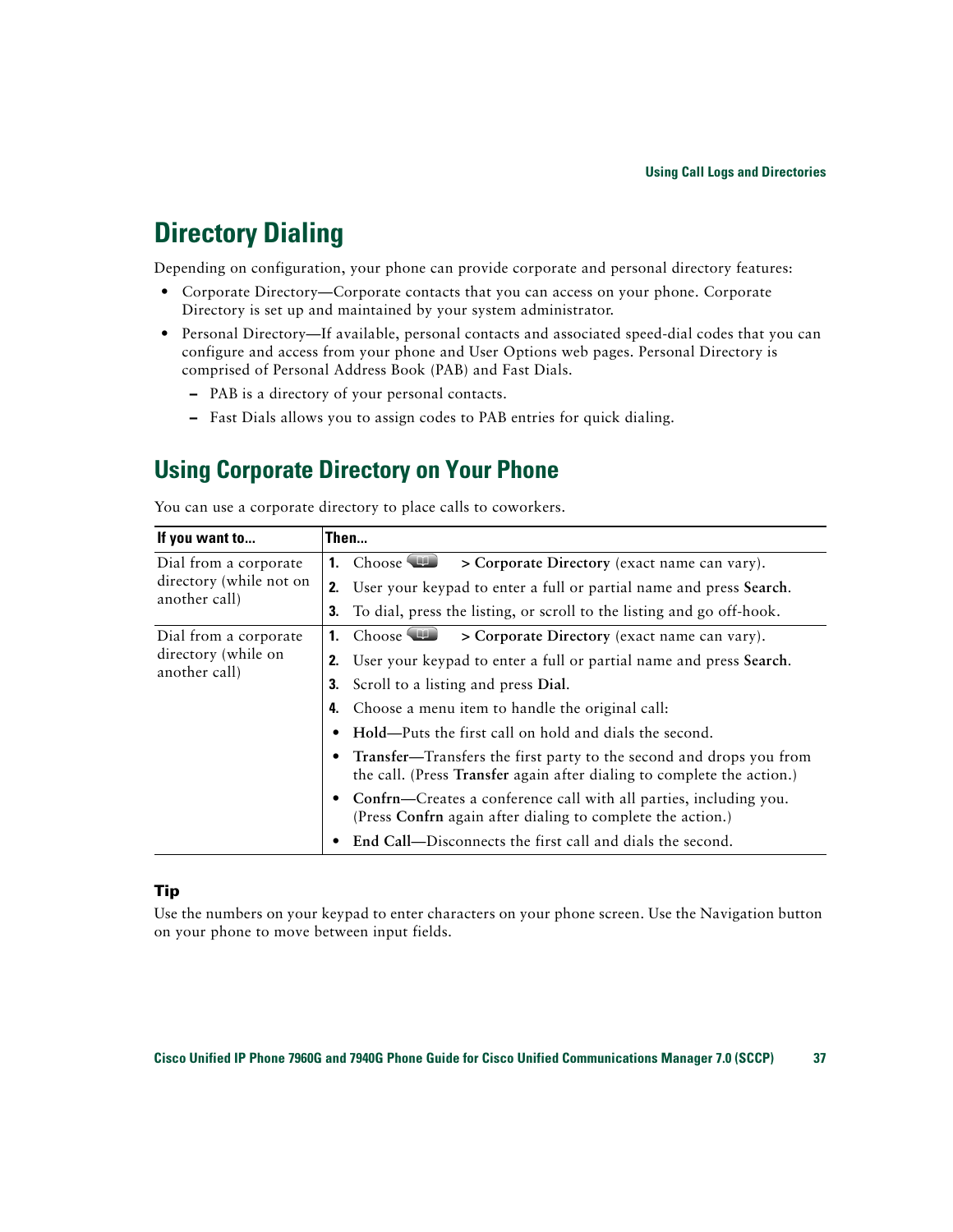# Directory Dialing

Depending on configuration, your phone can provide corporate and personal directory features:

- Corporate Directory—Corporate contacts that you can access on your phone. Corporate Directory is set up and maintained by your system administrator.
- Personal Directory—If available, personal contacts and associated speed-dial codes that you can configure and access from your phone and User Options web pages. Personal Directory is comprised of Personal Address Book (PAB) and Fast Dials.
  - PAB is a directory of your personal contacts.
  - Fast Dials allows you to assign codes to PAB entries for quick dialing.

## Using Corporate Directory on Your Phone

You can use a corporate directory to place calls to coworkers.

| If you want to... | Then... |
|---|---|
| Dial from a corporate directory (while not on another call) | **1.** Choose > **Corporate Directory** (exact name can vary).<br>**2.** User your keypad to enter a full or partial name and press **Search**.<br>**3.** To dial, press the listing, or scroll to the listing and go off-hook. |
| Dial from a corporate directory (while on another call) | **1.** Choose > **Corporate Directory** (exact name can vary).<br>**2.** User your keypad to enter a full or partial name and press **Search**.<br>**3.** Scroll to a listing and press **Dial**.<br>**4.** Choose a menu item to handle the original call:<br>• **Hold**—Puts the first call on hold and dials the second.<br>• **Transfer**—Transfers the first party to the second and drops you from the call. (Press **Transfer** again after dialing to complete the action.)<br>• **Confrn**—Creates a conference call with all parties, including you. (Press **Confrn** again after dialing to complete the action.)<br>• **End Call**—Disconnects the first call and dials the second. |

### Tip

Use the numbers on your keypad to enter characters on your phone screen. Use the Navigation button on your phone to move between input fields.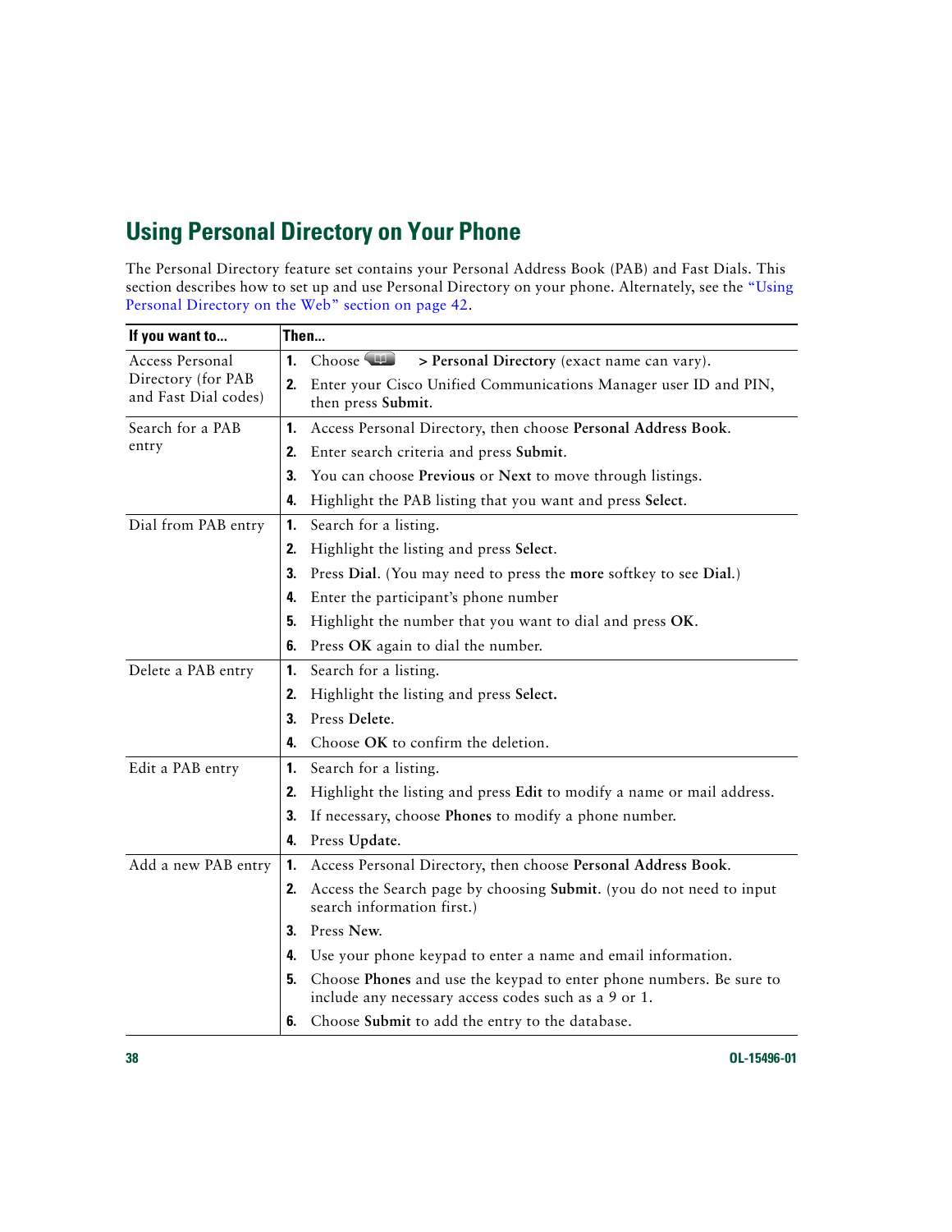## Using Personal Directory on Your Phone

The Personal Directory feature set contains your Personal Address Book (PAB) and Fast Dials. This section describes how to set up and use Personal Directory on your phone. Alternately, see the "Using Personal Directory on the Web" section on page 42.

| If you want to... | Then... |
|---|---|
| Access Personal Directory (for PAB and Fast Dial codes) | 1. Choose > **Personal Directory** (exact name can vary).<br>2. Enter your Cisco Unified Communications Manager user ID and PIN, then press **Submit**. |
| Search for a PAB entry | 1. Access Personal Directory, then choose **Personal Address Book**.<br>2. Enter search criteria and press **Submit**.<br>3. You can choose **Previous** or **Next** to move through listings.<br>4. Highlight the PAB listing that you want and press **Select**. |
| Dial from PAB entry | 1. Search for a listing.<br>2. Highlight the listing and press **Select**.<br>3. Press **Dial**. (You may need to press the **more** softkey to see **Dial**.)<br>4. Enter the participant's phone number<br>5. Highlight the number that you want to dial and press **OK**.<br>6. Press **OK** again to dial the number. |
| Delete a PAB entry | 1. Search for a listing.<br>2. Highlight the listing and press **Select.**<br>3. Press **Delete**.<br>4. Choose **OK** to confirm the deletion. |
| Edit a PAB entry | 1. Search for a listing.<br>2. Highlight the listing and press **Edit** to modify a name or mail address.<br>3. If necessary, choose **Phones** to modify a phone number.<br>4. Press **Update**. |
| Add a new PAB entry | 1. Access Personal Directory, then choose **Personal Address Book**.<br>2. Access the Search page by choosing **Submit**. (you do not need to input search information first.)<br>3. Press **New**.<br>4. Use your phone keypad to enter a name and email information.<br>5. Choose **Phones** and use the keypad to enter phone numbers. Be sure to include any necessary access codes such as a 9 or 1.<br>6. Choose **Submit** to add the entry to the database. |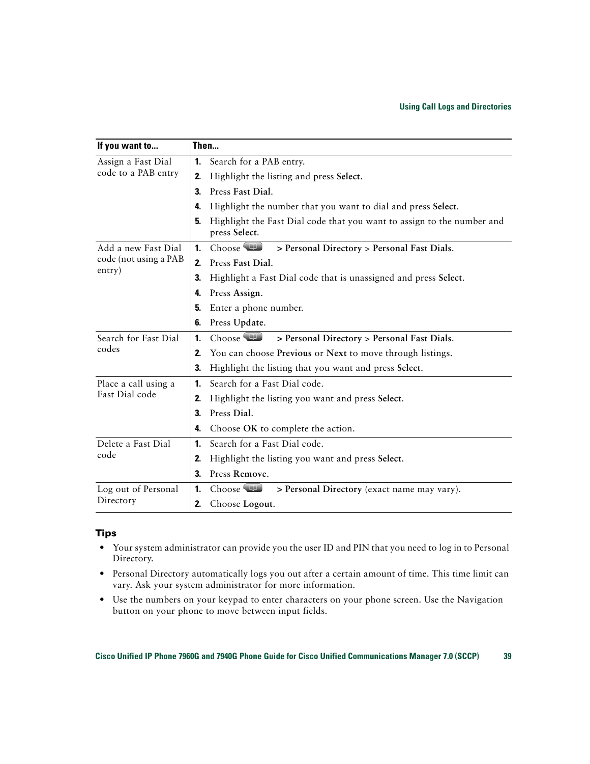| If you want to... | Then... |
|---|---|
| Assign a Fast Dial code to a PAB entry | **1.** Search for a PAB entry.<br>**2.** Highlight the listing and press **Select**.<br>**3.** Press **Fast Dial**.<br>**4.** Highlight the number that you want to dial and press **Select**.<br>**5.** Highlight the Fast Dial code that you want to assign to the number and press **Select**. |
| Add a new Fast Dial code (not using a PAB entry) | **1.** Choose  **> Personal Directory** > **Personal Fast Dials**.<br>**2.** Press **Fast Dial**.<br>**3.** Highlight a Fast Dial code that is unassigned and press **Select**.<br>**4.** Press **Assign**.<br>**5.** Enter a phone number.<br>**6.** Press **Update**. |
| Search for Fast Dial codes | **1.** Choose  **> Personal Directory** > **Personal Fast Dials**.<br>**2.** You can choose **Previous** or **Next** to move through listings.<br>**3.** Highlight the listing that you want and press **Select**. |
| Place a call using a Fast Dial code | **1.** Search for a Fast Dial code.<br>**2.** Highlight the listing you want and press **Select**.<br>**3.** Press **Dial**.<br>**4.** Choose **OK** to complete the action. |
| Delete a Fast Dial code | **1.** Search for a Fast Dial code.<br>**2.** Highlight the listing you want and press **Select**.<br>**3.** Press **Remove**. |
| Log out of Personal Directory | **1.** Choose  **> Personal Directory** (exact name may vary).<br>**2.** Choose **Logout**. |

## Tips

- Your system administrator can provide you the user ID and PIN that you need to log in to Personal Directory.
- Personal Directory automatically logs you out after a certain amount of time. This time limit can vary. Ask your system administrator for more information.
- Use the numbers on your keypad to enter characters on your phone screen. Use the Navigation button on your phone to move between input fields.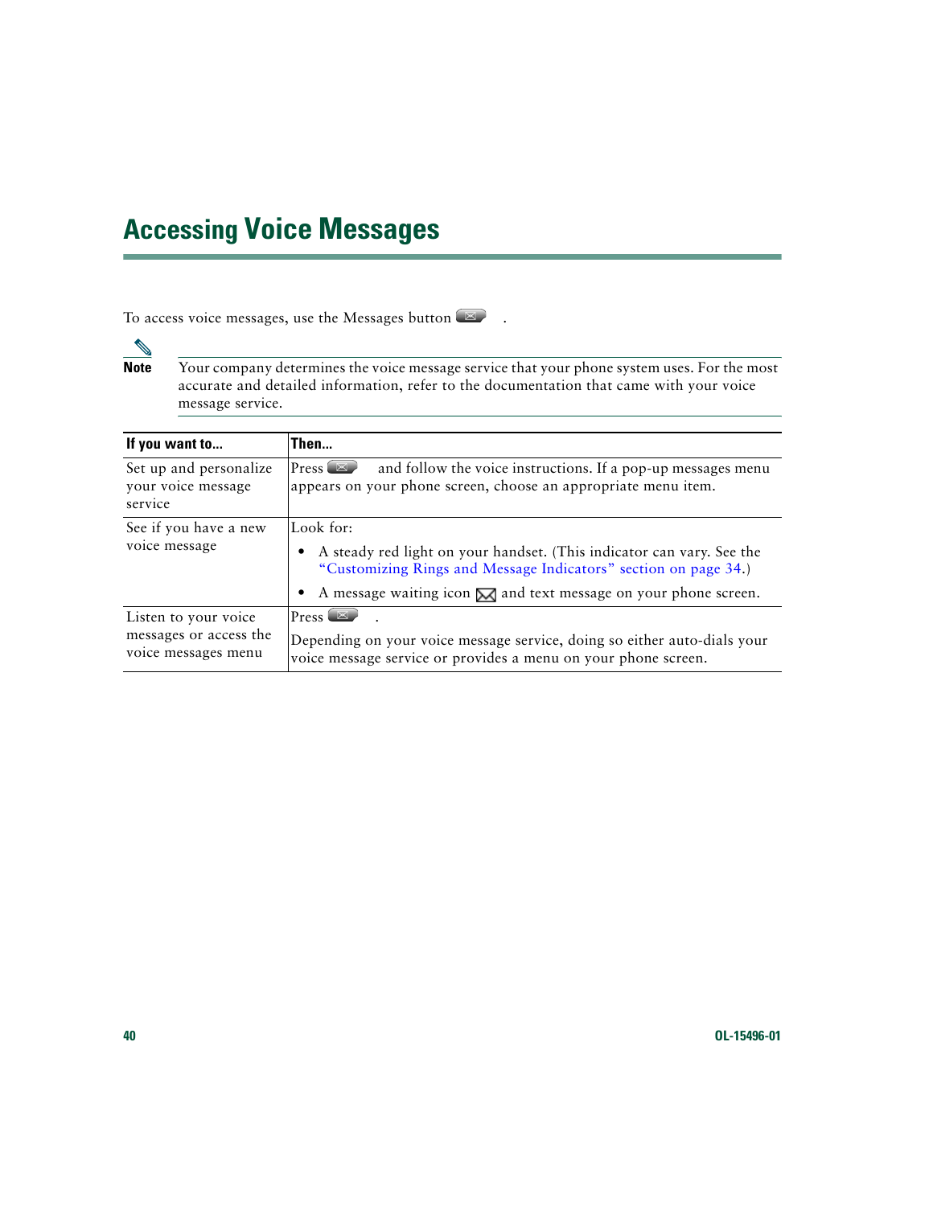# Accessing Voice Messages

To access voice messages, use the Messages button .

> **Note** Your company determines the voice message service that your phone system uses. For the most accurate and detailed information, refer to the documentation that came with your voice message service.

| If you want to... | Then... |
|---|---|
| Set up and personalize your voice message service | Press  and follow the voice instructions. If a pop-up messages menu appears on your phone screen, choose an appropriate menu item. |
| See if you have a new voice message | Look for:<br>• A steady red light on your handset. (This indicator can vary. See the "Customizing Rings and Message Indicators" section on page 34.)<br>• A message waiting icon  and text message on your phone screen. |
| Listen to your voice messages or access the voice messages menu | Press .<br>Depending on your voice message service, doing so either auto-dials your voice message service or provides a menu on your phone screen. |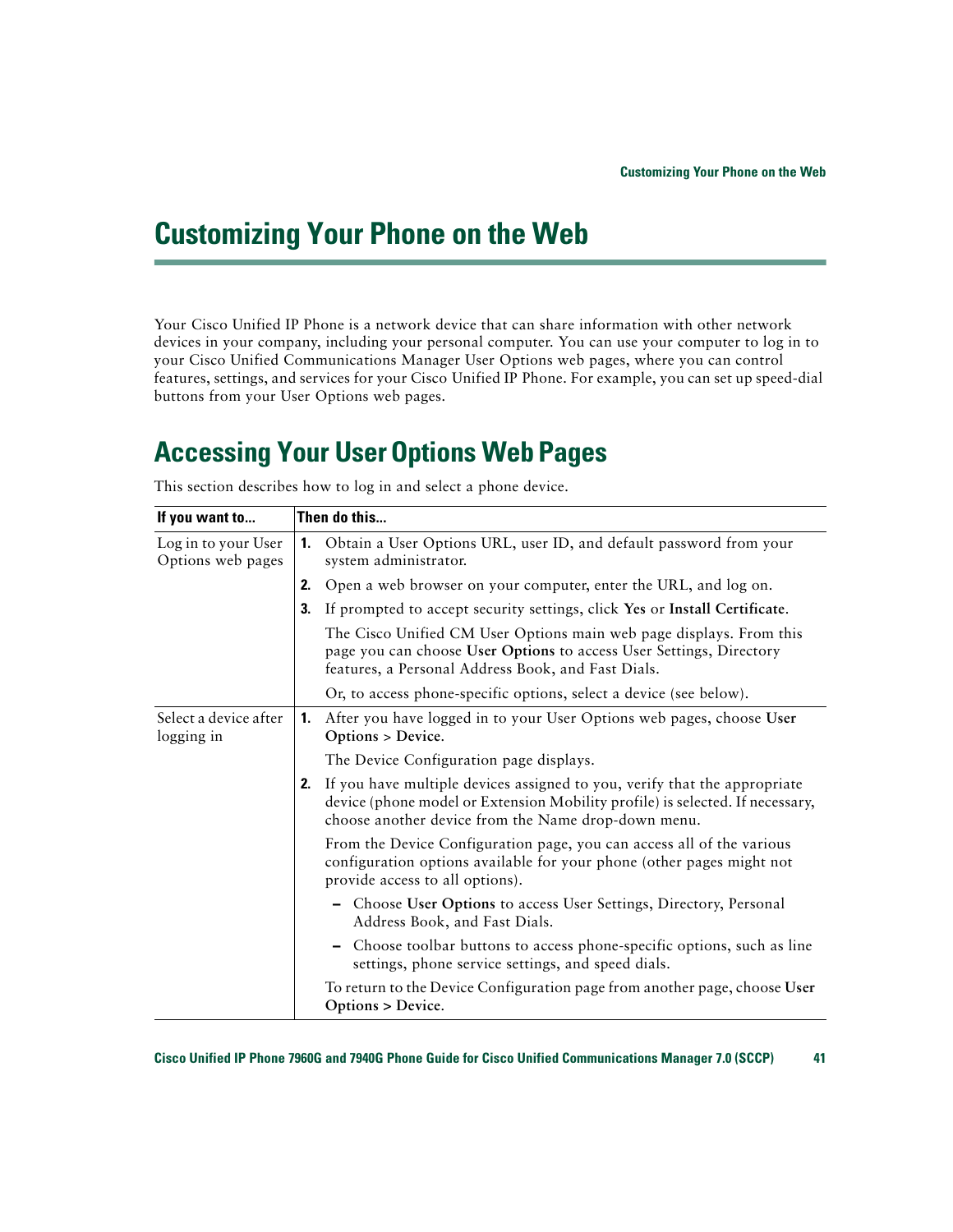# Customizing Your Phone on the Web

Your Cisco Unified IP Phone is a network device that can share information with other network devices in your company, including your personal computer. You can use your computer to log in to your Cisco Unified Communications Manager User Options web pages, where you can control features, settings, and services for your Cisco Unified IP Phone. For example, you can set up speed-dial buttons from your User Options web pages.

## Accessing Your User Options Web Pages

This section describes how to log in and select a phone device.

| If you want to... | Then do this... |
| --- | --- |
| Log in to your User Options web pages | **1.** Obtain a User Options URL, user ID, and default password from your system administrator.<br>**2.** Open a web browser on your computer, enter the URL, and log on.<br>**3.** If prompted to accept security settings, click **Yes** or **Install Certificate**.<br>The Cisco Unified CM User Options main web page displays. From this page you can choose **User Options** to access User Settings, Directory features, a Personal Address Book, and Fast Dials.<br>Or, to access phone-specific options, select a device (see below). |
| Select a device after logging in | **1.** After you have logged in to your User Options web pages, choose **User Options** > **Device**.<br>The Device Configuration page displays.<br>**2.** If you have multiple devices assigned to you, verify that the appropriate device (phone model or Extension Mobility profile) is selected. If necessary, choose another device from the Name drop-down menu.<br>From the Device Configuration page, you can access all of the various configuration options available for your phone (other pages might not provide access to all options).<br>– Choose **User Options** to access User Settings, Directory, Personal Address Book, and Fast Dials.<br>– Choose toolbar buttons to access phone-specific options, such as line settings, phone service settings, and speed dials.<br>To return to the Device Configuration page from another page, choose **User Options > Device**. |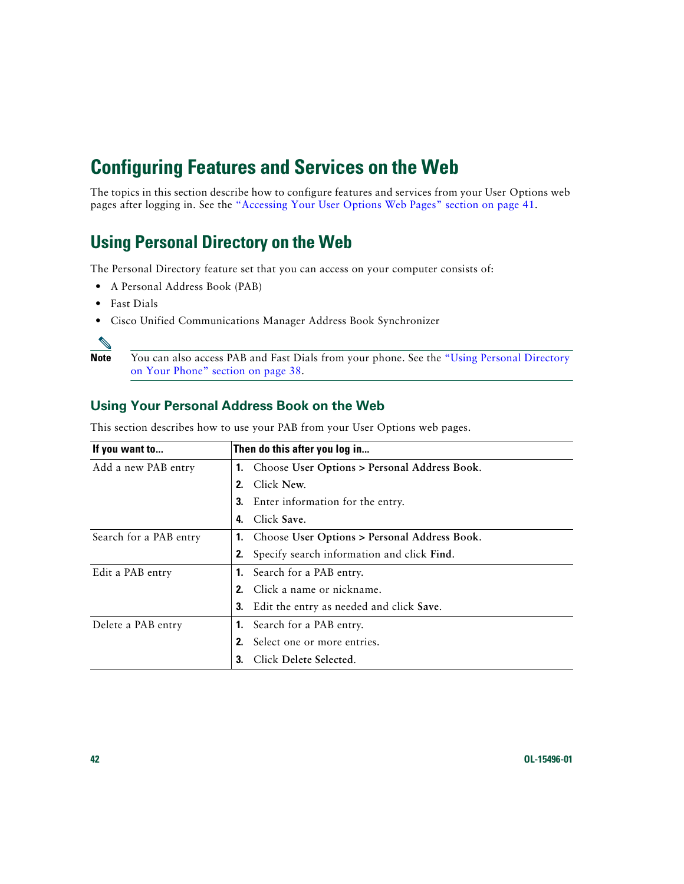# Configuring Features and Services on the Web

The topics in this section describe how to configure features and services from your User Options web pages after logging in. See the "Accessing Your User Options Web Pages" section on page 41.

## Using Personal Directory on the Web

The Personal Directory feature set that you can access on your computer consists of:

- A Personal Address Book (PAB)
- Fast Dials
- Cisco Unified Communications Manager Address Book Synchronizer

**Note** You can also access PAB and Fast Dials from your phone. See the "Using Personal Directory on Your Phone" section on page 38.

### Using Your Personal Address Book on the Web

This section describes how to use your PAB from your User Options web pages.

| If you want to... | Then do this after you log in... |
|---|---|
| Add a new PAB entry | 1. Choose **User Options > Personal Address Book**.<br>2. Click **New**.<br>3. Enter information for the entry.<br>4. Click **Save**. |
| Search for a PAB entry | 1. Choose **User Options > Personal Address Book**.<br>2. Specify search information and click **Find**. |
| Edit a PAB entry | 1. Search for a PAB entry.<br>2. Click a name or nickname.<br>3. Edit the entry as needed and click **Save**. |
| Delete a PAB entry | 1. Search for a PAB entry.<br>2. Select one or more entries.<br>3. Click **Delete Selected**. |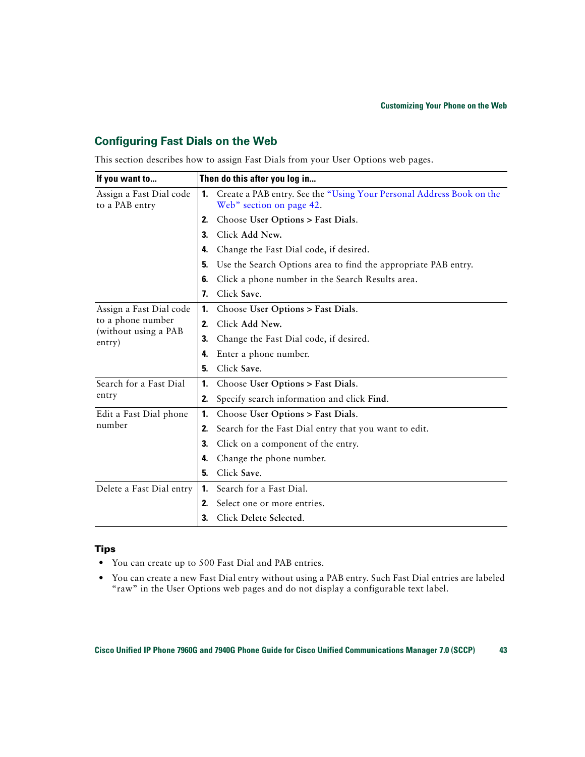## Configuring Fast Dials on the Web

This section describes how to assign Fast Dials from your User Options web pages.

| If you want to... | Then do this after you log in... |
|---|---|
| Assign a Fast Dial code to a PAB entry | 1. Create a PAB entry. See the "Using Your Personal Address Book on the Web" section on page 42.<br>2. Choose **User Options > Fast Dials**.<br>3. Click **Add New**.<br>4. Change the Fast Dial code, if desired.<br>5. Use the Search Options area to find the appropriate PAB entry.<br>6. Click a phone number in the Search Results area.<br>7. Click **Save**. |
| Assign a Fast Dial code to a phone number (without using a PAB entry) | 1. Choose **User Options > Fast Dials**.<br>2. Click **Add New**.<br>3. Change the Fast Dial code, if desired.<br>4. Enter a phone number.<br>5. Click **Save**. |
| Search for a Fast Dial entry | 1. Choose **User Options > Fast Dials**.<br>2. Specify search information and click **Find**. |
| Edit a Fast Dial phone number | 1. Choose **User Options > Fast Dials**.<br>2. Search for the Fast Dial entry that you want to edit.<br>3. Click on a component of the entry.<br>4. Change the phone number.<br>5. Click **Save**. |
| Delete a Fast Dial entry | 1. Search for a Fast Dial.<br>2. Select one or more entries.<br>3. Click **Delete Selected**. |

### Tips

- You can create up to 500 Fast Dial and PAB entries.
- You can create a new Fast Dial entry without using a PAB entry. Such Fast Dial entries are labeled "raw" in the User Options web pages and do not display a configurable text label.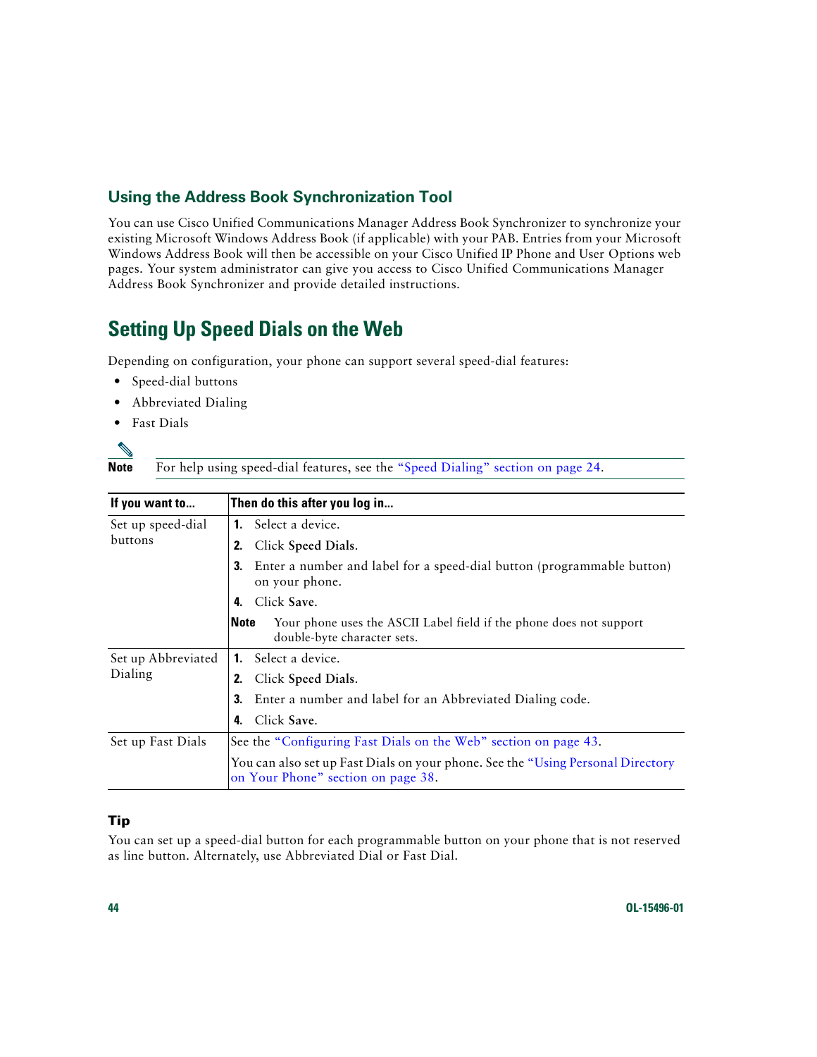### Using the Address Book Synchronization Tool

You can use Cisco Unified Communications Manager Address Book Synchronizer to synchronize your existing Microsoft Windows Address Book (if applicable) with your PAB. Entries from your Microsoft Windows Address Book will then be accessible on your Cisco Unified IP Phone and User Options web pages. Your system administrator can give you access to Cisco Unified Communications Manager Address Book Synchronizer and provide detailed instructions.

## Setting Up Speed Dials on the Web

Depending on configuration, your phone can support several speed-dial features:

- Speed-dial buttons
- Abbreviated Dialing
- Fast Dials

**Note** For help using speed-dial features, see the "Speed Dialing" section on page 24.

| If you want to... | Then do this after you log in... |
|---|---|
| Set up speed-dial buttons | 1. Select a device.<br>2. Click **Speed Dials**.<br>3. Enter a number and label for a speed-dial button (programmable button) on your phone.<br>4. Click **Save**.<br>**Note** Your phone uses the ASCII Label field if the phone does not support double-byte character sets. |
| Set up Abbreviated Dialing | 1. Select a device.<br>2. Click **Speed Dials**.<br>3. Enter a number and label for an Abbreviated Dialing code.<br>4. Click **Save**. |
| Set up Fast Dials | See the "Configuring Fast Dials on the Web" section on page 43.<br>You can also set up Fast Dials on your phone. See the "Using Personal Directory on Your Phone" section on page 38. |

**Tip**

You can set up a speed-dial button for each programmable button on your phone that is not reserved as line button. Alternately, use Abbreviated Dial or Fast Dial.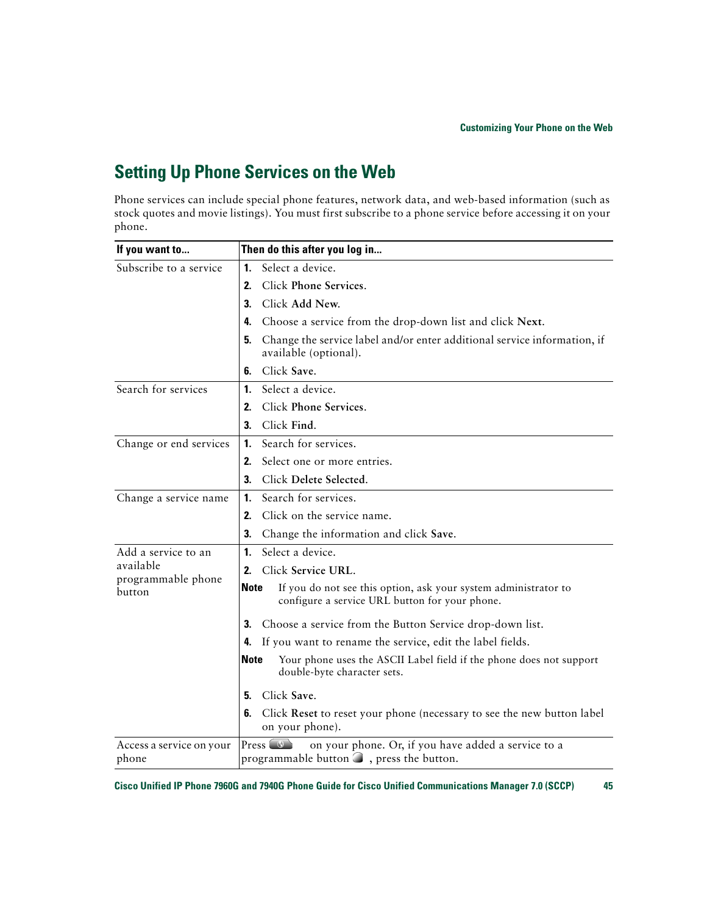## Setting Up Phone Services on the Web

Phone services can include special phone features, network data, and web-based information (such as stock quotes and movie listings). You must first subscribe to a phone service before accessing it on your phone.

| If you want to... | Then do this after you log in... |
|---|---|
| Subscribe to a service | 1. Select a device.<br>2. Click **Phone Services**.<br>3. Click **Add New**.<br>4. Choose a service from the drop-down list and click **Next**.<br>5. Change the service label and/or enter additional service information, if available (optional).<br>6. Click **Save**. |
| Search for services | 1. Select a device.<br>2. Click **Phone Services**.<br>3. Click **Find**. |
| Change or end services | 1. Search for services.<br>2. Select one or more entries.<br>3. Click **Delete Selected**. |
| Change a service name | 1. Search for services.<br>2. Click on the service name.<br>3. Change the information and click **Save**. |
| Add a service to an available programmable phone button | 1. Select a device.<br>2. Click **Service URL**.<br>**Note** If you do not see this option, ask your system administrator to configure a service URL button for your phone.<br>3. Choose a service from the Button Service drop-down list.<br>4. If you want to rename the service, edit the label fields.<br>**Note** Your phone uses the ASCII Label field if the phone does not support double-byte character sets.<br>5. Click **Save**.<br>6. Click **Reset** to reset your phone (necessary to see the new button label on your phone). |
| Access a service on your phone | Press [Services button] on your phone. Or, if you have added a service to a programmable button [button], press the button. |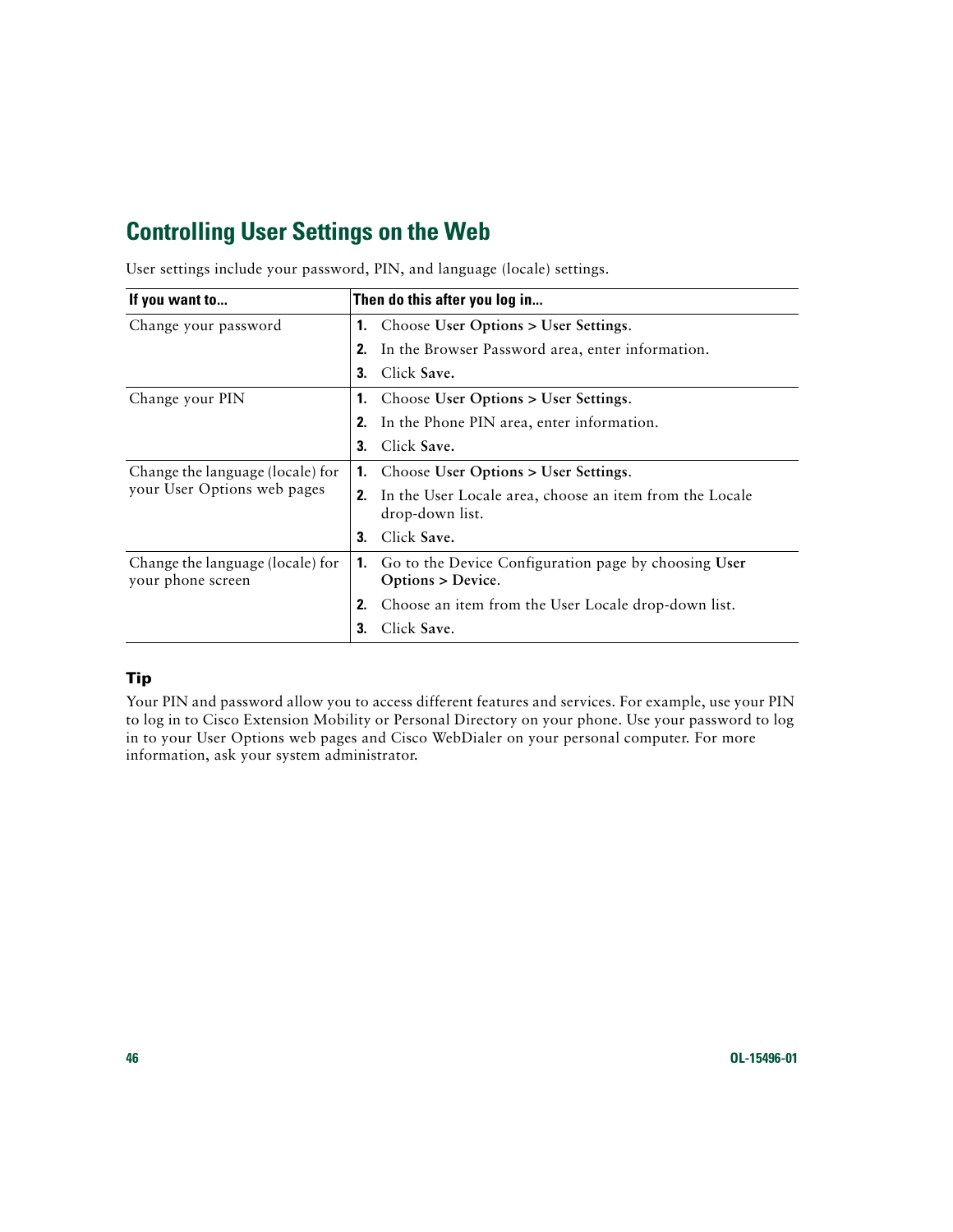## Controlling User Settings on the Web

User settings include your password, PIN, and language (locale) settings.

| If you want to... | Then do this after you log in... |
| --- | --- |
| Change your password | 1. Choose **User Options > User Settings**.<br>2. In the Browser Password area, enter information.<br>3. Click **Save.** |
| Change your PIN | 1. Choose **User Options > User Settings**.<br>2. In the Phone PIN area, enter information.<br>3. Click **Save.** |
| Change the language (locale) for your User Options web pages | 1. Choose **User Options > User Settings**.<br>2. In the User Locale area, choose an item from the Locale drop-down list.<br>3. Click **Save.** |
| Change the language (locale) for your phone screen | 1. Go to the Device Configuration page by choosing **User Options > Device**.<br>2. Choose an item from the User Locale drop-down list.<br>3. Click **Save**. |

### Tip

Your PIN and password allow you to access different features and services. For example, use your PIN to log in to Cisco Extension Mobility or Personal Directory on your phone. Use your password to log in to your User Options web pages and Cisco WebDialer on your personal computer. For more information, ask your system administrator.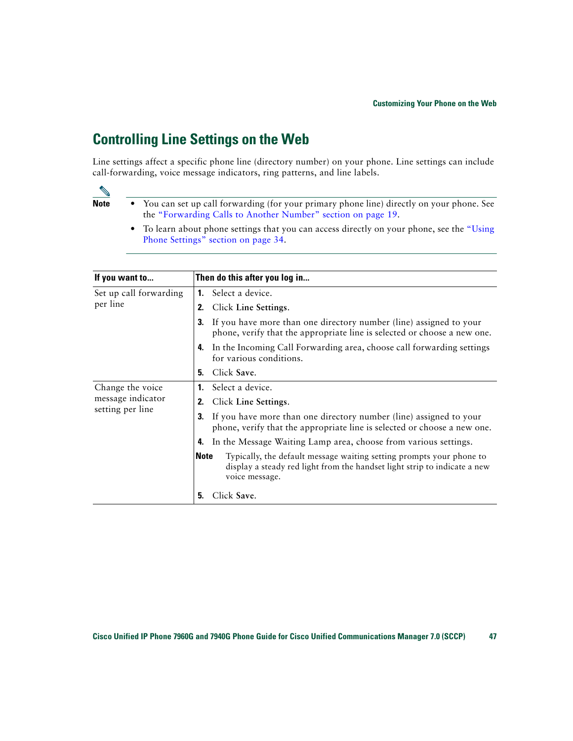## Controlling Line Settings on the Web

Line settings affect a specific phone line (directory number) on your phone. Line settings can include call-forwarding, voice message indicators, ring patterns, and line labels.

> **Note**
> - You can set up call forwarding (for your primary phone line) directly on your phone. See the "Forwarding Calls to Another Number" section on page 19.
> - To learn about phone settings that you can access directly on your phone, see the "Using Phone Settings" section on page 34.

| If you want to... | Then do this after you log in... |
| --- | --- |
| Set up call forwarding per line | 1. Select a device.<br>2. Click **Line Settings**.<br>3. If you have more than one directory number (line) assigned to your phone, verify that the appropriate line is selected or choose a new one.<br>4. In the Incoming Call Forwarding area, choose call forwarding settings for various conditions.<br>5. Click **Save**. |
| Change the voice message indicator setting per line | 1. Select a device.<br>2. Click **Line Settings**.<br>3. If you have more than one directory number (line) assigned to your phone, verify that the appropriate line is selected or choose a new one.<br>4. In the Message Waiting Lamp area, choose from various settings.<br>**Note** Typically, the default message waiting setting prompts your phone to display a steady red light from the handset light strip to indicate a new voice message.<br>5. Click **Save**. |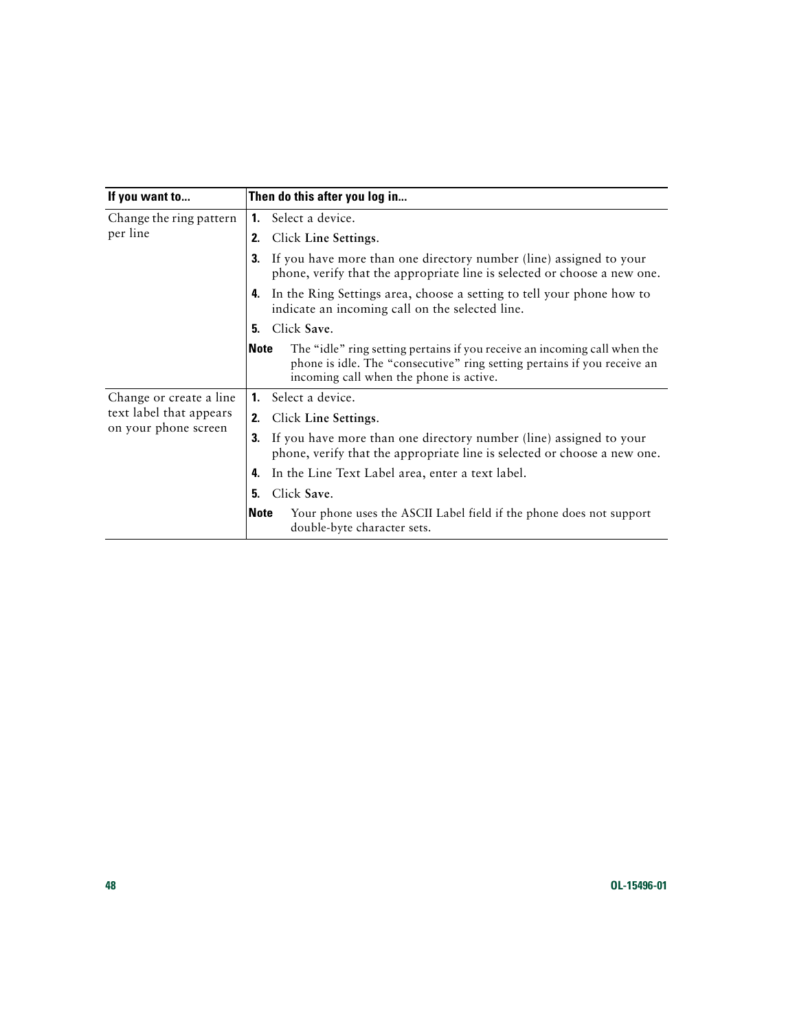| If you want to... | Then do this after you log in... |
| --- | --- |
| Change the ring pattern per line | 1. Select a device.<br>2. Click **Line Settings**.<br>3. If you have more than one directory number (line) assigned to your phone, verify that the appropriate line is selected or choose a new one.<br>4. In the Ring Settings area, choose a setting to tell your phone how to indicate an incoming call on the selected line.<br>5. Click **Save**.<br>**Note** The "idle" ring setting pertains if you receive an incoming call when the phone is idle. The "consecutive" ring setting pertains if you receive an incoming call when the phone is active. |
| Change or create a line text label that appears on your phone screen | 1. Select a device.<br>2. Click **Line Settings**.<br>3. If you have more than one directory number (line) assigned to your phone, verify that the appropriate line is selected or choose a new one.<br>4. In the Line Text Label area, enter a text label.<br>5. Click **Save**.<br>**Note** Your phone uses the ASCII Label field if the phone does not support double-byte character sets. |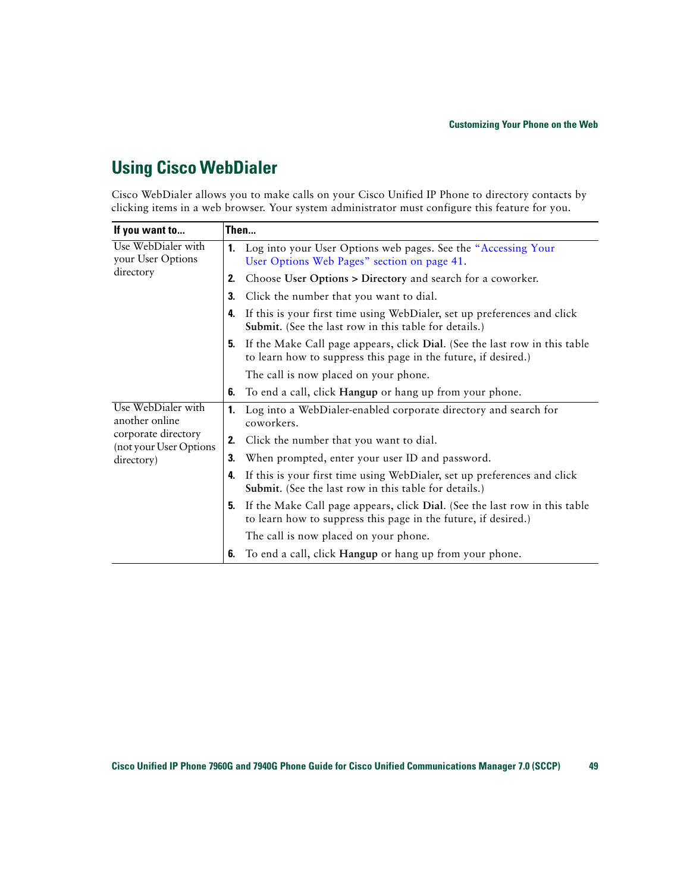## Using Cisco WebDialer

Cisco WebDialer allows you to make calls on your Cisco Unified IP Phone to directory contacts by clicking items in a web browser. Your system administrator must configure this feature for you.

| If you want to... | Then... |
|---|---|
| Use WebDialer with your User Options directory | 1. Log into your User Options web pages. See the "Accessing Your User Options Web Pages" section on page 41.<br>2. Choose **User Options > Directory** and search for a coworker.<br>3. Click the number that you want to dial.<br>4. If this is your first time using WebDialer, set up preferences and click **Submit**. (See the last row in this table for details.)<br>5. If the Make Call page appears, click **Dial**. (See the last row in this table to learn how to suppress this page in the future, if desired.)<br>The call is now placed on your phone.<br>6. To end a call, click **Hangup** or hang up from your phone. |
| Use WebDialer with another online corporate directory (not your User Options directory) | 1. Log into a WebDialer-enabled corporate directory and search for coworkers.<br>2. Click the number that you want to dial.<br>3. When prompted, enter your user ID and password.<br>4. If this is your first time using WebDialer, set up preferences and click **Submit**. (See the last row in this table for details.)<br>5. If the Make Call page appears, click **Dial**. (See the last row in this table to learn how to suppress this page in the future, if desired.)<br>The call is now placed on your phone.<br>6. To end a call, click **Hangup** or hang up from your phone. |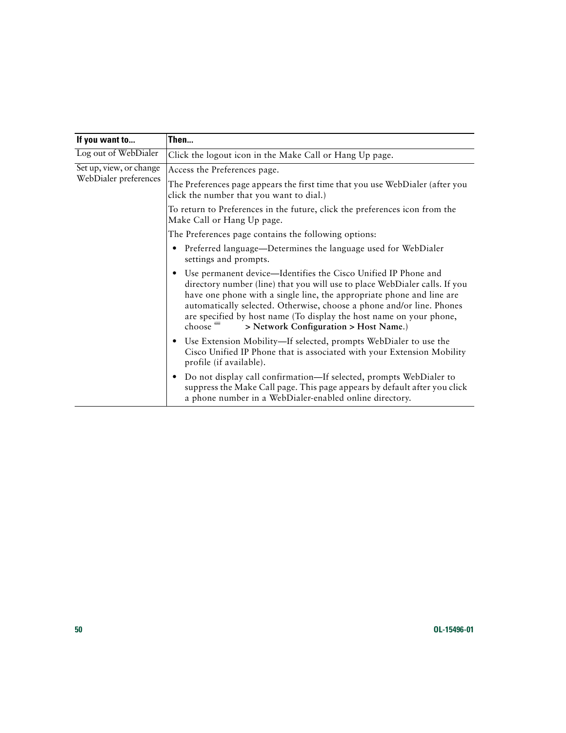| If you want to... | Then... |
| --- | --- |
| Log out of WebDialer | Click the logout icon in the Make Call or Hang Up page. |
| Set up, view, or change WebDialer preferences | Access the Preferences page.<br><br>The Preferences page appears the first time that you use WebDialer (after you click the number that you want to dial.)<br><br>To return to Preferences in the future, click the preferences icon from the Make Call or Hang Up page.<br><br>The Preferences page contains the following options:<br><br>• Preferred language—Determines the language used for WebDialer settings and prompts.<br><br>• Use permanent device—Identifies the Cisco Unified IP Phone and directory number (line) that you will use to place WebDialer calls. If you have one phone with a single line, the appropriate phone and line are automatically selected. Otherwise, choose a phone and/or line. Phones are specified by host name (To display the host name on your phone, choose **> Network Configuration > Host Name**.)<br><br>• Use Extension Mobility—If selected, prompts WebDialer to use the Cisco Unified IP Phone that is associated with your Extension Mobility profile (if available).<br><br>• Do not display call confirmation—If selected, prompts WebDialer to suppress the Make Call page. This page appears by default after you click a phone number in a WebDialer-enabled online directory. |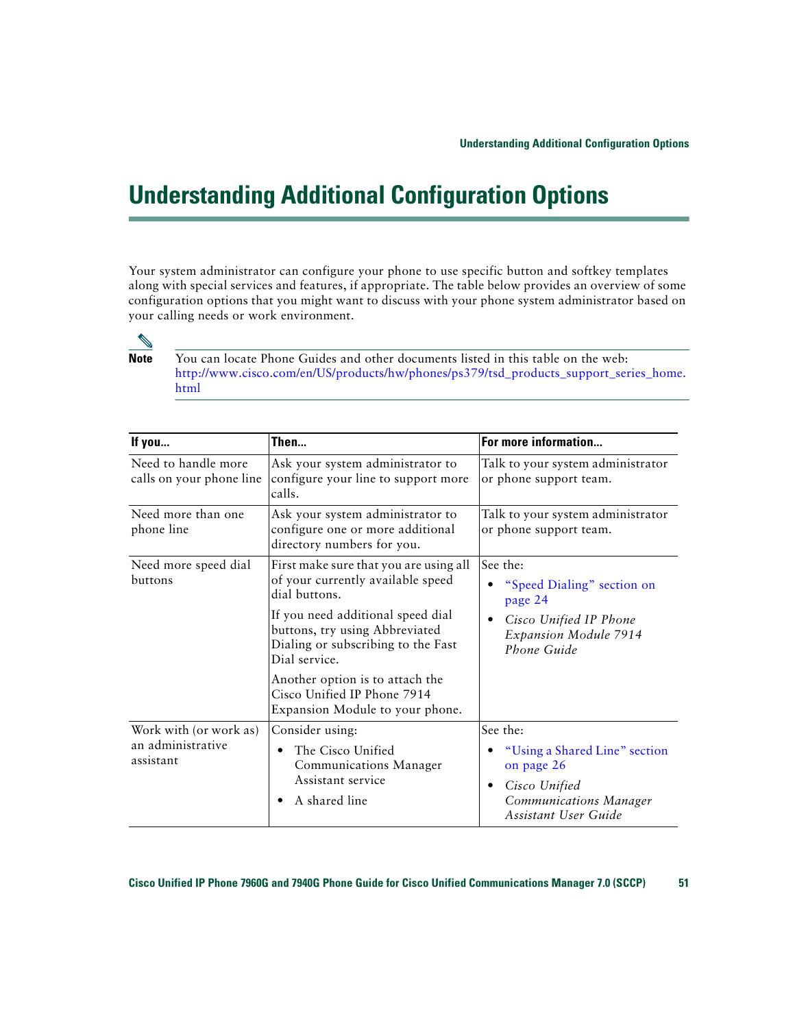# Understanding Additional Configuration Options

Your system administrator can configure your phone to use specific button and softkey templates along with special services and features, if appropriate. The table below provides an overview of some configuration options that you might want to discuss with your phone system administrator based on your calling needs or work environment.

> **Note** You can locate Phone Guides and other documents listed in this table on the web: http://www.cisco.com/en/US/products/hw/phones/ps379/tsd_products_support_series_home.html

| If you... | Then... | For more information... |
|---|---|---|
| Need to handle more calls on your phone line | Ask your system administrator to configure your line to support more calls. | Talk to your system administrator or phone support team. |
| Need more than one phone line | Ask your system administrator to configure one or more additional directory numbers for you. | Talk to your system administrator or phone support team. |
| Need more speed dial buttons | First make sure that you are using all of your currently available speed dial buttons.<br><br>If you need additional speed dial buttons, try using Abbreviated Dialing or subscribing to the Fast Dial service.<br><br>Another option is to attach the Cisco Unified IP Phone 7914 Expansion Module to your phone. | See the:<br>• "Speed Dialing" section on page 24<br>• *Cisco Unified IP Phone Expansion Module 7914 Phone Guide* |
| Work with (or work as) an administrative assistant | Consider using:<br>• The Cisco Unified Communications Manager Assistant service<br>• A shared line | See the:<br>• "Using a Shared Line" section on page 26<br>• *Cisco Unified Communications Manager Assistant User Guide* |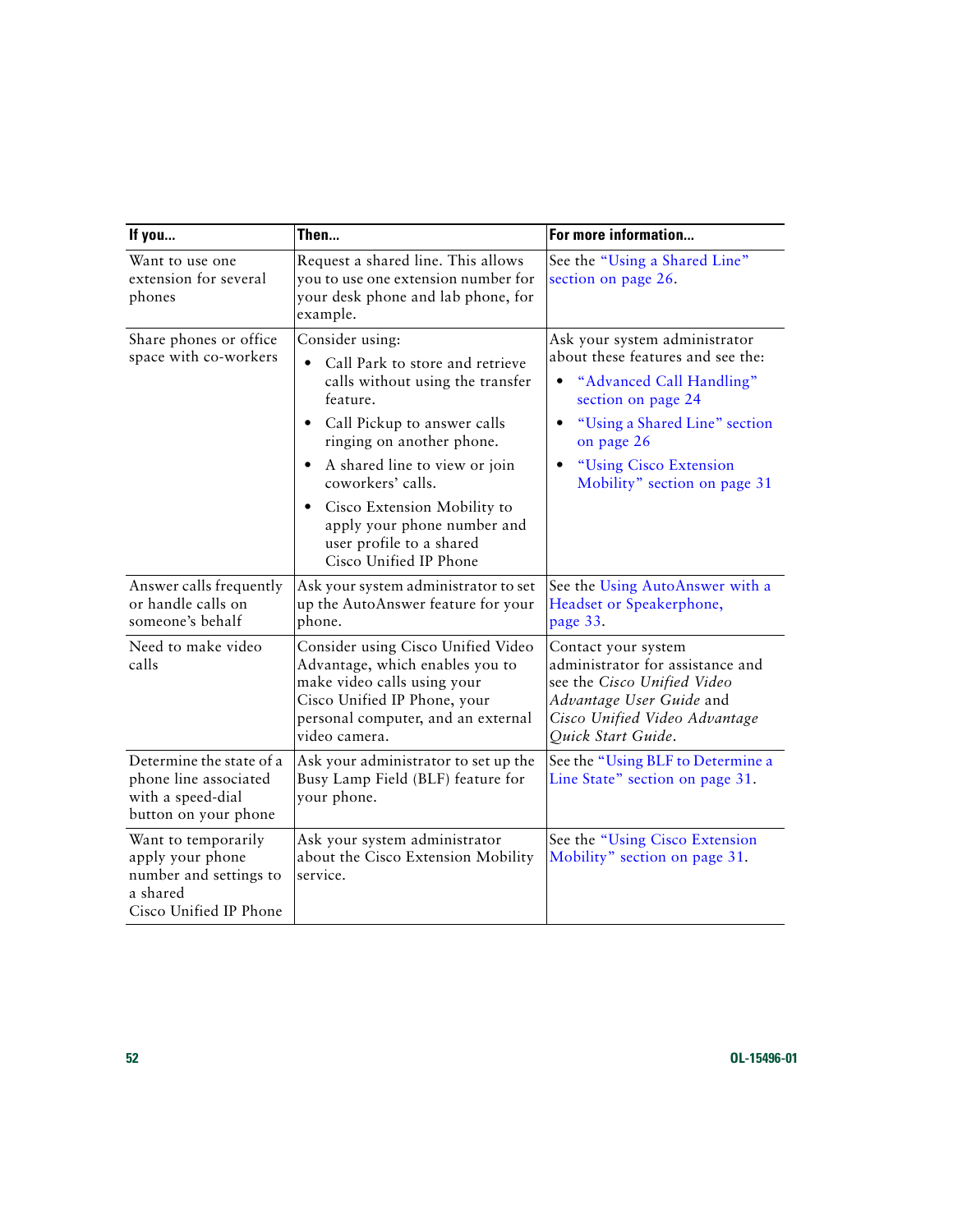| If you... | Then... | For more information... |
|---|---|---|
| Want to use one extension for several phones | Request a shared line. This allows you to use one extension number for your desk phone and lab phone, for example. | See the "Using a Shared Line" section on page 26. |
| Share phones or office space with co-workers | Consider using: <br>• Call Park to store and retrieve calls without using the transfer feature. <br>• Call Pickup to answer calls ringing on another phone. <br>• A shared line to view or join coworkers' calls. <br>• Cisco Extension Mobility to apply your phone number and user profile to a shared Cisco Unified IP Phone | Ask your system administrator about these features and see the: <br>• "Advanced Call Handling" section on page 24 <br>• "Using a Shared Line" section on page 26 <br>• "Using Cisco Extension Mobility" section on page 31 |
| Answer calls frequently or handle calls on someone's behalf | Ask your system administrator to set up the AutoAnswer feature for your phone. | See the Using AutoAnswer with a Headset or Speakerphone, page 33. |
| Need to make video calls | Consider using Cisco Unified Video Advantage, which enables you to make video calls using your Cisco Unified IP Phone, your personal computer, and an external video camera. | Contact your system administrator for assistance and see the *Cisco Unified Video Advantage User Guide* and *Cisco Unified Video Advantage Quick Start Guide*. |
| Determine the state of a phone line associated with a speed-dial button on your phone | Ask your administrator to set up the Busy Lamp Field (BLF) feature for your phone. | See the "Using BLF to Determine a Line State" section on page 31. |
| Want to temporarily apply your phone number and settings to a shared Cisco Unified IP Phone | Ask your system administrator about the Cisco Extension Mobility service. | See the "Using Cisco Extension Mobility" section on page 31. |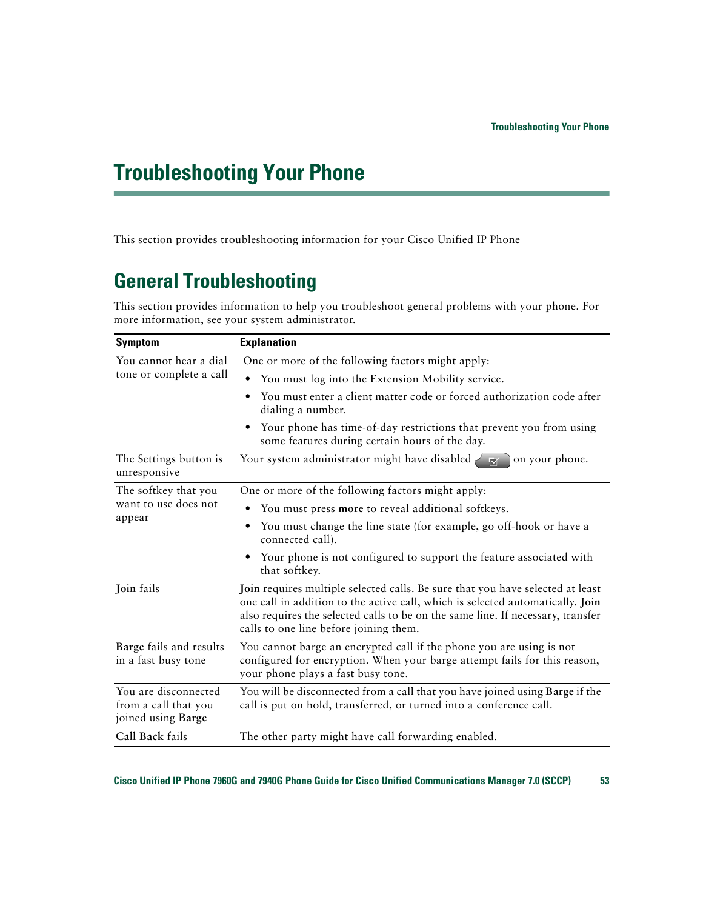# Troubleshooting Your Phone

This section provides troubleshooting information for your Cisco Unified IP Phone

## General Troubleshooting

This section provides information to help you troubleshoot general problems with your phone. For more information, see your system administrator.

| Symptom | Explanation |
|---|---|
| You cannot hear a dial tone or complete a call | One or more of the following factors might apply:<br>• You must log into the Extension Mobility service.<br>• You must enter a client matter code or forced authorization code after dialing a number.<br>• Your phone has time-of-day restrictions that prevent you from using some features during certain hours of the day. |
| The Settings button is unresponsive | Your system administrator might have disabled [Settings button] on your phone. |
| The softkey that you want to use does not appear | One or more of the following factors might apply:<br>• You must press **more** to reveal additional softkeys.<br>• You must change the line state (for example, go off-hook or have a connected call).<br>• Your phone is not configured to support the feature associated with that softkey. |
| **Join** fails | **Join** requires multiple selected calls. Be sure that you have selected at least one call in addition to the active call, which is selected automatically. **Join** also requires the selected calls to be on the same line. If necessary, transfer calls to one line before joining them. |
| **Barge** fails and results in a fast busy tone | You cannot barge an encrypted call if the phone you are using is not configured for encryption. When your barge attempt fails for this reason, your phone plays a fast busy tone. |
| You are disconnected from a call that you joined using **Barge** | You will be disconnected from a call that you have joined using **Barge** if the call is put on hold, transferred, or turned into a conference call. |
| **Call Back** fails | The other party might have call forwarding enabled. |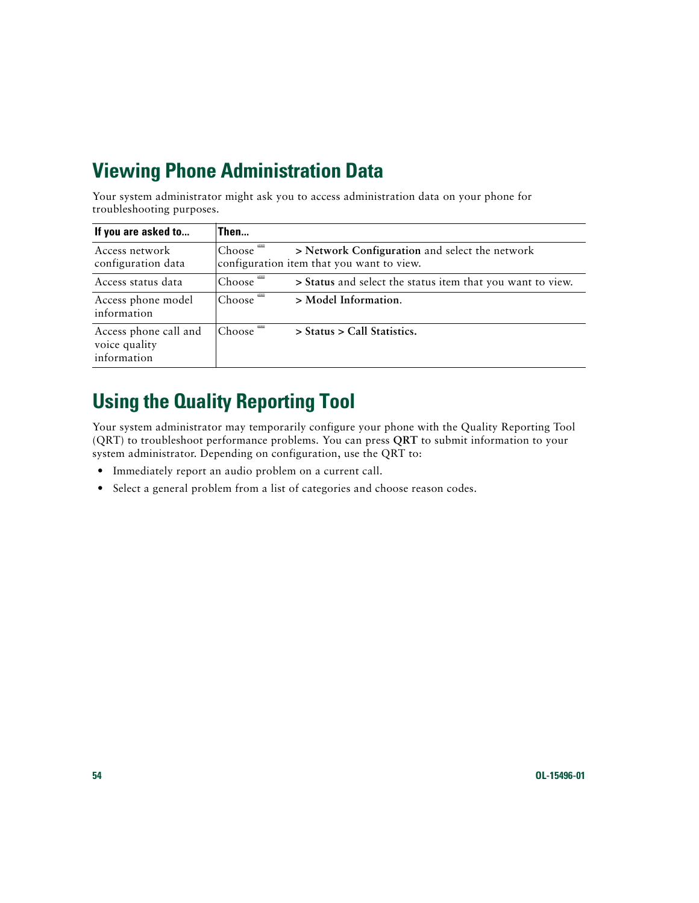## Viewing Phone Administration Data

Your system administrator might ask you to access administration data on your phone for troubleshooting purposes.

| If you are asked to... | Then... |
| --- | --- |
| Access network configuration data | Choose > **Network Configuration** and select the network configuration item that you want to view. |
| Access status data | Choose > **Status** and select the status item that you want to view. |
| Access phone model information | Choose > **Model Information**. |
| Access phone call and voice quality information | Choose > **Status > Call Statistics.** |

## Using the Quality Reporting Tool

Your system administrator may temporarily configure your phone with the Quality Reporting Tool (QRT) to troubleshoot performance problems. You can press **QRT** to submit information to your system administrator. Depending on configuration, use the QRT to:

- Immediately report an audio problem on a current call.
- Select a general problem from a list of categories and choose reason codes.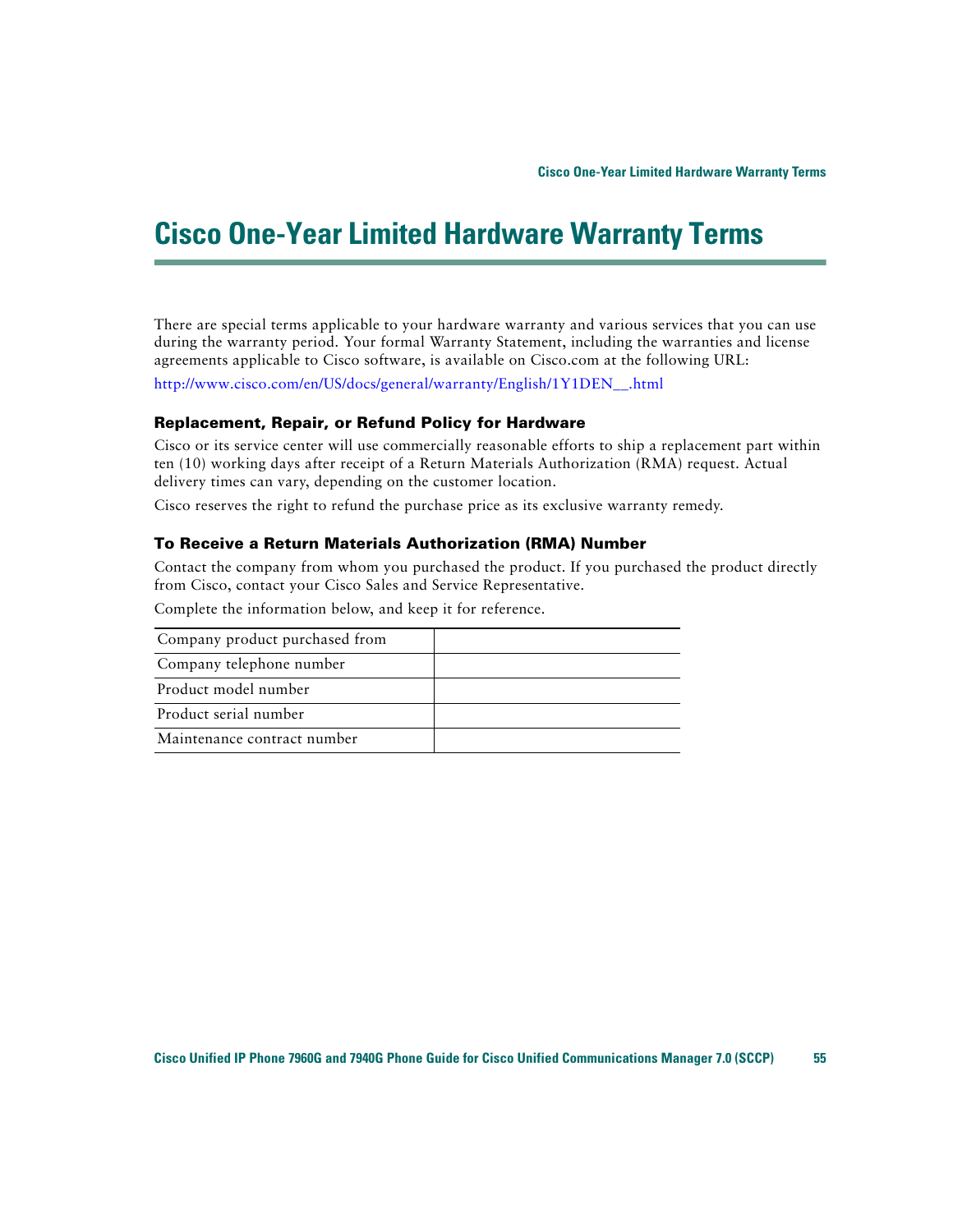# Cisco One-Year Limited Hardware Warranty Terms

There are special terms applicable to your hardware warranty and various services that you can use during the warranty period. Your formal Warranty Statement, including the warranties and license agreements applicable to Cisco software, is available on Cisco.com at the following URL:

http://www.cisco.com/en/US/docs/general/warranty/English/1Y1DEN__.html

### Replacement, Repair, or Refund Policy for Hardware

Cisco or its service center will use commercially reasonable efforts to ship a replacement part within ten (10) working days after receipt of a Return Materials Authorization (RMA) request. Actual delivery times can vary, depending on the customer location.

Cisco reserves the right to refund the purchase price as its exclusive warranty remedy.

### To Receive a Return Materials Authorization (RMA) Number

Contact the company from whom you purchased the product. If you purchased the product directly from Cisco, contact your Cisco Sales and Service Representative.

Complete the information below, and keep it for reference.

| | |
|---|---|
| Company product purchased from | |
| Company telephone number | |
| Product model number | |
| Product serial number | |
| Maintenance contract number | |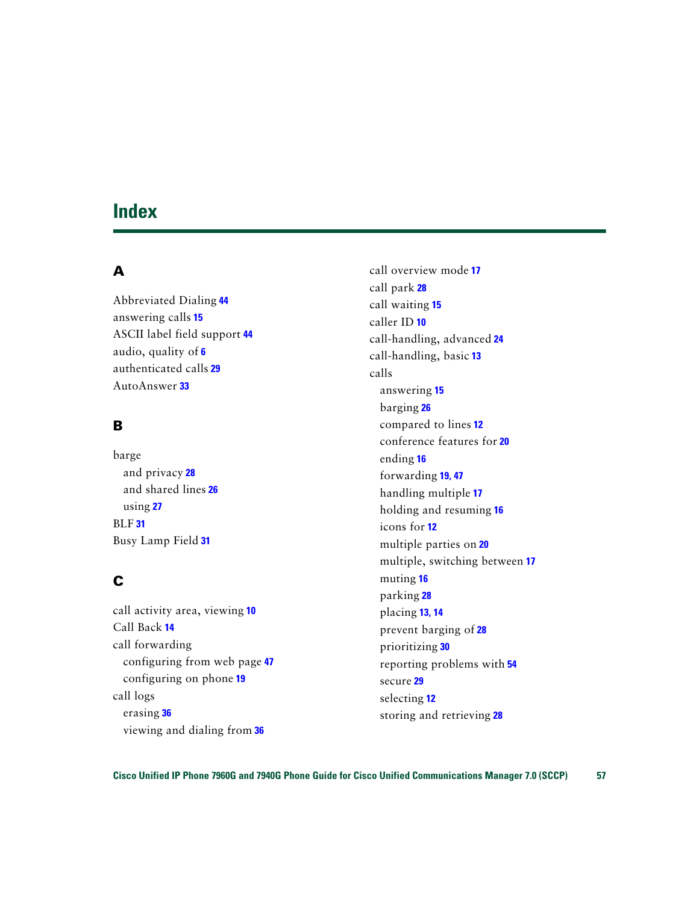# Index

## A

Abbreviated Dialing 44
answering calls 15
ASCII label field support 44
audio, quality of 6
authenticated calls 29
AutoAnswer 33

## B

barge
  and privacy 28
  and shared lines 26
  using 27
BLF 31
Busy Lamp Field 31

## C

call activity area, viewing 10
Call Back 14
call forwarding
  configuring from web page 47
  configuring on phone 19
call logs
  erasing 36
  viewing and dialing from 36
call overview mode 17
call park 28
call waiting 15
caller ID 10
call-handling, advanced 24
call-handling, basic 13
calls
  answering 15
  barging 26
  compared to lines 12
  conference features for 20
  ending 16
  forwarding 19, 47
  handling multiple 17
  holding and resuming 16
  icons for 12
  multiple parties on 20
  multiple, switching between 17
  muting 16
  parking 28
  placing 13, 14
  prevent barging of 28
  prioritizing 30
  reporting problems with 54
  secure 29
  selecting 12
  storing and retrieving 28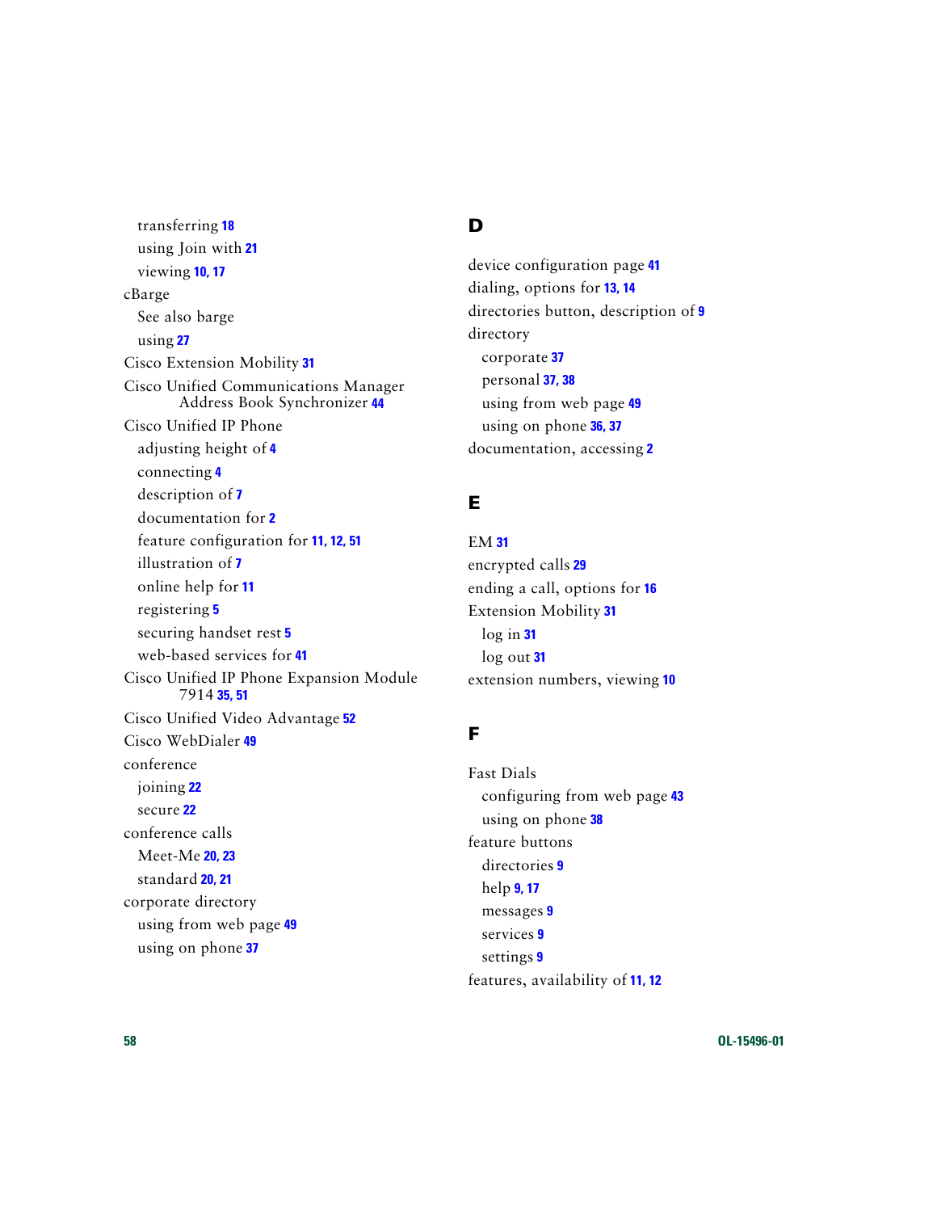transferring 18
using Join with 21
viewing 10, 17

cBarge
See also barge
using 27

Cisco Extension Mobility 31

Cisco Unified Communications Manager Address Book Synchronizer 44

Cisco Unified IP Phone
adjusting height of 4
connecting 4
description of 7
documentation for 2
feature configuration for 11, 12, 51
illustration of 7
online help for 11
registering 5
securing handset rest 5
web-based services for 41

Cisco Unified IP Phone Expansion Module 7914 35, 51

Cisco Unified Video Advantage 52

Cisco WebDialer 49

conference
joining 22
secure 22

conference calls
Meet-Me 20, 23
standard 20, 21

corporate directory
using from web page 49
using on phone 37

## D

device configuration page 41

dialing, options for 13, 14

directories button, description of 9

directory
corporate 37
personal 37, 38
using from web page 49
using on phone 36, 37

documentation, accessing 2

## E

EM 31

encrypted calls 29

ending a call, options for 16

Extension Mobility 31
log in 31
log out 31

extension numbers, viewing 10

## F

Fast Dials
configuring from web page 43
using on phone 38

feature buttons
directories 9
help 9, 17
messages 9
services 9
settings 9

features, availability of 11, 12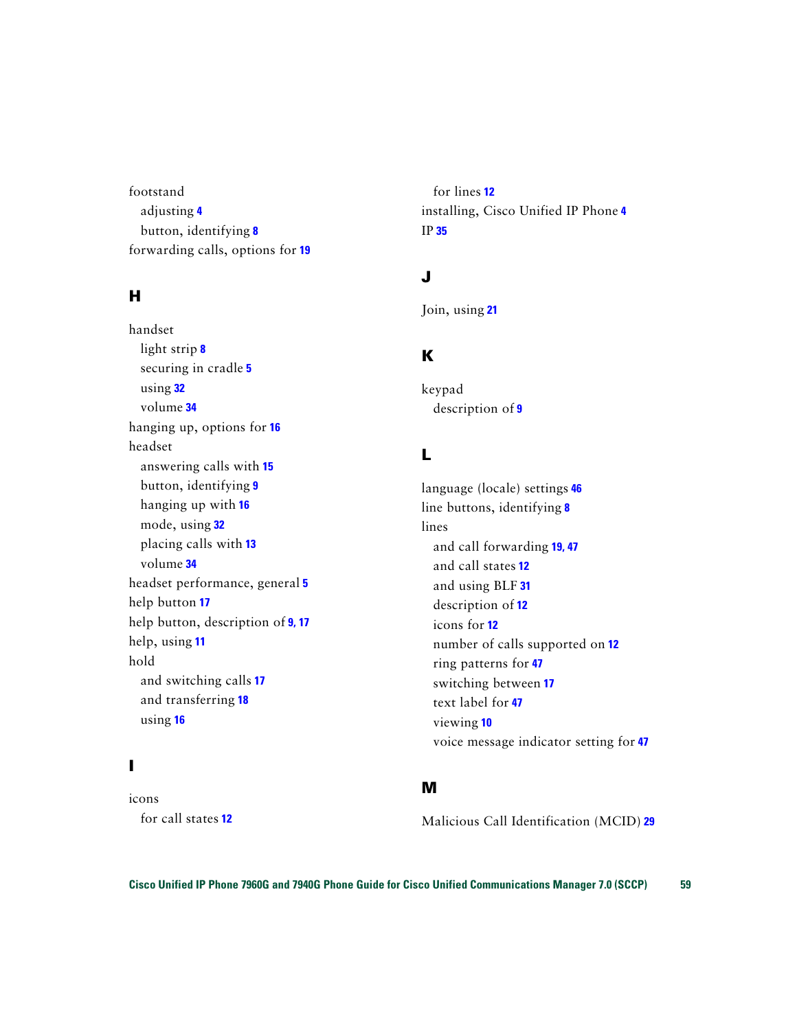footstand
- adjusting **4**
- button, identifying **8**

forwarding calls, options for **19**

## H

handset
- light strip **8**
- securing in cradle **5**
- using **32**
- volume **34**

hanging up, options for **16**

headset
- answering calls with **15**
- button, identifying **9**
- hanging up with **16**
- mode, using **32**
- placing calls with **13**
- volume **34**

headset performance, general **5**

help button **17**

help button, description of **9, 17**

help, using **11**

hold
- and switching calls **17**
- and transferring **18**
- using **16**

## I

icons
- for call states **12**
- for lines **12**

installing, Cisco Unified IP Phone **4**

IP **35**

## J

Join, using **21**

## K

keypad
- description of **9**

## L

language (locale) settings **46**

line buttons, identifying **8**

lines
- and call forwarding **19, 47**
- and call states **12**
- and using BLF **31**
- description of **12**
- icons for **12**
- number of calls supported on **12**
- ring patterns for **47**
- switching between **17**
- text label for **47**
- viewing **10**
- voice message indicator setting for **47**

## M

Malicious Call Identification (MCID) **29**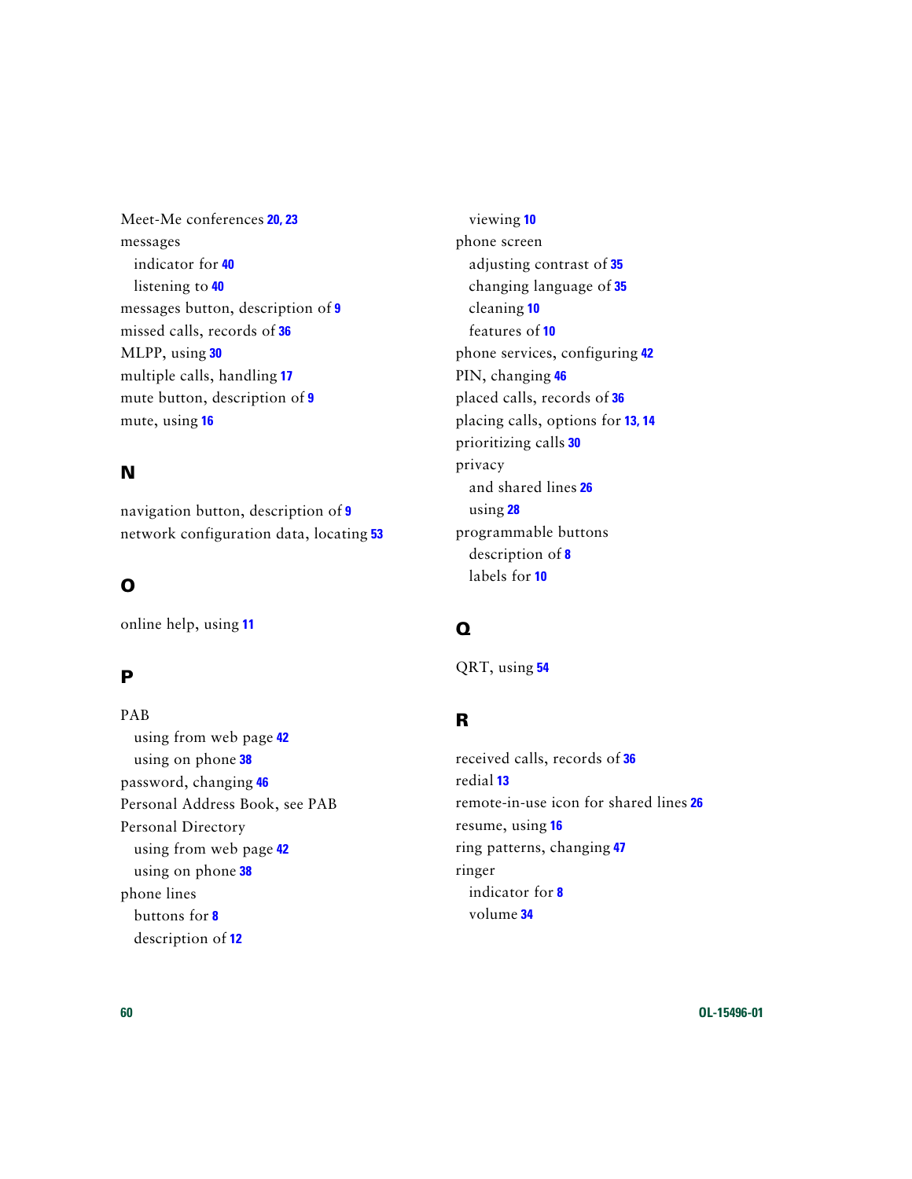Meet-Me conferences **20, 23**
messages
- indicator for **40**
- listening to **40**

messages button, description of **9**
missed calls, records of **36**
MLPP, using **30**
multiple calls, handling **17**
mute button, description of **9**
mute, using **16**

## N

navigation button, description of **9**
network configuration data, locating **53**

## O

online help, using **11**

## P

PAB
- using from web page **42**
- using on phone **38**

password, changing **46**
Personal Address Book, see PAB
Personal Directory
- using from web page **42**
- using on phone **38**

phone lines
- buttons for **8**
- description of **12**
- viewing **10**

phone screen
- adjusting contrast of **35**
- changing language of **35**
- cleaning **10**
- features of **10**

phone services, configuring **42**
PIN, changing **46**
placed calls, records of **36**
placing calls, options for **13, 14**
prioritizing calls **30**
privacy
- and shared lines **26**
- using **28**

programmable buttons
- description of **8**
- labels for **10**

## Q

QRT, using **54**

## R

received calls, records of **36**
redial **13**
remote-in-use icon for shared lines **26**
resume, using **16**
ring patterns, changing **47**
ringer
- indicator for **8**
- volume **34**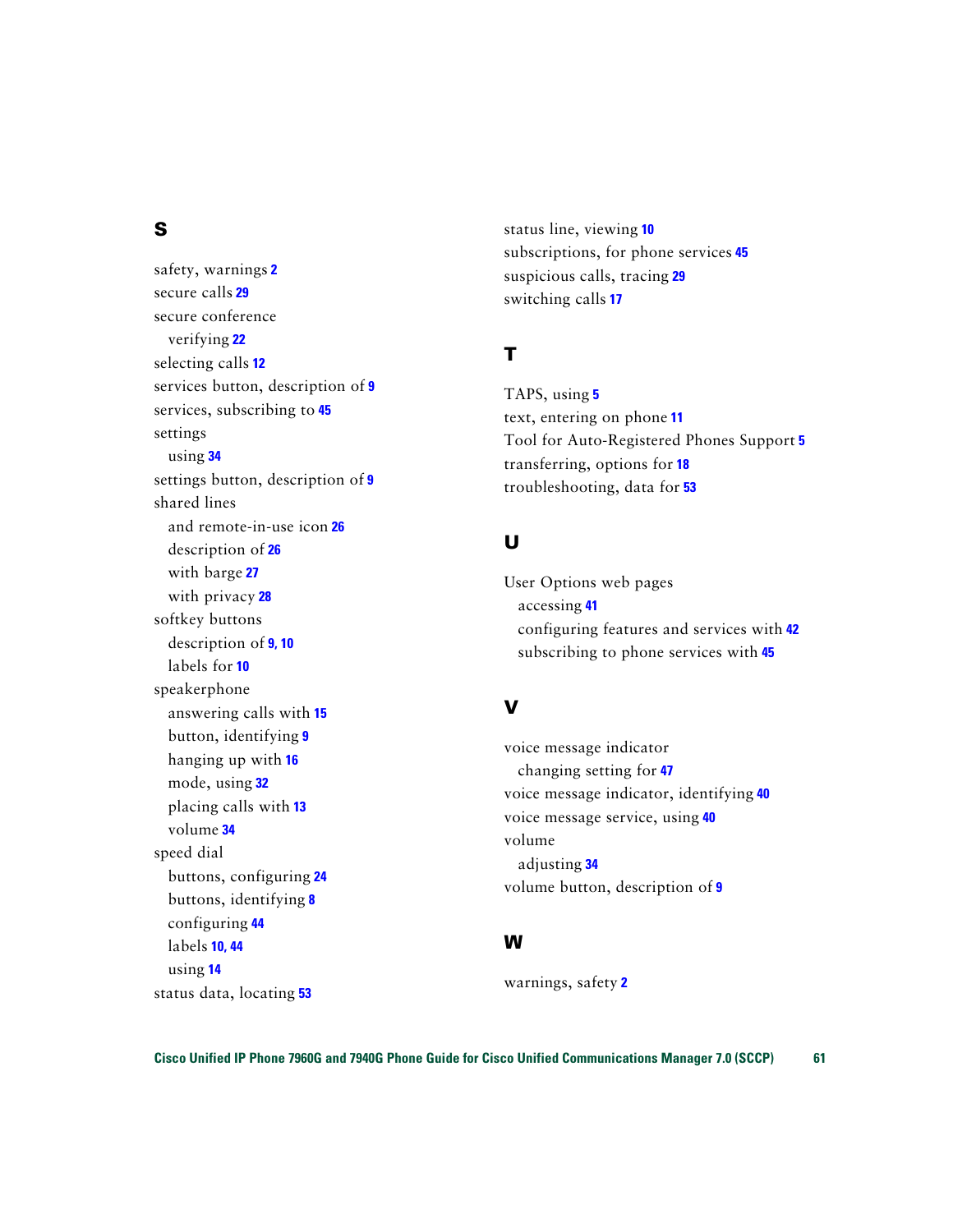## S

safety, warnings 2
secure calls 29
secure conference
  verifying 22
selecting calls 12
services button, description of 9
services, subscribing to 45
settings
  using 34
settings button, description of 9
shared lines
  and remote-in-use icon 26
  description of 26
  with barge 27
  with privacy 28
softkey buttons
  description of 9, 10
  labels for 10
speakerphone
  answering calls with 15
  button, identifying 9
  hanging up with 16
  mode, using 32
  placing calls with 13
  volume 34
speed dial
  buttons, configuring 24
  buttons, identifying 8
  configuring 44
  labels 10, 44
  using 14
status data, locating 53
status line, viewing 10
subscriptions, for phone services 45
suspicious calls, tracing 29
switching calls 17

## T

TAPS, using 5
text, entering on phone 11
Tool for Auto-Registered Phones Support 5
transferring, options for 18
troubleshooting, data for 53

## U

User Options web pages
  accessing 41
  configuring features and services with 42
  subscribing to phone services with 45

## V

voice message indicator
  changing setting for 47
voice message indicator, identifying 40
voice message service, using 40
volume
  adjusting 34
volume button, description of 9

## W

warnings, safety 2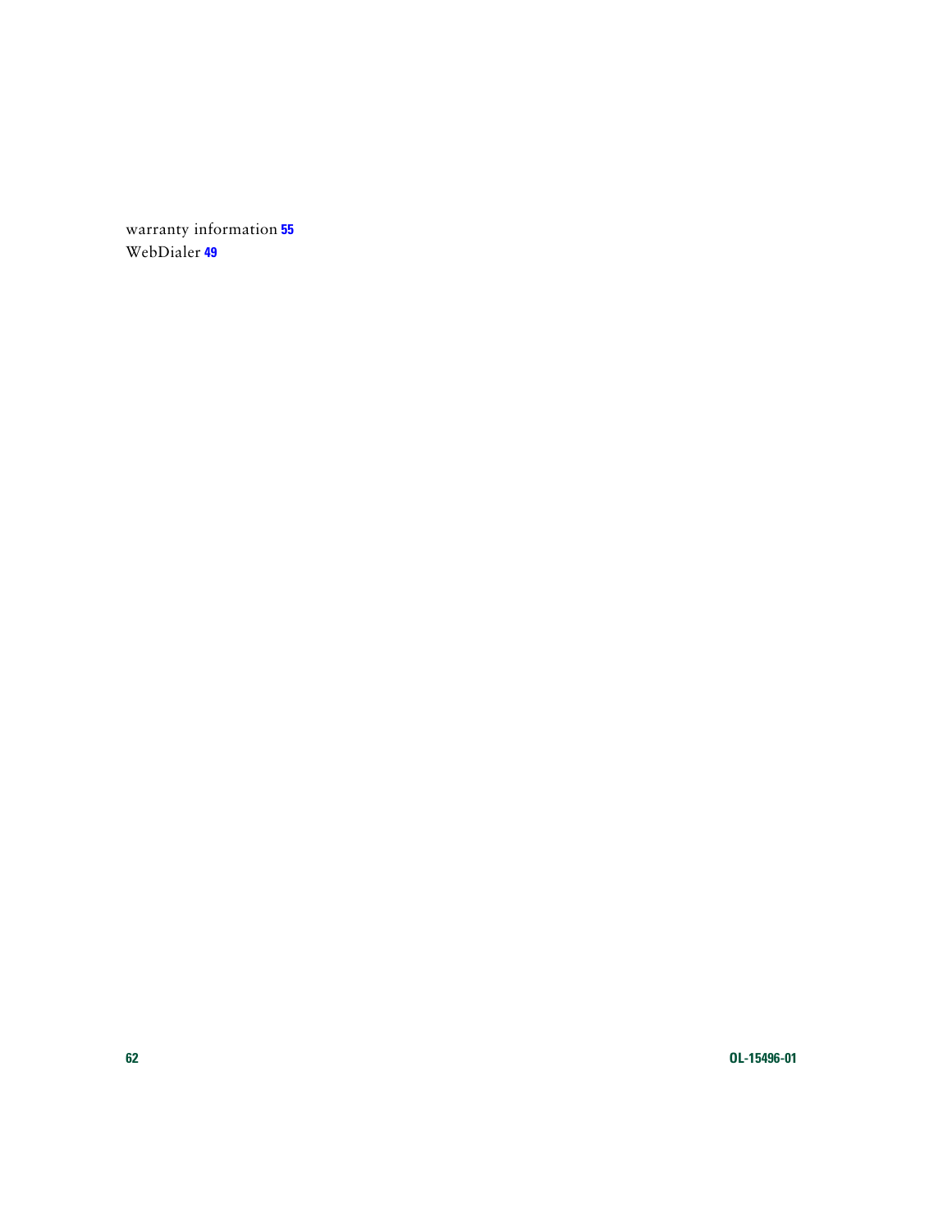warranty information **55**
WebDialer **49**